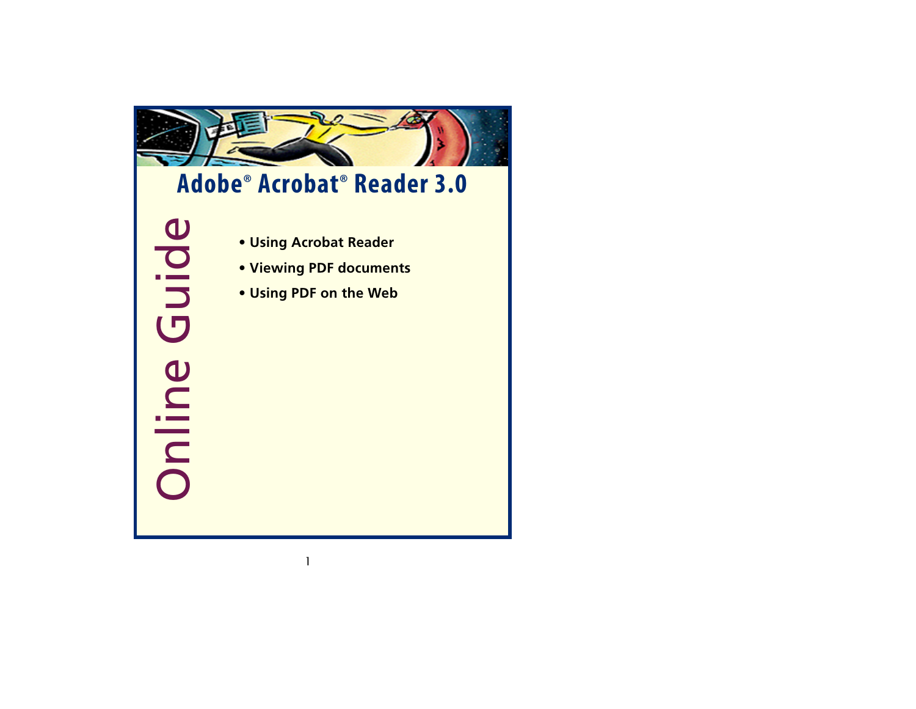# Adobe® Acrobat® Reader 3.0

## Online Guide

- Using Acrobat Reader
- Viewing PDF documents
- Using PDF on the Web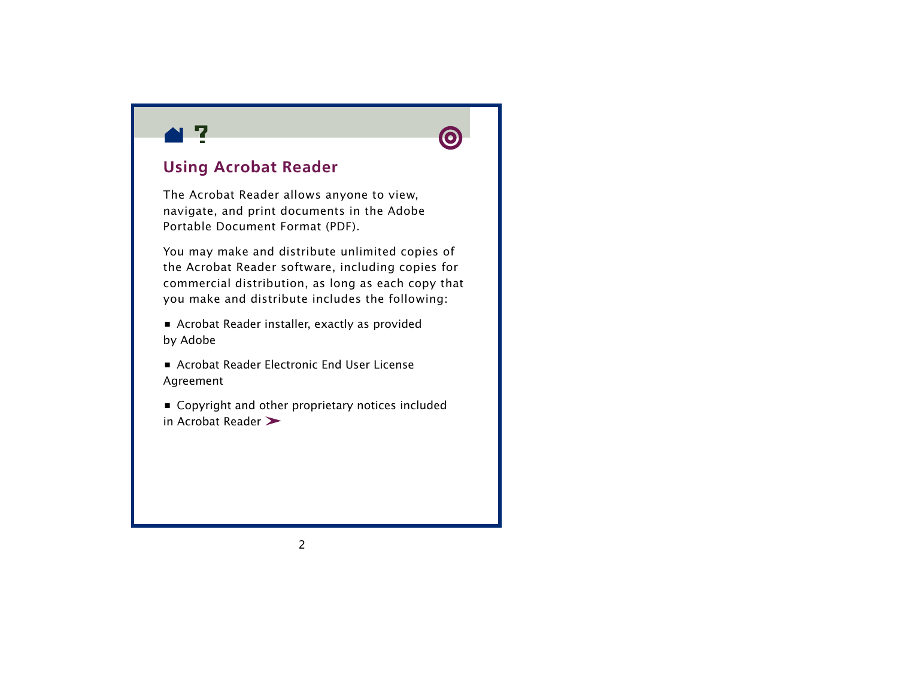## Using Acrobat Reader

The Acrobat Reader allows anyone to view, navigate, and print documents in the Adobe Portable Document Format (PDF).

You may make and distribute unlimited copies of the Acrobat Reader software, including copies for commercial distribution, as long as each copy that you make and distribute includes the following:

- Acrobat Reader installer, exactly as provided by Adobe
- Acrobat Reader Electronic End User License Agreement
- Copyright and other proprietary notices included in Acrobat Reader ➤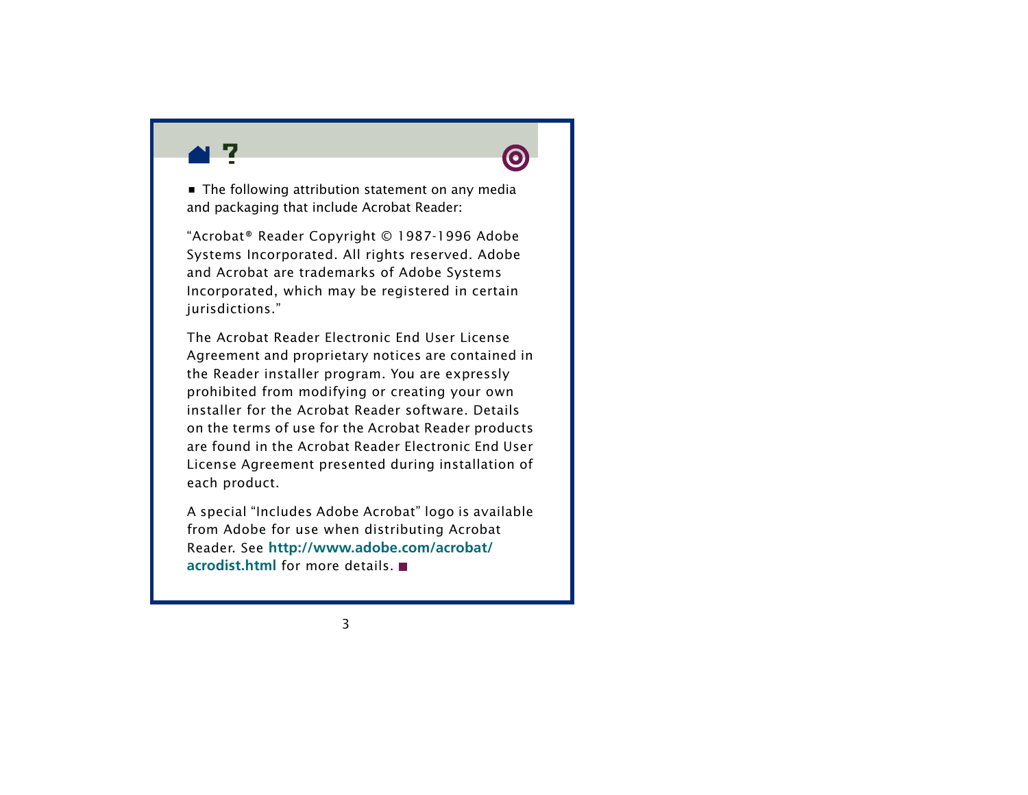- The following attribution statement on any media and packaging that include Acrobat Reader:

"Acrobat® Reader Copyright © 1987-1996 Adobe Systems Incorporated. All rights reserved. Adobe and Acrobat are trademarks of Adobe Systems Incorporated, which may be registered in certain jurisdictions."

The Acrobat Reader Electronic End User License Agreement and proprietary notices are contained in the Reader installer program. You are expressly prohibited from modifying or creating your own installer for the Acrobat Reader software. Details on the terms of use for the Acrobat Reader products are found in the Acrobat Reader Electronic End User License Agreement presented during installation of each product.

A special "Includes Adobe Acrobat" logo is available from Adobe for use when distributing Acrobat Reader. See **http://www.adobe.com/acrobat/acrodist.html** for more details. ■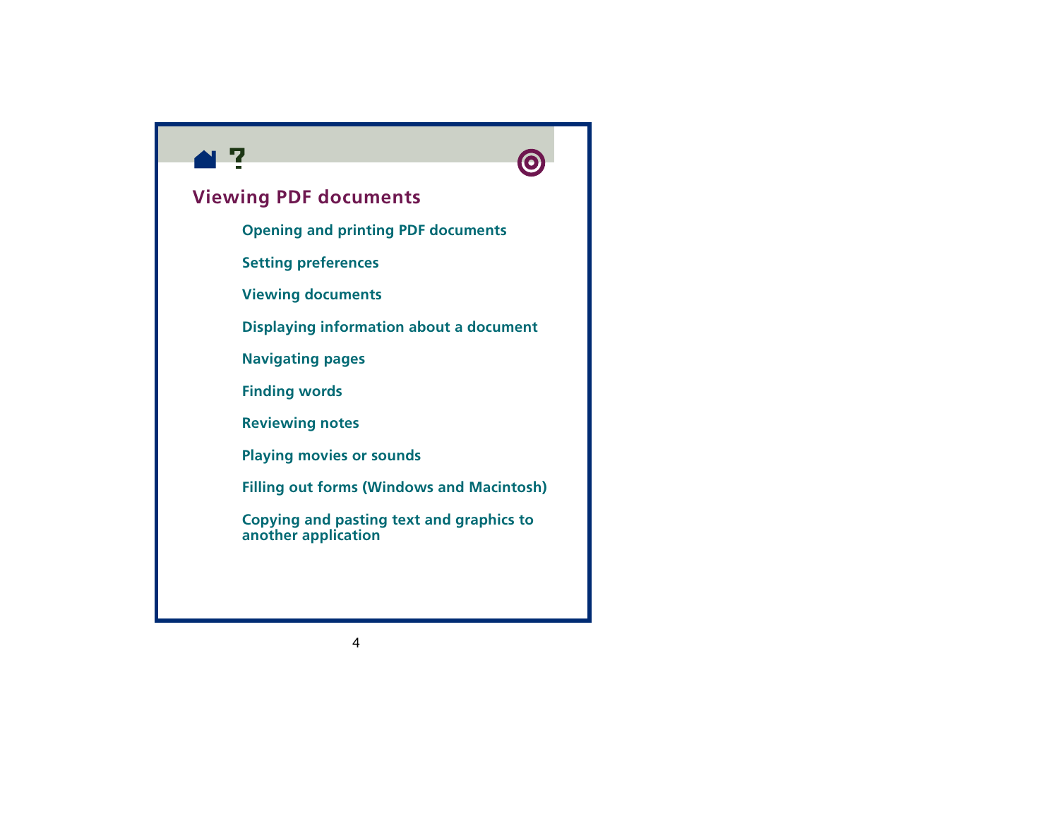## Viewing PDF documents

- Opening and printing PDF documents
- Setting preferences
- Viewing documents
- Displaying information about a document
- Navigating pages
- Finding words
- Reviewing notes
- Playing movies or sounds
- Filling out forms (Windows and Macintosh)
- Copying and pasting text and graphics to another application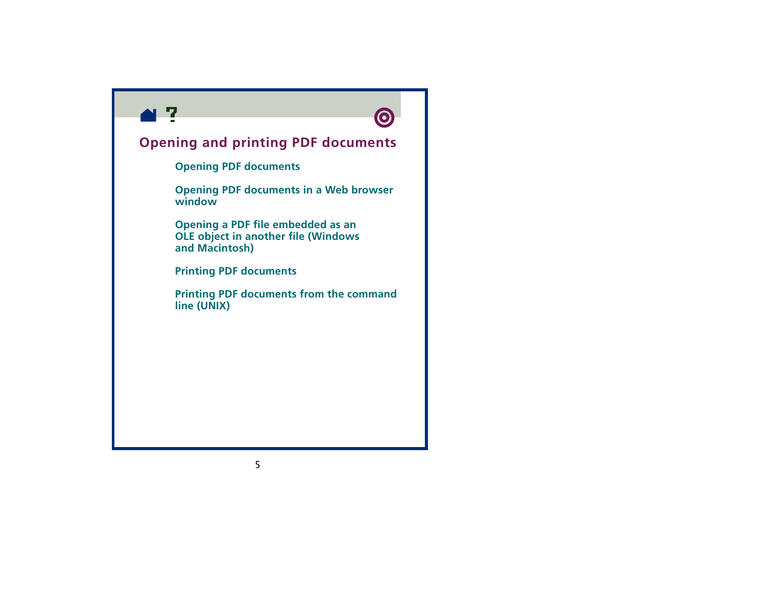# Opening and printing PDF documents

- Opening PDF documents
- Opening PDF documents in a Web browser window
- Opening a PDF file embedded as an OLE object in another file (Windows and Macintosh)
- Printing PDF documents
- Printing PDF documents from the command line (UNIX)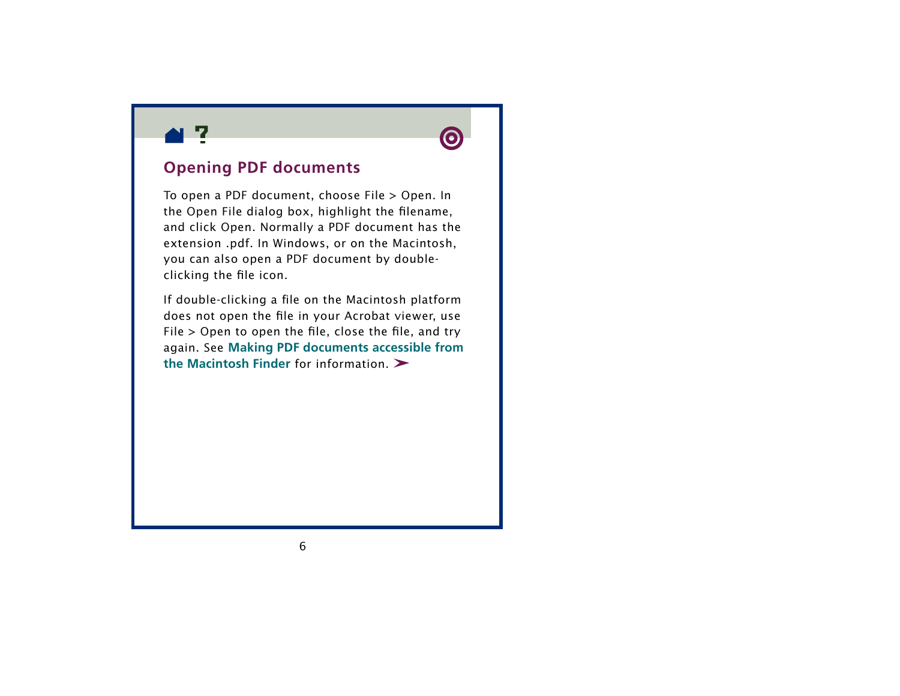## Opening PDF documents

To open a PDF document, choose File > Open. In the Open File dialog box, highlight the filename, and click Open. Normally a PDF document has the extension .pdf. In Windows, or on the Macintosh, you can also open a PDF document by double-clicking the file icon.

If double-clicking a file on the Macintosh platform does not open the file in your Acrobat viewer, use File > Open to open the file, close the file, and try again. See **Making PDF documents accessible from the Macintosh Finder** for information. ➤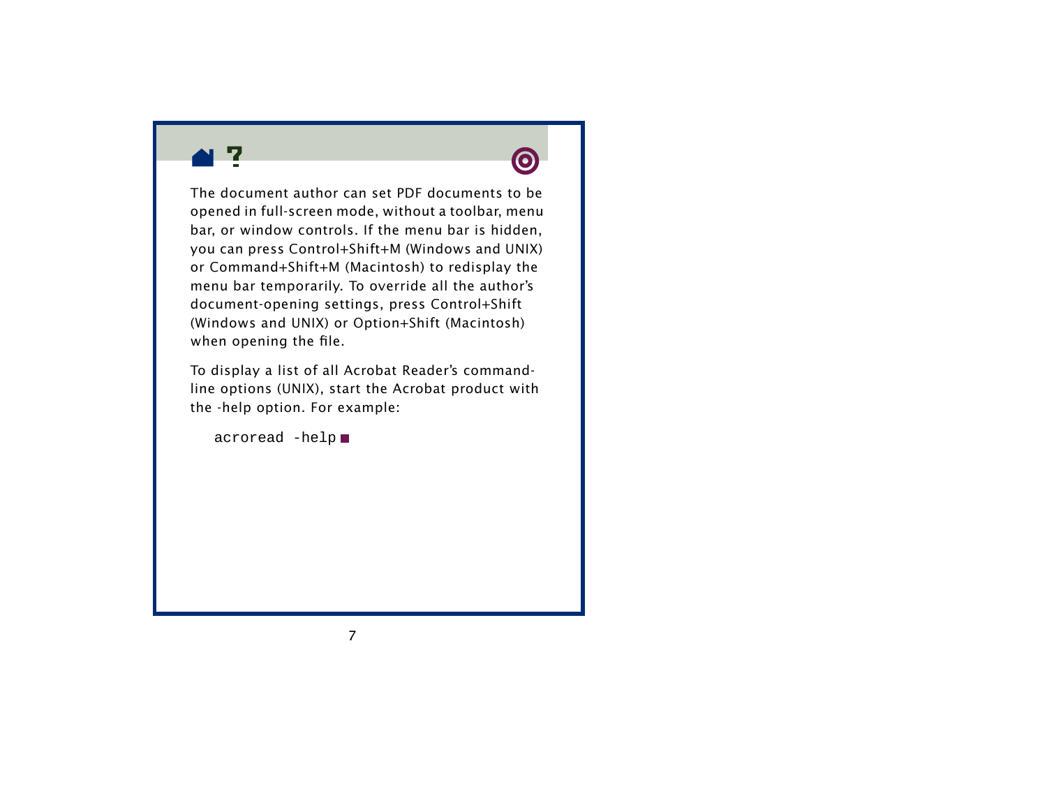The document author can set PDF documents to be opened in full-screen mode, without a toolbar, menu bar, or window controls. If the menu bar is hidden, you can press Control+Shift+M (Windows and UNIX) or Command+Shift+M (Macintosh) to redisplay the menu bar temporarily. To override all the author's document-opening settings, press Control+Shift (Windows and UNIX) or Option+Shift (Macintosh) when opening the file.

To display a list of all Acrobat Reader's command-line options (UNIX), start the Acrobat product with the -help option. For example:

```
acroread -help
```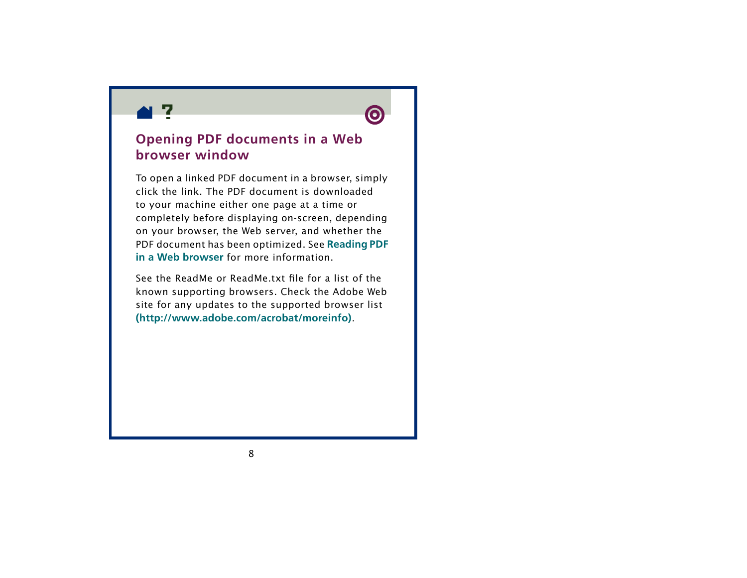## Opening PDF documents in a Web browser window

To open a linked PDF document in a browser, simply click the link. The PDF document is downloaded to your machine either one page at a time or completely before displaying on-screen, depending on your browser, the Web server, and whether the PDF document has been optimized. See **Reading PDF in a Web browser** for more information.

See the ReadMe or ReadMe.txt file for a list of the known supporting browsers. Check the Adobe Web site for any updates to the supported browser list **(http://www.adobe.com/acrobat/moreinfo)**.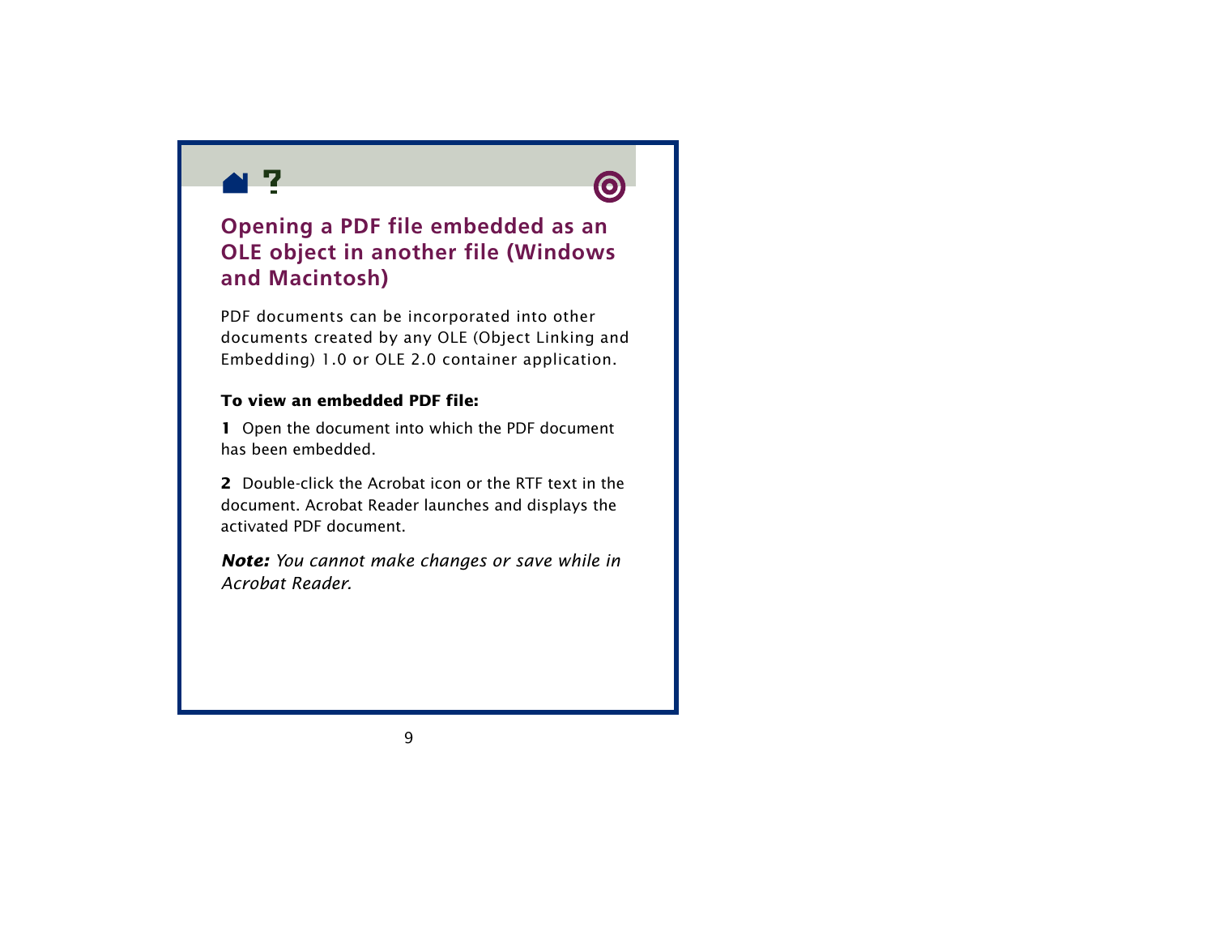## Opening a PDF file embedded as an OLE object in another file (Windows and Macintosh)

PDF documents can be incorporated into other documents created by any OLE (Object Linking and Embedding) 1.0 or OLE 2.0 container application.

**To view an embedded PDF file:**

**1** Open the document into which the PDF document has been embedded.

**2** Double-click the Acrobat icon or the RTF text in the document. Acrobat Reader launches and displays the activated PDF document.

***Note:*** *You cannot make changes or save while in Acrobat Reader.*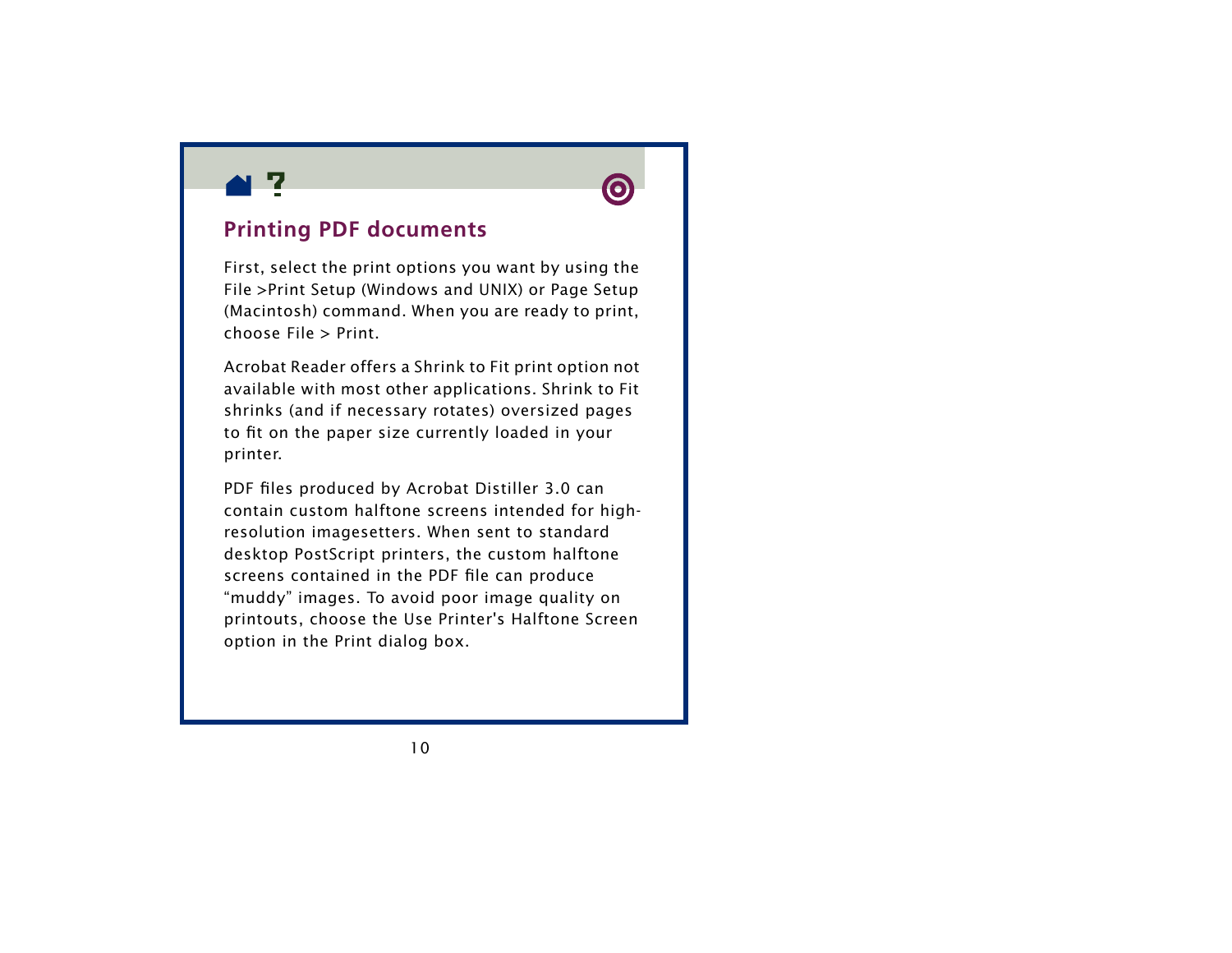## Printing PDF documents

First, select the print options you want by using the File >Print Setup (Windows and UNIX) or Page Setup (Macintosh) command. When you are ready to print, choose File > Print.

Acrobat Reader offers a Shrink to Fit print option not available with most other applications. Shrink to Fit shrinks (and if necessary rotates) oversized pages to fit on the paper size currently loaded in your printer.

PDF files produced by Acrobat Distiller 3.0 can contain custom halftone screens intended for high-resolution imagesetters. When sent to standard desktop PostScript printers, the custom halftone screens contained in the PDF file can produce "muddy" images. To avoid poor image quality on printouts, choose the Use Printer's Halftone Screen option in the Print dialog box.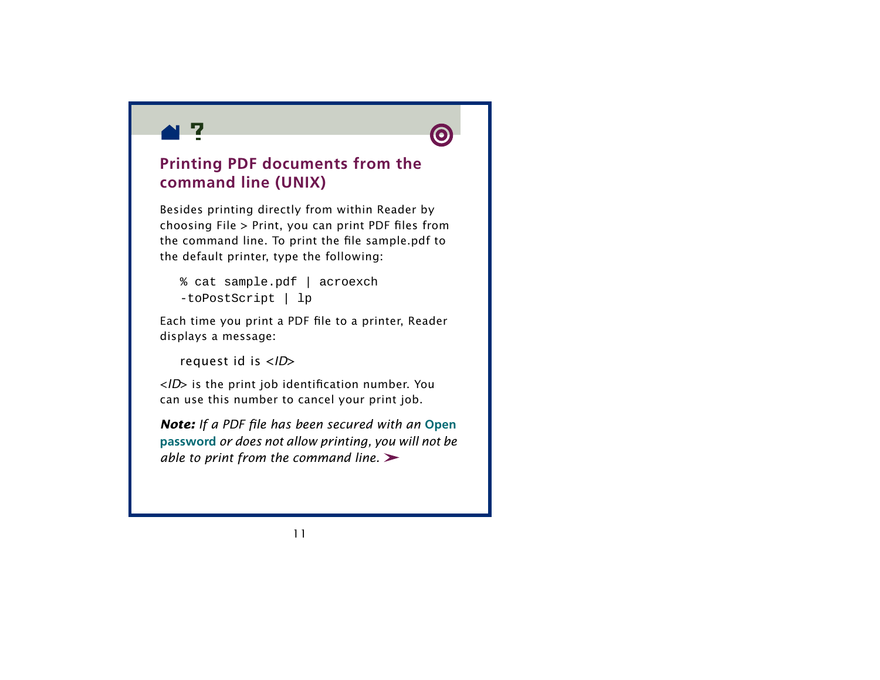## Printing PDF documents from the command line (UNIX)

Besides printing directly from within Reader by choosing File > Print, you can print PDF files from the command line. To print the file sample.pdf to the default printer, type the following:

```
% cat sample.pdf | acroexch
-toPostScript | lp
```

Each time you print a PDF file to a printer, Reader displays a message:

request id is <*ID*>

<*ID*> is the print job identification number. You can use this number to cancel your print job.

***Note:*** *If a PDF file has been secured with an* **Open password** *or does not allow printing, you will not be able to print from the command line.*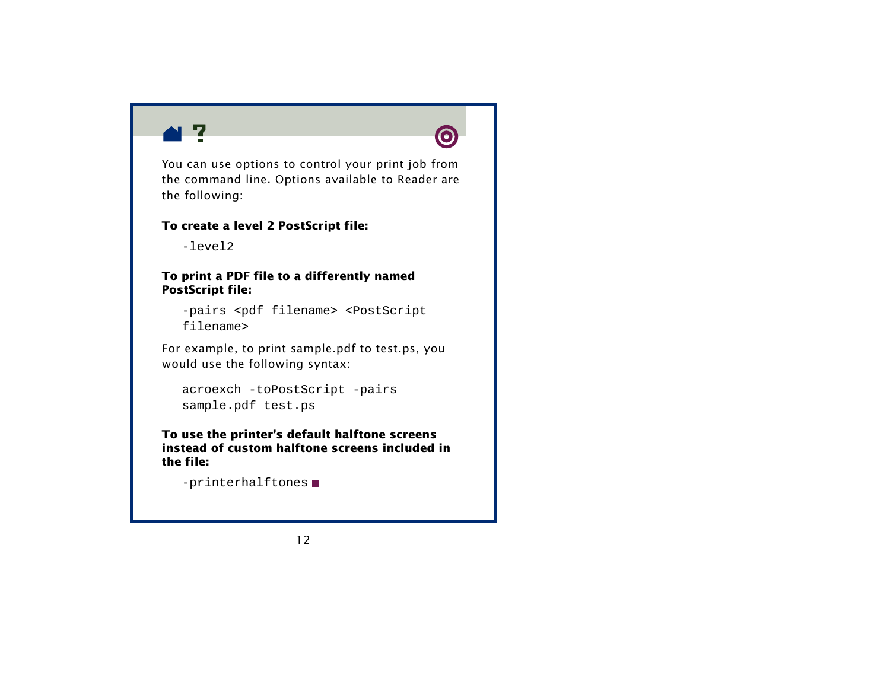You can use options to control your print job from the command line. Options available to Reader are the following:

**To create a level 2 PostScript file:**

```
-level2
```

**To print a PDF file to a differently named PostScript file:**

```
-pairs <pdf filename> <PostScript
filename>
```

For example, to print sample.pdf to test.ps, you would use the following syntax:

```
acroexch -toPostScript -pairs
sample.pdf test.ps
```

**To use the printer's default halftone screens instead of custom halftone screens included in the file:**

```
-printerhalftones
```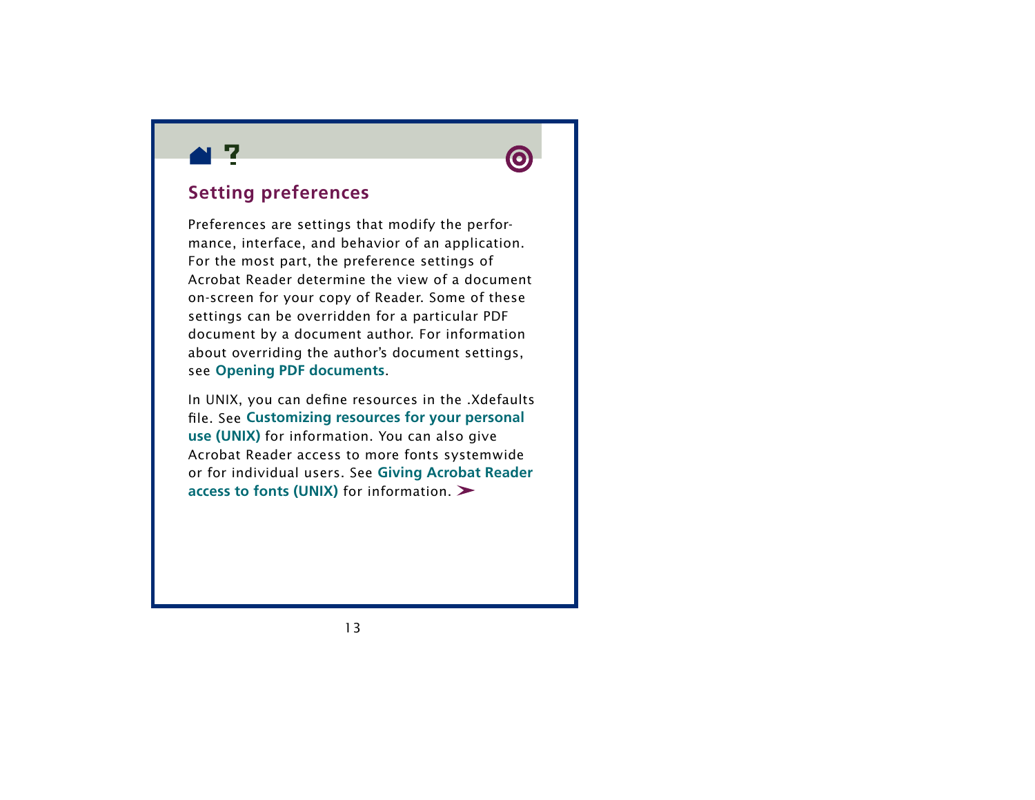## Setting preferences

Preferences are settings that modify the performance, interface, and behavior of an application. For the most part, the preference settings of Acrobat Reader determine the view of a document on-screen for your copy of Reader. Some of these settings can be overridden for a particular PDF document by a document author. For information about overriding the author's document settings, see **Opening PDF documents**.

In UNIX, you can define resources in the .Xdefaults file. See **Customizing resources for your personal use (UNIX)** for information. You can also give Acrobat Reader access to more fonts systemwide or for individual users. See **Giving Acrobat Reader access to fonts (UNIX)** for information.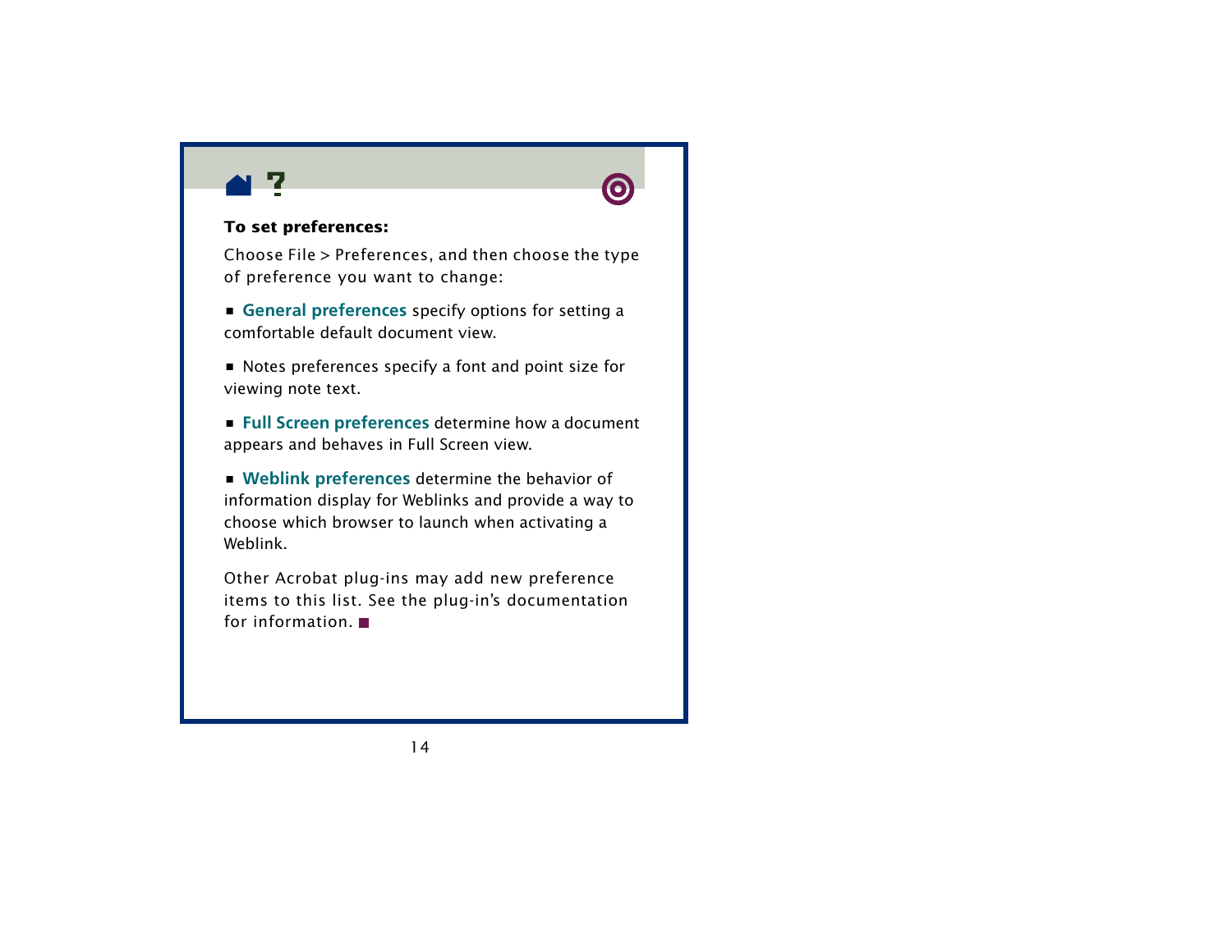**To set preferences:**

Choose File > Preferences, and then choose the type of preference you want to change:

- **General preferences** specify options for setting a comfortable default document view.

- Notes preferences specify a font and point size for viewing note text.

- **Full Screen preferences** determine how a document appears and behaves in Full Screen view.

- **Weblink preferences** determine the behavior of information display for Weblinks and provide a way to choose which browser to launch when activating a Weblink.

Other Acrobat plug-ins may add new preference items to this list. See the plug-in's documentation for information. ■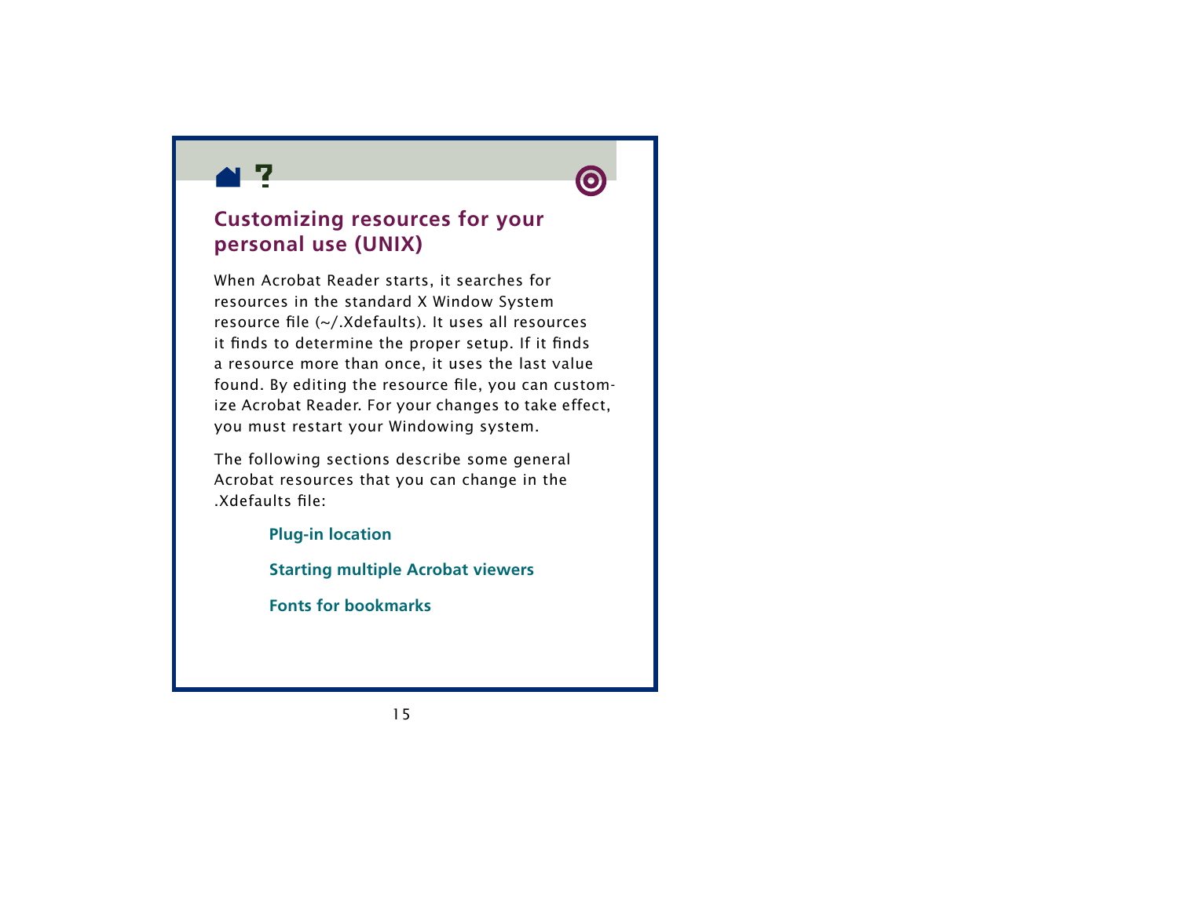## Customizing resources for your personal use (UNIX)

When Acrobat Reader starts, it searches for resources in the standard X Window System resource file (~/.Xdefaults). It uses all resources it finds to determine the proper setup. If it finds a resource more than once, it uses the last value found. By editing the resource file, you can customize Acrobat Reader. For your changes to take effect, you must restart your Windowing system.

The following sections describe some general Acrobat resources that you can change in the .Xdefaults file:

**Plug-in location**

**Starting multiple Acrobat viewers**

**Fonts for bookmarks**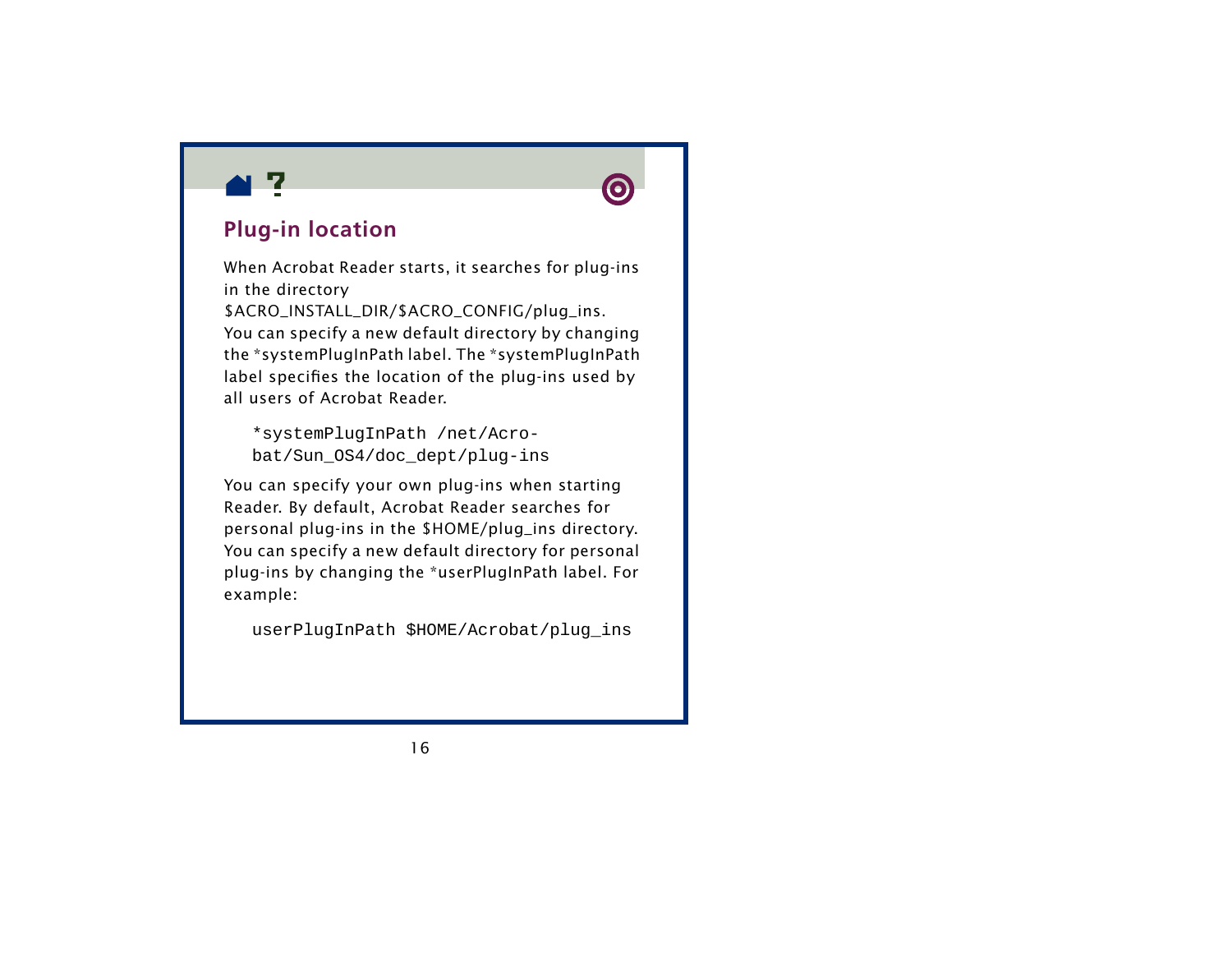## Plug-in location

When Acrobat Reader starts, it searches for plug-ins in the directory $ACRO_INSTALL_DIR/$ACRO_CONFIG/plug_ins. You can specify a new default directory by changing the *systemPlugInPath label. The *systemPlugInPath label specifies the location of the plug-ins used by all users of Acrobat Reader.

```
*systemPlugInPath /net/Acro-
bat/Sun_OS4/doc_dept/plug-ins
```

You can specify your own plug-ins when starting Reader. By default, Acrobat Reader searches for personal plug-ins in the $HOME/plug_ins directory. You can specify a new default directory for personal plug-ins by changing the *userPlugInPath label. For example:

```
userPlugInPath $HOME/Acrobat/plug_ins
```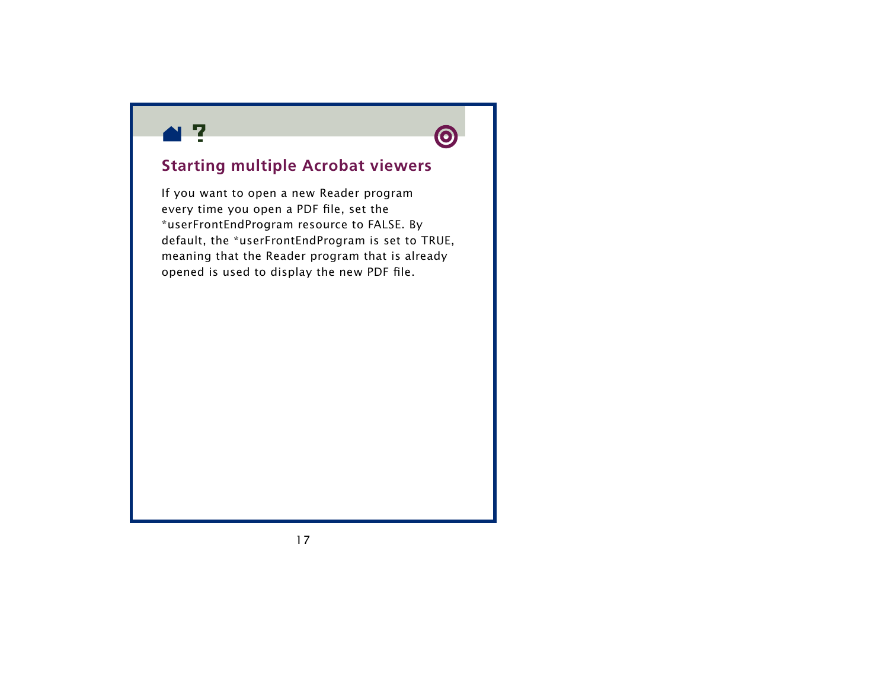## Starting multiple Acrobat viewers

If you want to open a new Reader program every time you open a PDF file, set the *userFrontEndProgram resource to FALSE. By default, the *userFrontEndProgram is set to TRUE, meaning that the Reader program that is already opened is used to display the new PDF file.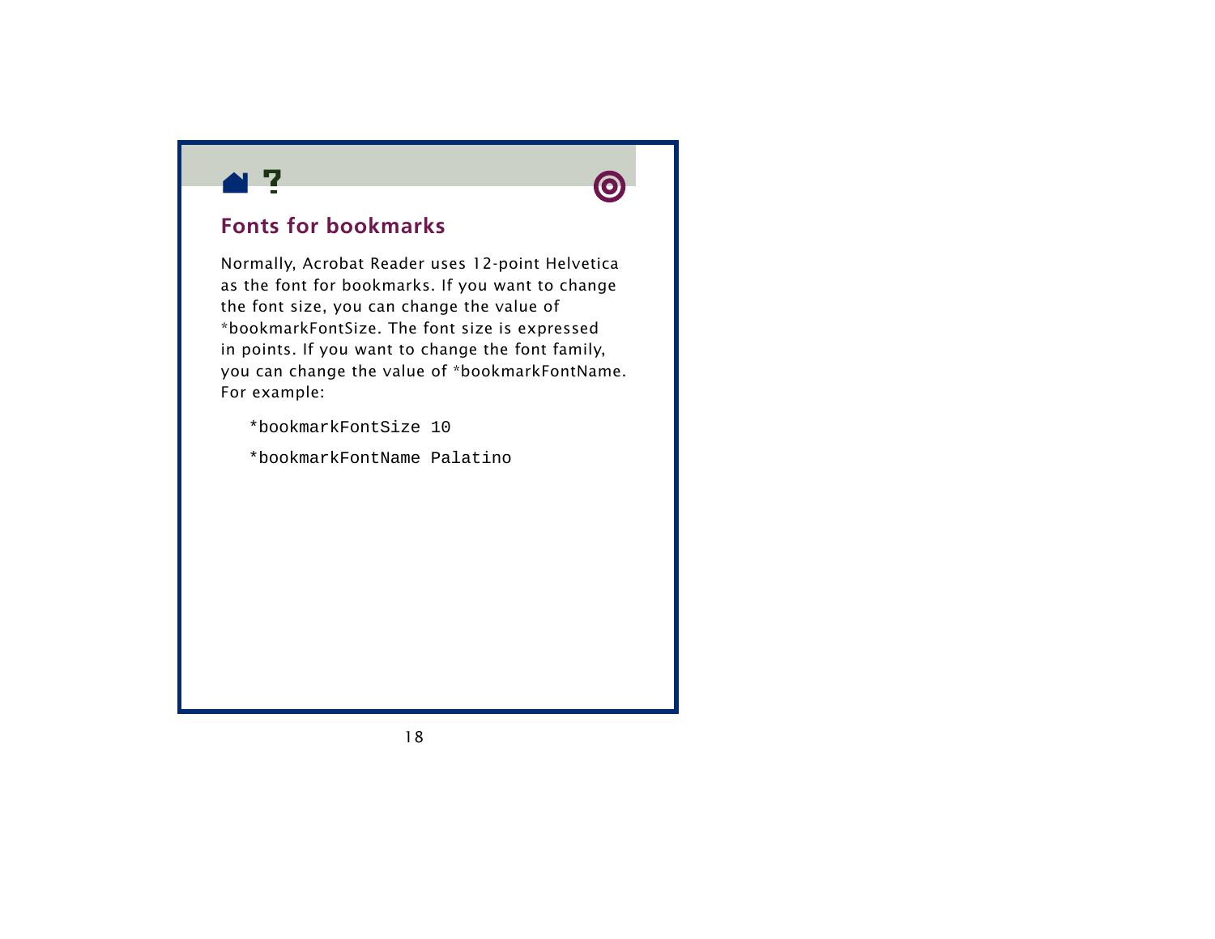## Fonts for bookmarks

Normally, Acrobat Reader uses 12-point Helvetica as the font for bookmarks. If you want to change the font size, you can change the value of *bookmarkFontSize. The font size is expressed in points. If you want to change the font family, you can change the value of *bookmarkFontName. For example:

```
*bookmarkFontSize 10

*bookmarkFontName Palatino
```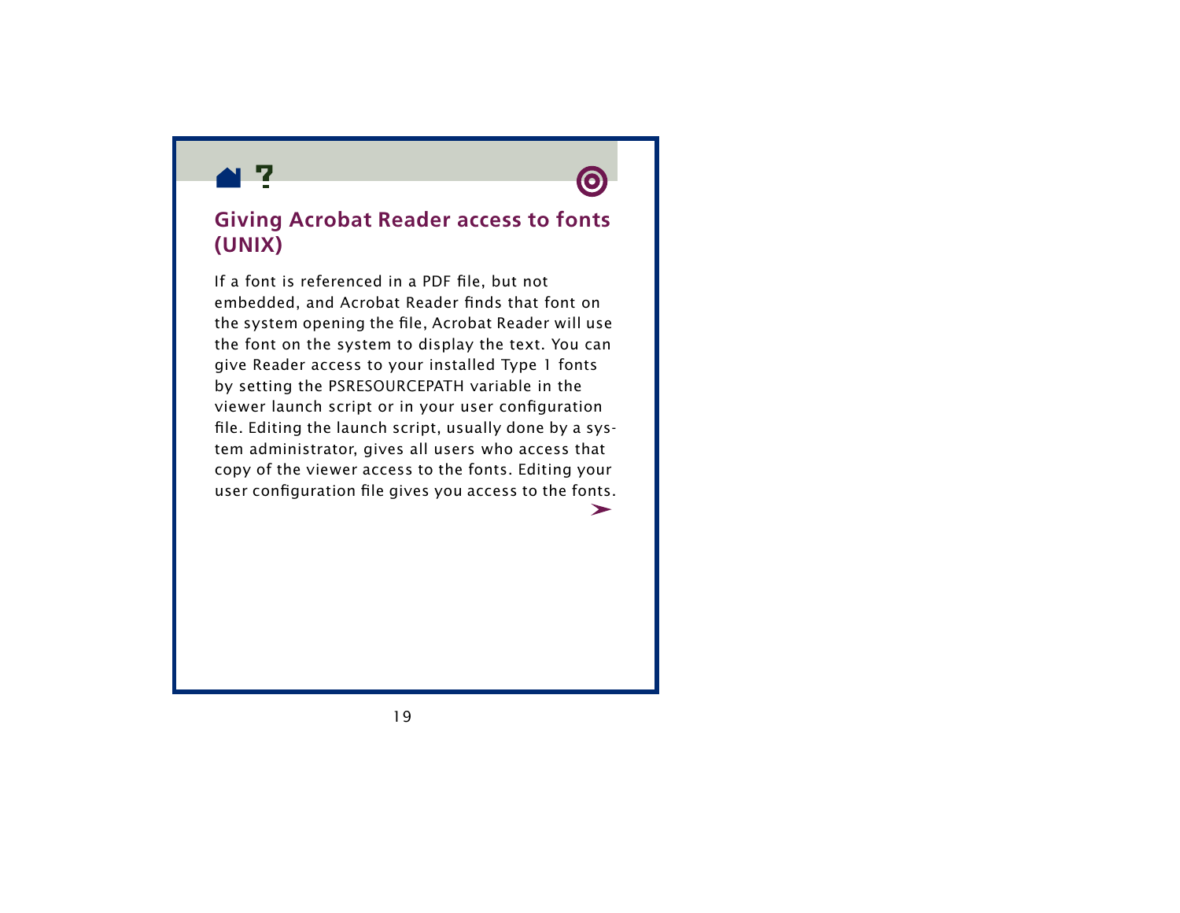# Giving Acrobat Reader access to fonts (UNIX)

If a font is referenced in a PDF file, but not embedded, and Acrobat Reader finds that font on the system opening the file, Acrobat Reader will use the font on the system to display the text. You can give Reader access to your installed Type 1 fonts by setting the PSRESOURCEPATH variable in the viewer launch script or in your user configuration file. Editing the launch script, usually done by a system administrator, gives all users who access that copy of the viewer access to the fonts. Editing your user configuration file gives you access to the fonts.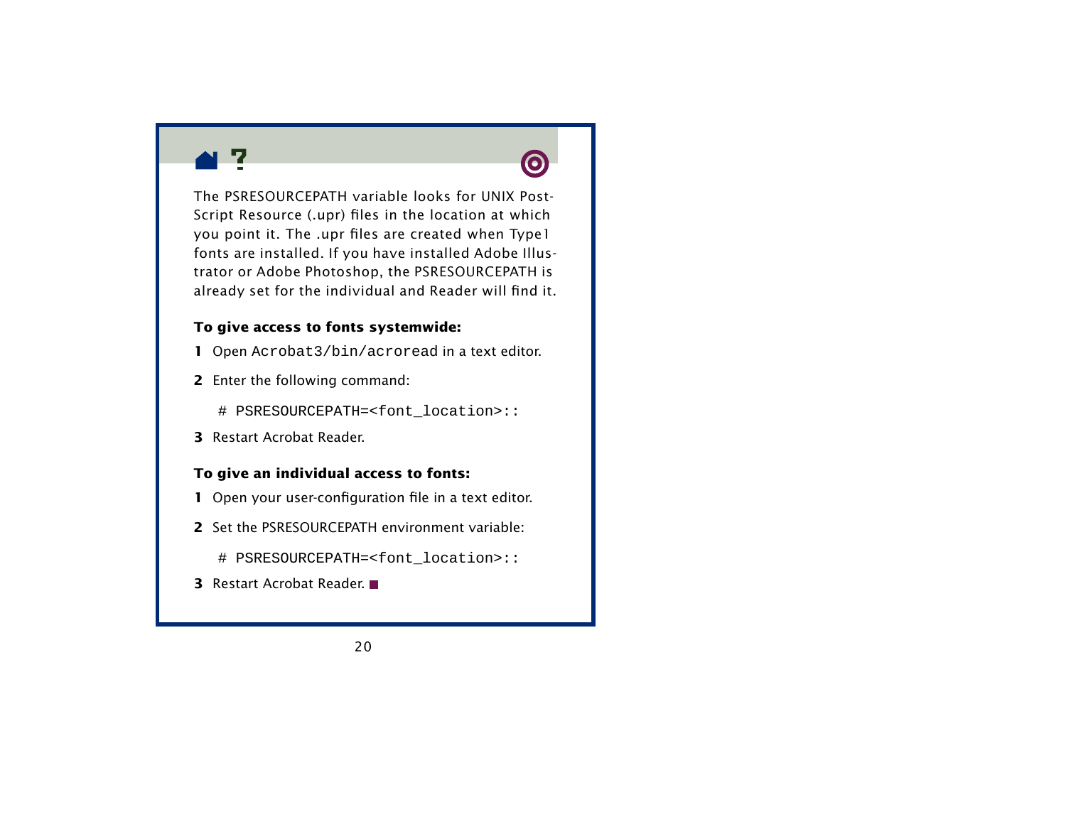The PSRESOURCEPATH variable looks for UNIX PostScript Resource (.upr) files in the location at which you point it. The .upr files are created when Type1 fonts are installed. If you have installed Adobe Illustrator or Adobe Photoshop, the PSRESOURCEPATH is already set for the individual and Reader will find it.

**To give access to fonts systemwide:**

1 Open `Acrobat3/bin/acroread` in a text editor.

2 Enter the following command:

```
# PSRESOURCEPATH=<font_location>::
```

3 Restart Acrobat Reader.

**To give an individual access to fonts:**

1 Open your user-configuration file in a text editor.

2 Set the PSRESOURCEPATH environment variable:

```
# PSRESOURCEPATH=<font_location>::
```

3 Restart Acrobat Reader. ■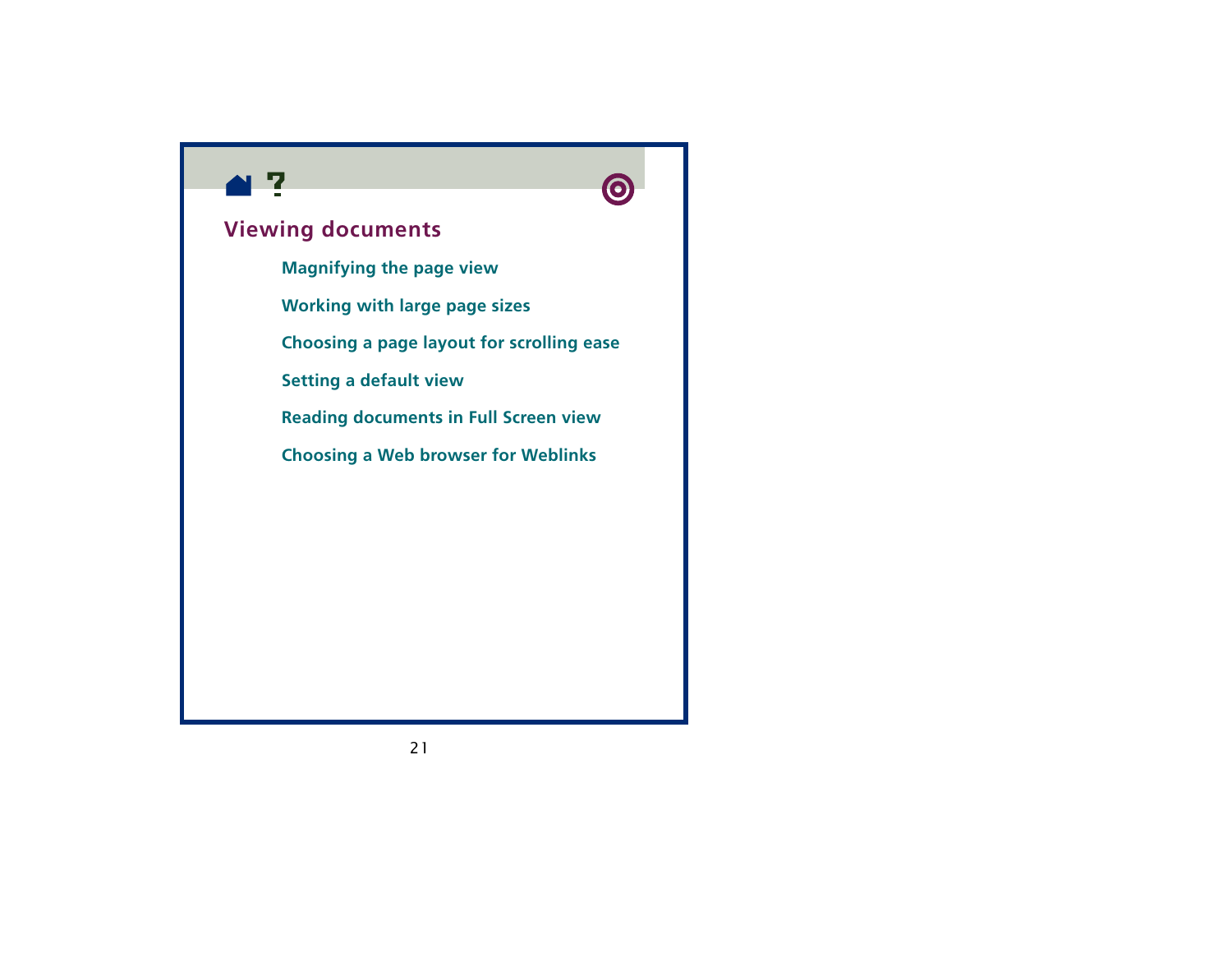## Viewing documents

- Magnifying the page view
- Working with large page sizes
- Choosing a page layout for scrolling ease
- Setting a default view
- Reading documents in Full Screen view
- Choosing a Web browser for Weblinks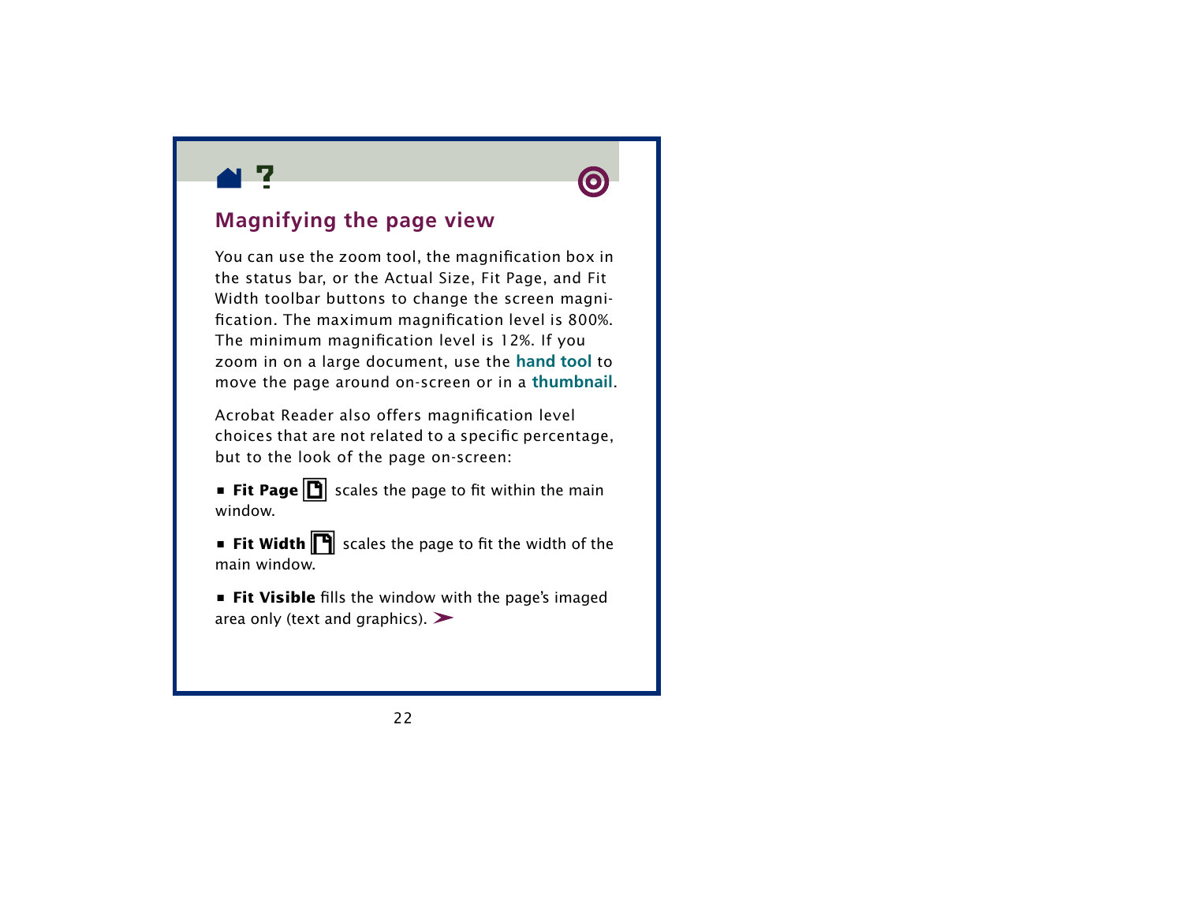## Magnifying the page view

You can use the zoom tool, the magnification box in the status bar, or the Actual Size, Fit Page, and Fit Width toolbar buttons to change the screen magnification. The maximum magnification level is 800%. The minimum magnification level is 12%. If you zoom in on a large document, use the **hand tool** to move the page around on-screen or in a **thumbnail**.

Acrobat Reader also offers magnification level choices that are not related to a specific percentage, but to the look of the page on-screen:

- **Fit Page** scales the page to fit within the main window.
- **Fit Width** scales the page to fit the width of the main window.
- **Fit Visible** fills the window with the page's imaged area only (text and graphics).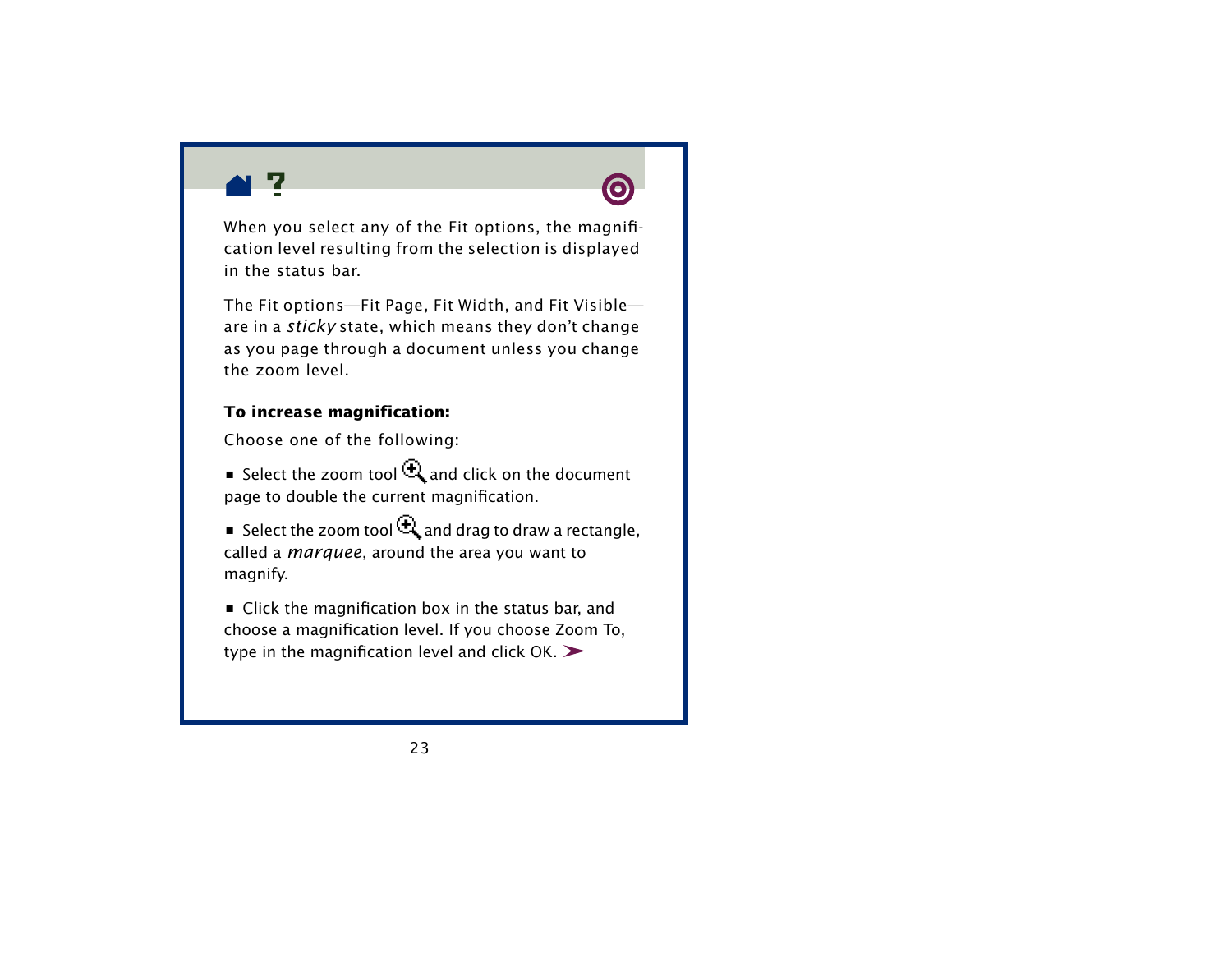When you select any of the Fit options, the magnification level resulting from the selection is displayed in the status bar.

The Fit options—Fit Page, Fit Width, and Fit Visible—are in a *sticky* state, which means they don't change as you page through a document unless you change the zoom level.

**To increase magnification:**

Choose one of the following:

- Select the zoom tool and click on the document page to double the current magnification.
- Select the zoom tool and drag to draw a rectangle, called a *marquee*, around the area you want to magnify.
- Click the magnification box in the status bar, and choose a magnification level. If you choose Zoom To, type in the magnification level and click OK.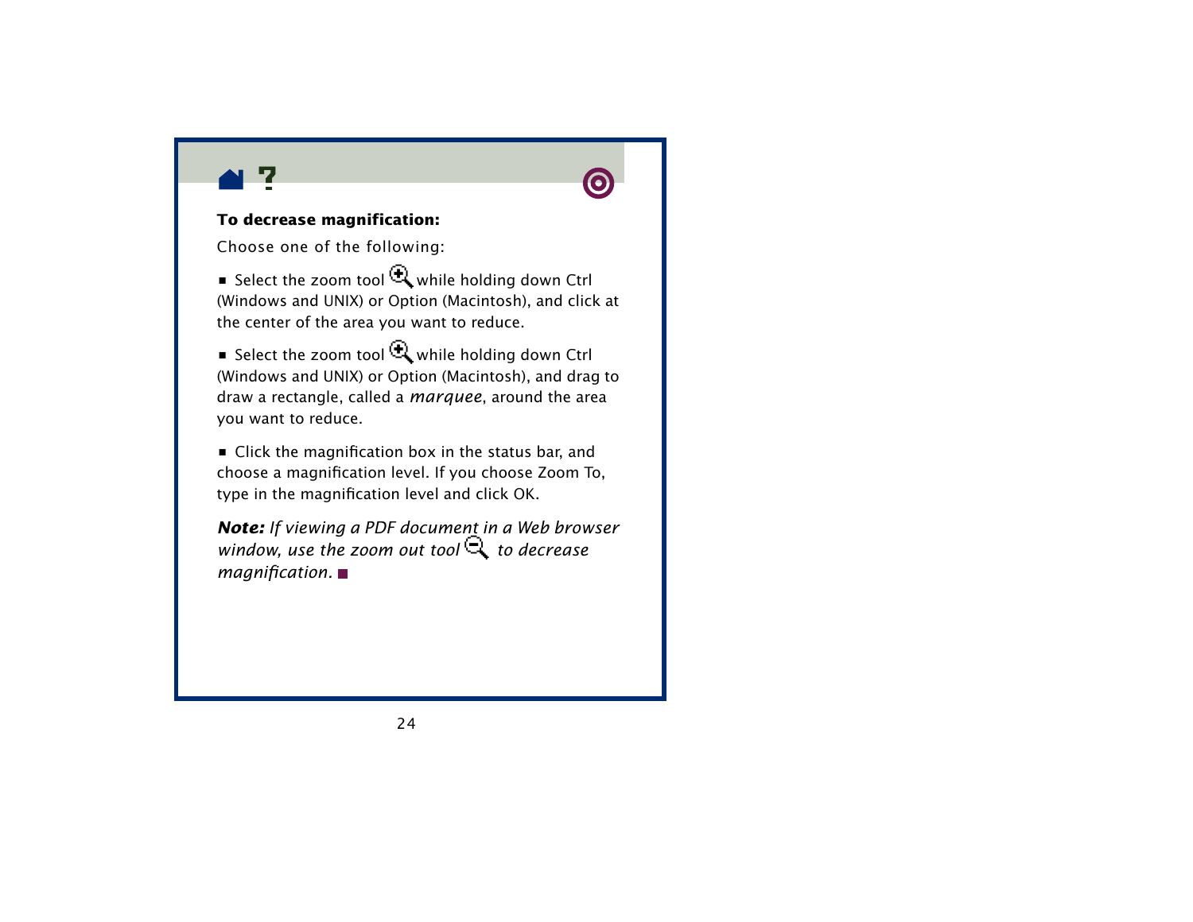**To decrease magnification:**

Choose one of the following:

- Select the zoom tool while holding down Ctrl (Windows and UNIX) or Option (Macintosh), and click at the center of the area you want to reduce.

- Select the zoom tool while holding down Ctrl (Windows and UNIX) or Option (Macintosh), and drag to draw a rectangle, called a *marquee*, around the area you want to reduce.

- Click the magnification box in the status bar, and choose a magnification level. If you choose Zoom To, type in the magnification level and click OK.

***Note:*** *If viewing a PDF document in a Web browser window, use the zoom out tool to decrease magnification.*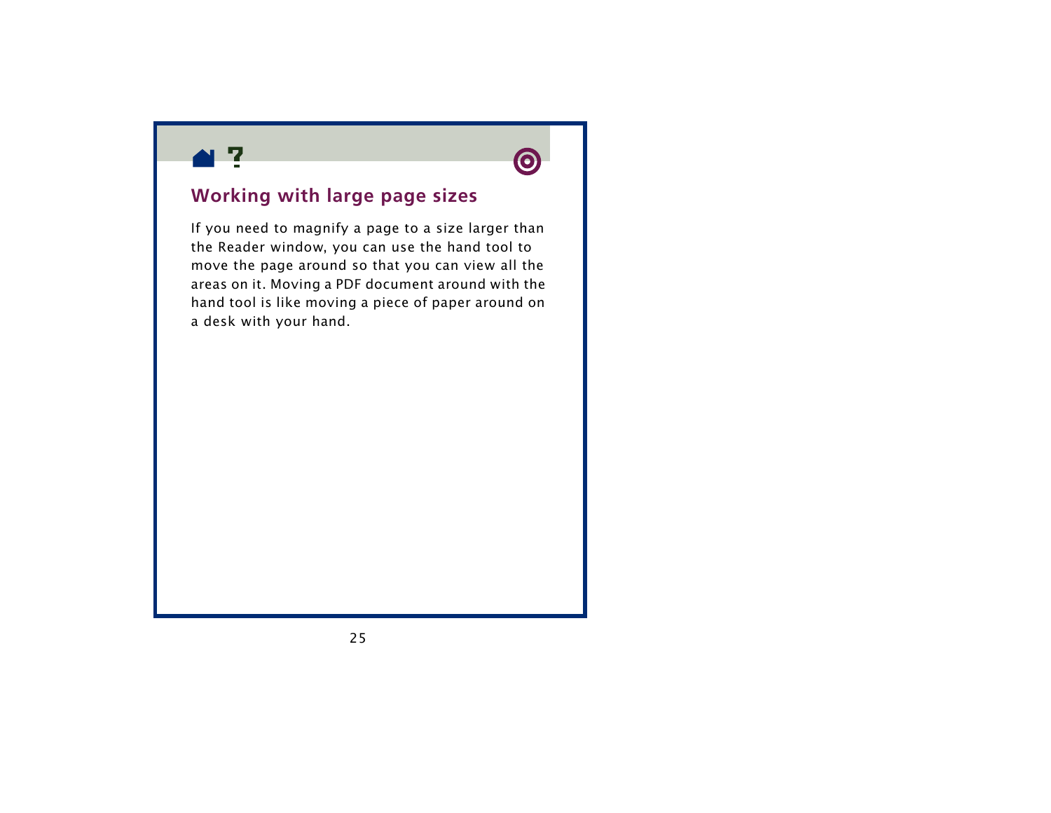## Working with large page sizes

If you need to magnify a page to a size larger than the Reader window, you can use the hand tool to move the page around so that you can view all the areas on it. Moving a PDF document around with the hand tool is like moving a piece of paper around on a desk with your hand.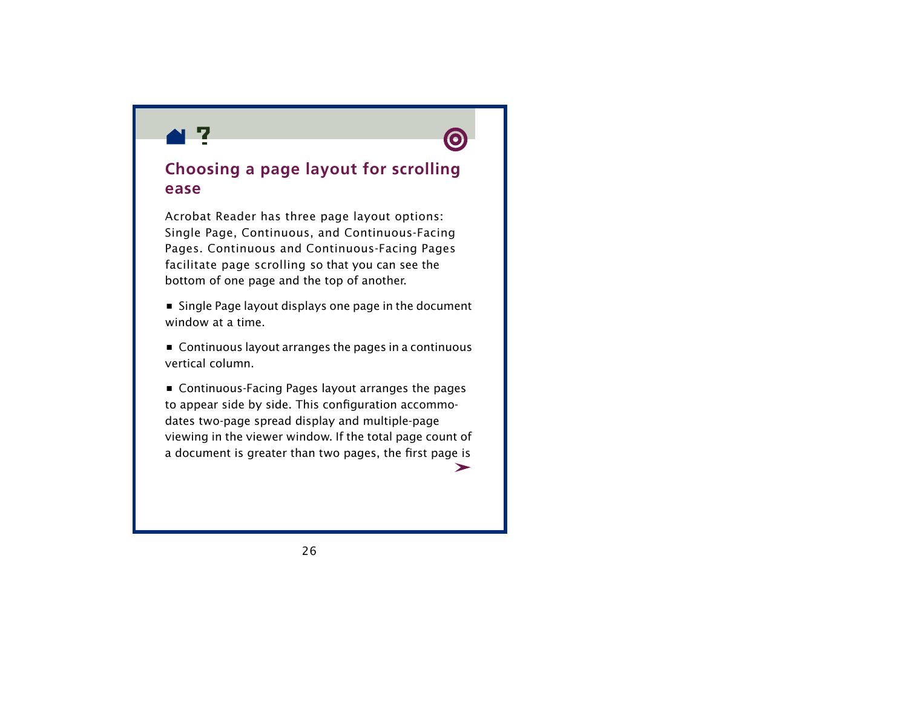## Choosing a page layout for scrolling ease

Acrobat Reader has three page layout options: Single Page, Continuous, and Continuous-Facing Pages. Continuous and Continuous-Facing Pages facilitate page scrolling so that you can see the bottom of one page and the top of another.

- Single Page layout displays one page in the document window at a time.
- Continuous layout arranges the pages in a continuous vertical column.
- Continuous-Facing Pages layout arranges the pages to appear side by side. This configuration accommodates two-page spread display and multiple-page viewing in the viewer window. If the total page count of a document is greater than two pages, the first page is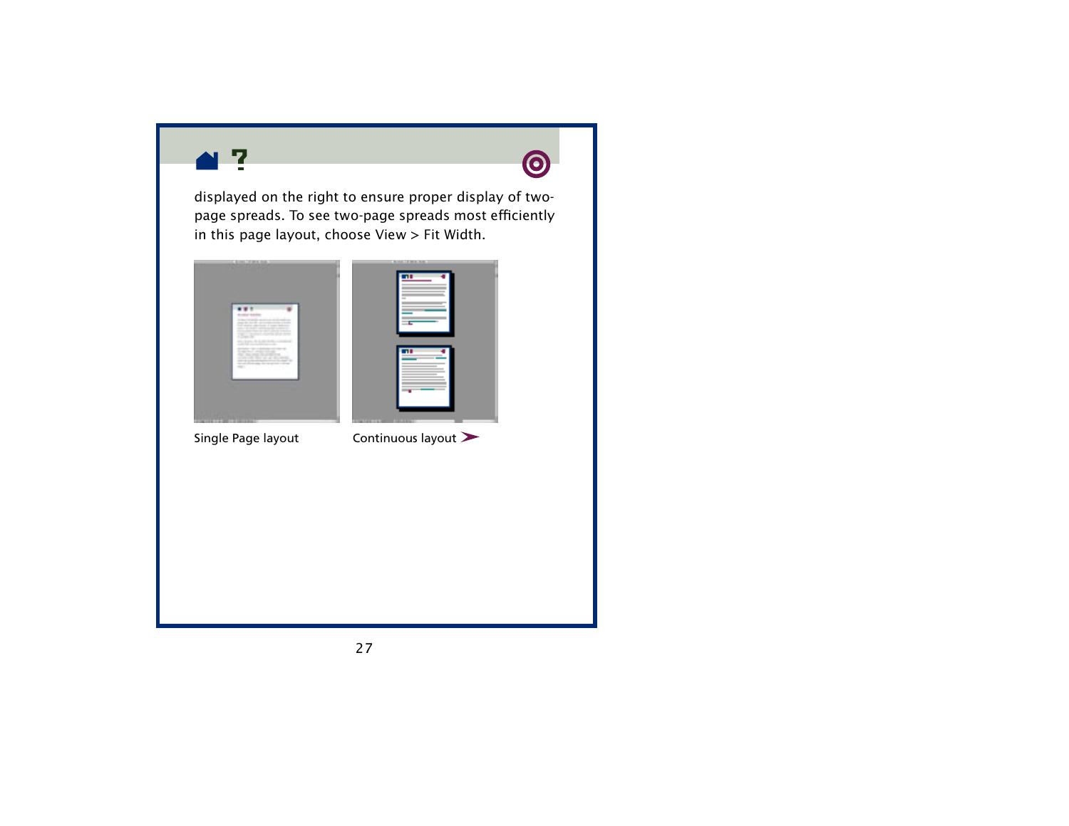displayed on the right to ensure proper display of two-page spreads. To see two-page spreads most efficiently in this page layout, choose View > Fit Width.

Single Page layout

Continuous layout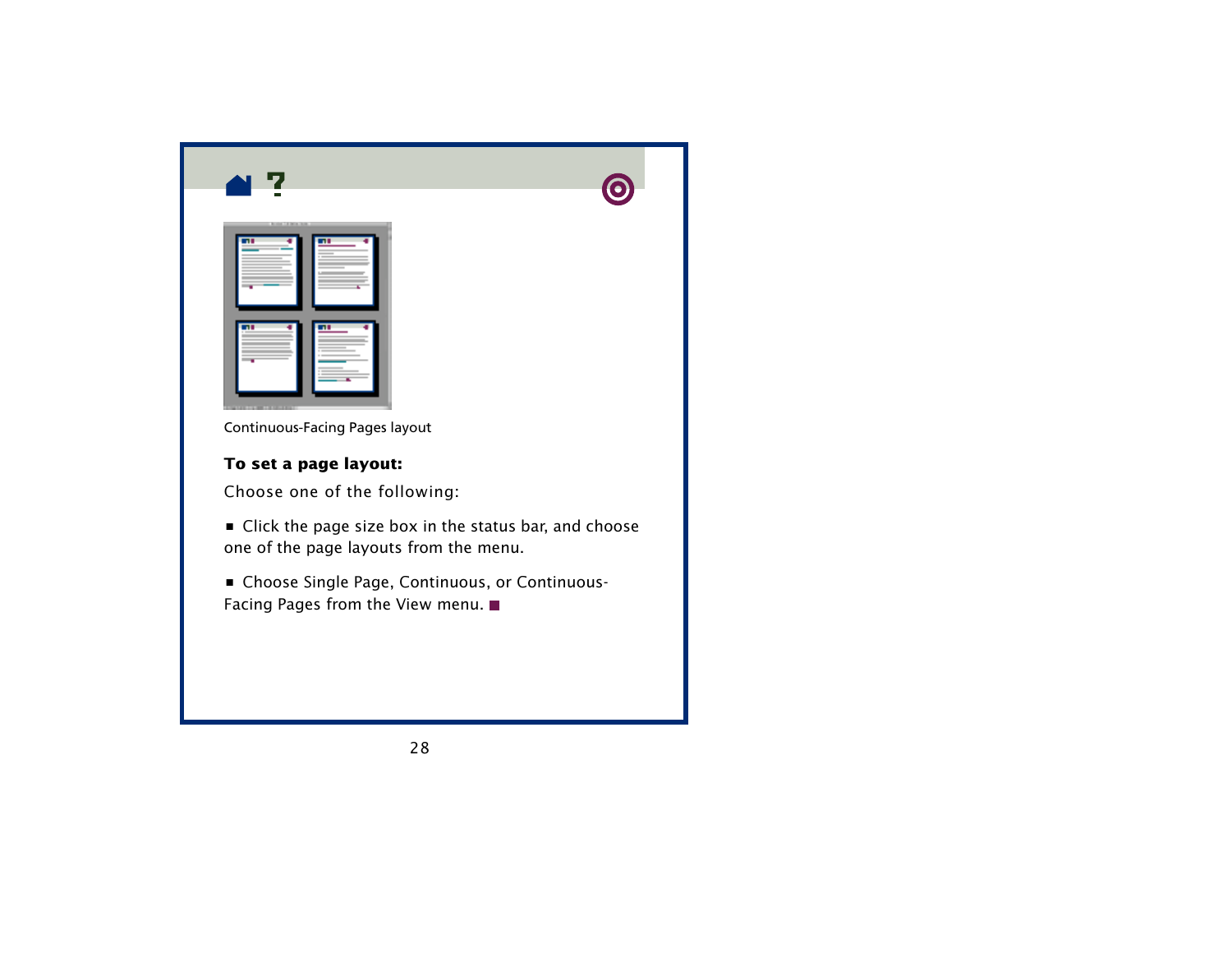Continuous-Facing Pages layout

**To set a page layout:**

Choose one of the following:

- Click the page size box in the status bar, and choose one of the page layouts from the menu.
- Choose Single Page, Continuous, or Continuous-Facing Pages from the View menu.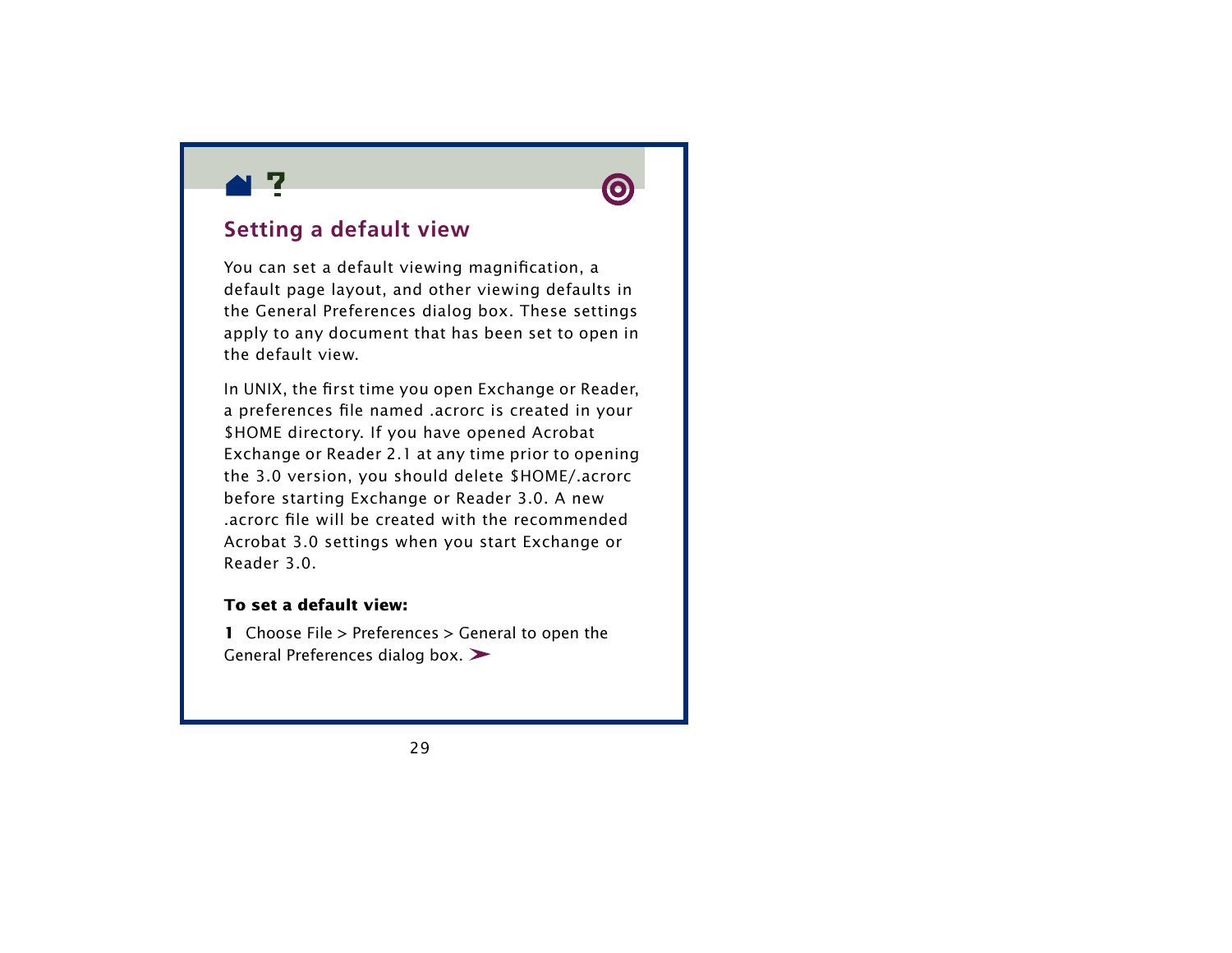## Setting a default view

You can set a default viewing magnification, a default page layout, and other viewing defaults in the General Preferences dialog box. These settings apply to any document that has been set to open in the default view.

In UNIX, the first time you open Exchange or Reader, a preferences file named .acrorc is created in your $HOME directory. If you have opened Acrobat Exchange or Reader 2.1 at any time prior to opening the 3.0 version, you should delete $HOME/.acrorc before starting Exchange or Reader 3.0. A new .acrorc file will be created with the recommended Acrobat 3.0 settings when you start Exchange or Reader 3.0.

**To set a default view:**

**1** Choose File > Preferences > General to open the General Preferences dialog box. ➤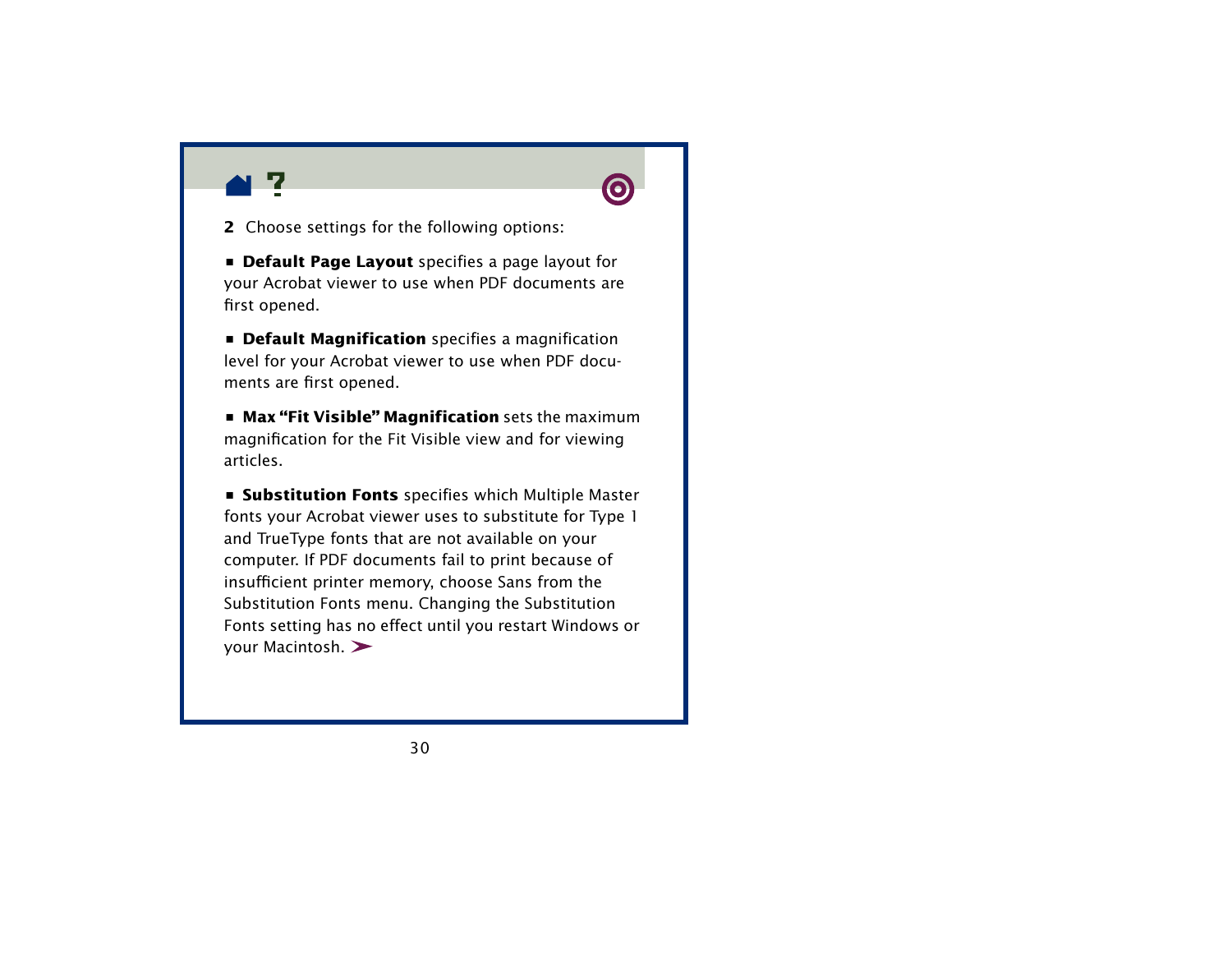**2** Choose settings for the following options:

- **Default Page Layout** specifies a page layout for your Acrobat viewer to use when PDF documents are first opened.

- **Default Magnification** specifies a magnification level for your Acrobat viewer to use when PDF documents are first opened.

- **Max "Fit Visible" Magnification** sets the maximum magnification for the Fit Visible view and for viewing articles.

- **Substitution Fonts** specifies which Multiple Master fonts your Acrobat viewer uses to substitute for Type 1 and TrueType fonts that are not available on your computer. If PDF documents fail to print because of insufficient printer memory, choose Sans from the Substitution Fonts menu. Changing the Substitution Fonts setting has no effect until you restart Windows or your Macintosh.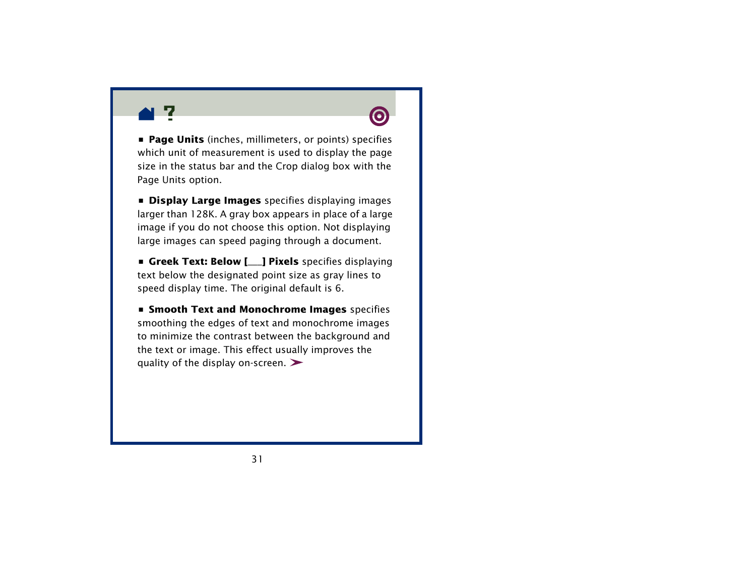- **Page Units** (inches, millimeters, or points) specifies which unit of measurement is used to display the page size in the status bar and the Crop dialog box with the Page Units option.

- **Display Large Images** specifies displaying images larger than 128K. A gray box appears in place of a large image if you do not choose this option. Not displaying large images can speed paging through a document.

- **Greek Text: Below [___] Pixels** specifies displaying text below the designated point size as gray lines to speed display time. The original default is 6.

- **Smooth Text and Monochrome Images** specifies smoothing the edges of text and monochrome images to minimize the contrast between the background and the text or image. This effect usually improves the quality of the display on-screen. ➤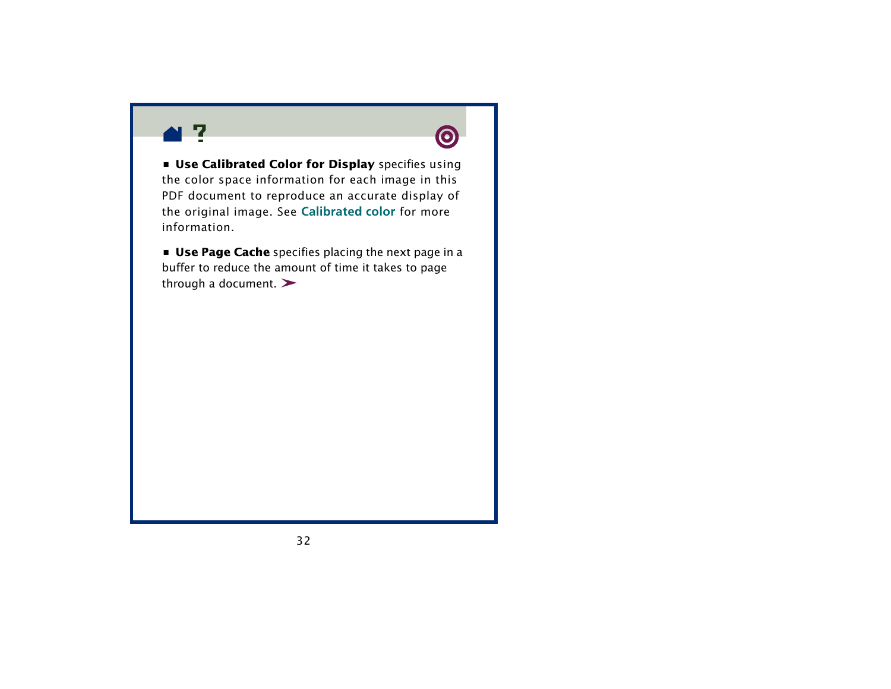- **Use Calibrated Color for Display** specifies using the color space information for each image in this PDF document to reproduce an accurate display of the original image. See **Calibrated color** for more information.

- **Use Page Cache** specifies placing the next page in a buffer to reduce the amount of time it takes to page through a document.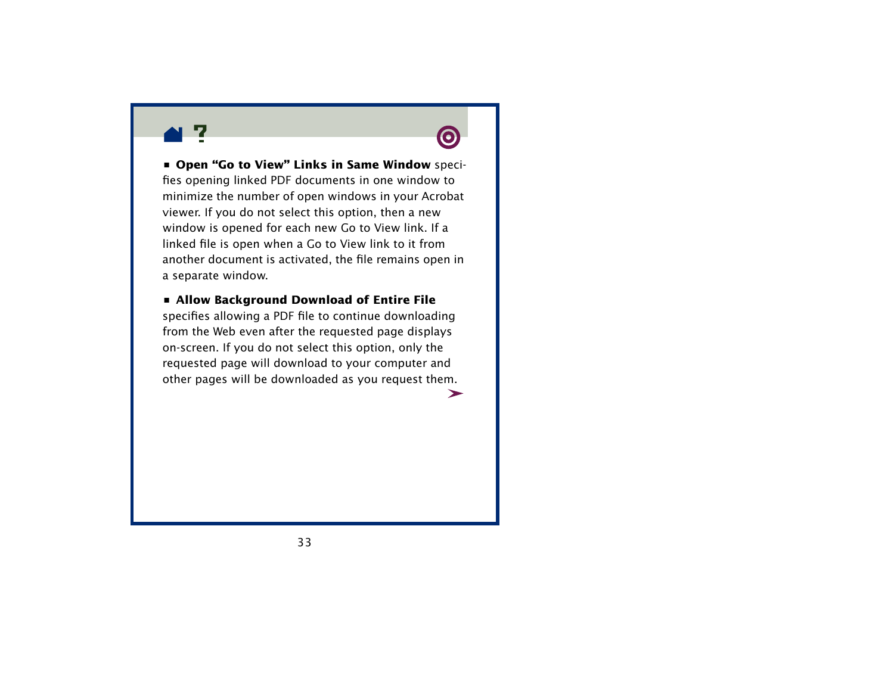- **Open "Go to View" Links in Same Window** specifies opening linked PDF documents in one window to minimize the number of open windows in your Acrobat viewer. If you do not select this option, then a new window is opened for each new Go to View link. If a linked file is open when a Go to View link to it from another document is activated, the file remains open in a separate window.

- **Allow Background Download of Entire File** specifies allowing a PDF file to continue downloading from the Web even after the requested page displays on-screen. If you do not select this option, only the requested page will download to your computer and other pages will be downloaded as you request them.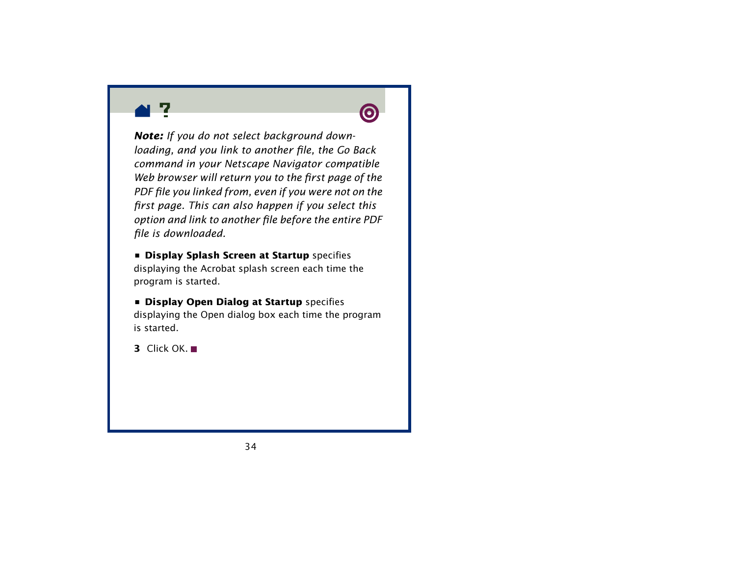***Note:*** *If you do not select background downloading, and you link to another file, the Go Back command in your Netscape Navigator compatible Web browser will return you to the first page of the PDF file you linked from, even if you were not on the first page. This can also happen if you select this option and link to another file before the entire PDF file is downloaded.*

- **Display Splash Screen at Startup** specifies displaying the Acrobat splash screen each time the program is started.

- **Display Open Dialog at Startup** specifies displaying the Open dialog box each time the program is started.

**3** Click OK. ■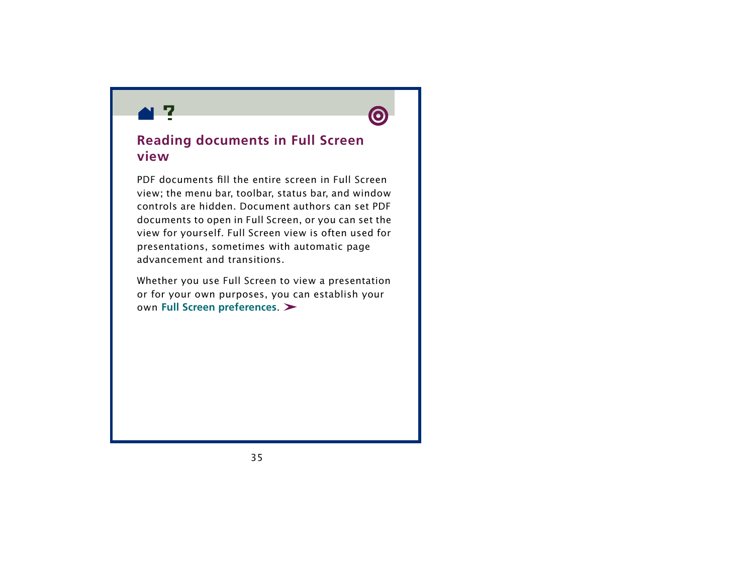## Reading documents in Full Screen view

PDF documents fill the entire screen in Full Screen view; the menu bar, toolbar, status bar, and window controls are hidden. Document authors can set PDF documents to open in Full Screen, or you can set the view for yourself. Full Screen view is often used for presentations, sometimes with automatic page advancement and transitions.

Whether you use Full Screen to view a presentation or for your own purposes, you can establish your own **Full Screen preferences**. ➤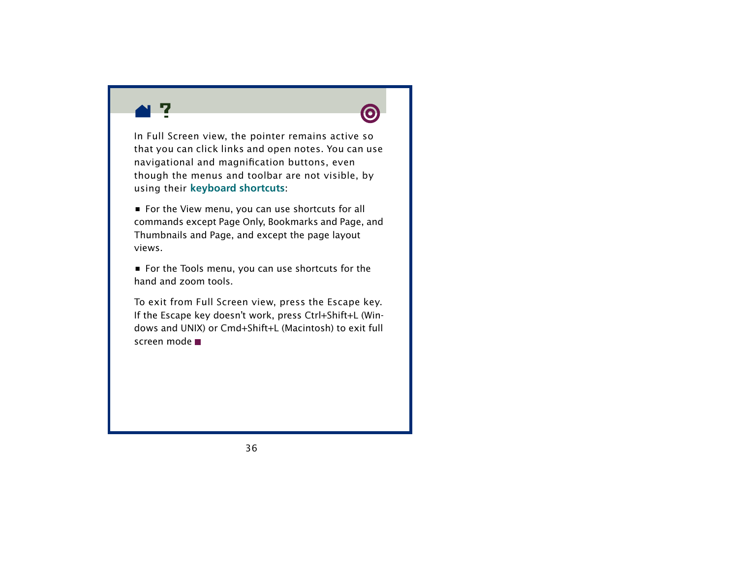In Full Screen view, the pointer remains active so that you can click links and open notes. You can use navigational and magnification buttons, even though the menus and toolbar are not visible, by using their **keyboard shortcuts**:

- For the View menu, you can use shortcuts for all commands except Page Only, Bookmarks and Page, and Thumbnails and Page, and except the page layout views.
- For the Tools menu, you can use shortcuts for the hand and zoom tools.

To exit from Full Screen view, press the Escape key. If the Escape key doesn't work, press Ctrl+Shift+L (Windows and UNIX) or Cmd+Shift+L (Macintosh) to exit full screen mode ■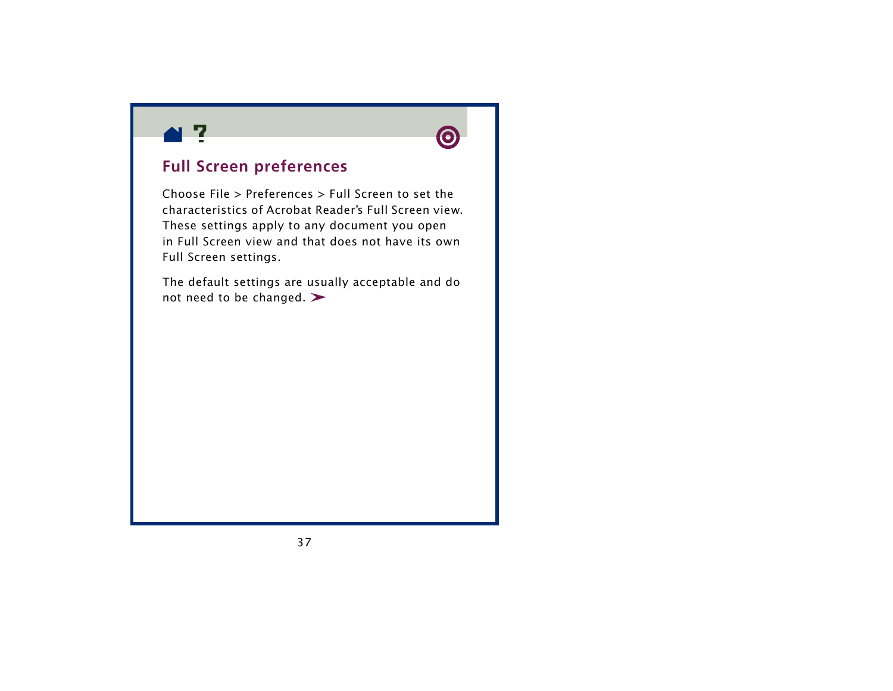## Full Screen preferences

Choose File > Preferences > Full Screen to set the characteristics of Acrobat Reader's Full Screen view. These settings apply to any document you open in Full Screen view and that does not have its own Full Screen settings.

The default settings are usually acceptable and do not need to be changed. ➤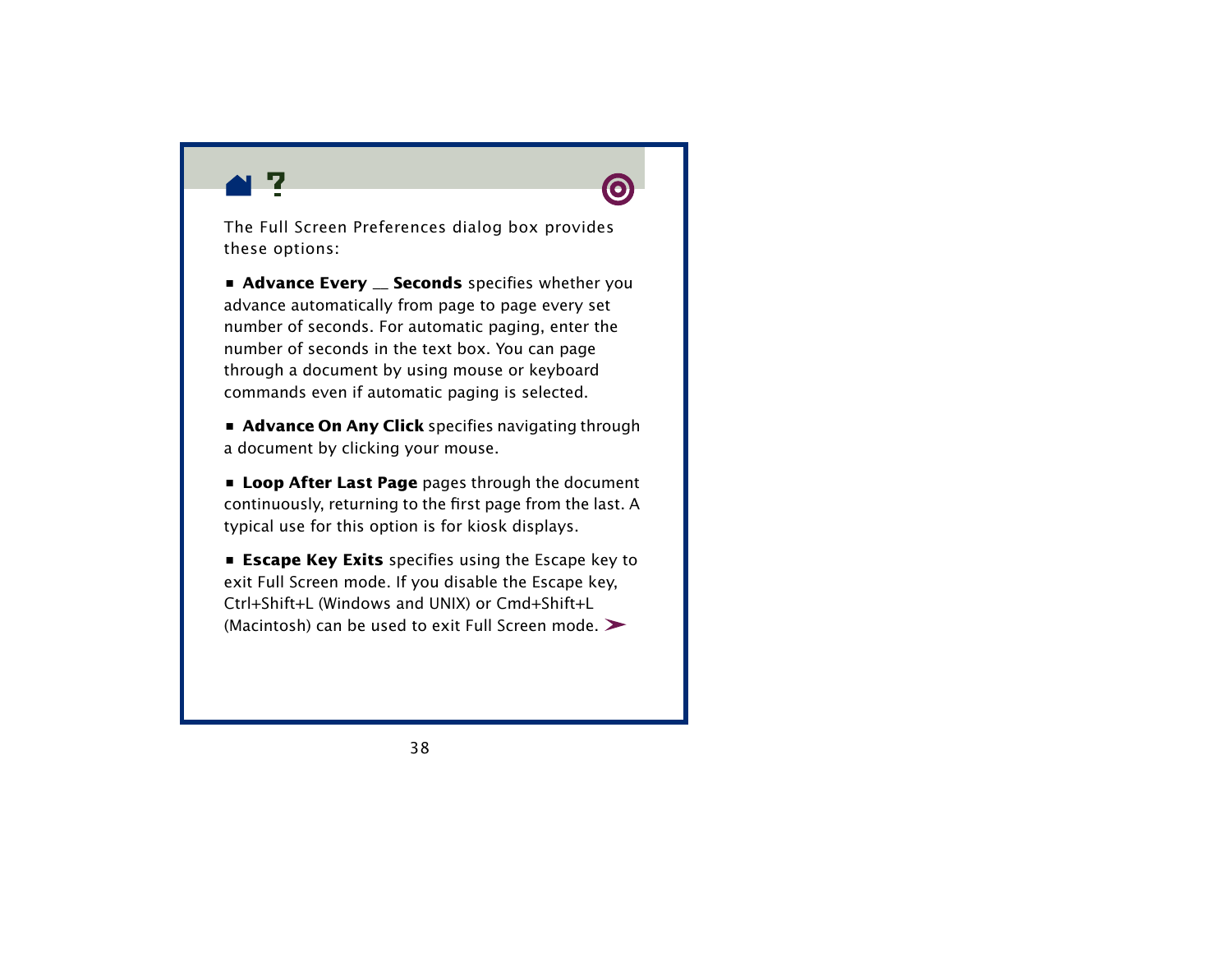The Full Screen Preferences dialog box provides these options:

- **Advance Every __ Seconds** specifies whether you advance automatically from page to page every set number of seconds. For automatic paging, enter the number of seconds in the text box. You can page through a document by using mouse or keyboard commands even if automatic paging is selected.

- **Advance On Any Click** specifies navigating through a document by clicking your mouse.

- **Loop After Last Page** pages through the document continuously, returning to the first page from the last. A typical use for this option is for kiosk displays.

- **Escape Key Exits** specifies using the Escape key to exit Full Screen mode. If you disable the Escape key, Ctrl+Shift+L (Windows and UNIX) or Cmd+Shift+L (Macintosh) can be used to exit Full Screen mode. ➤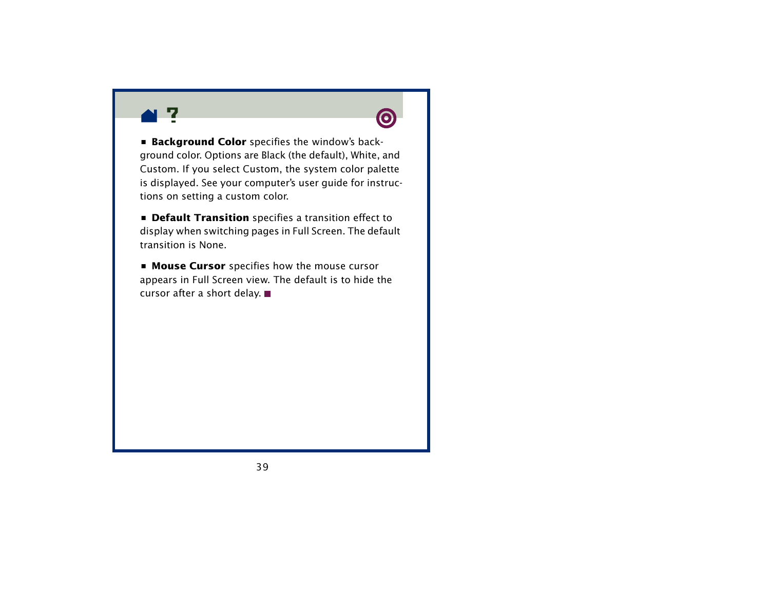- **Background Color** specifies the window's background color. Options are Black (the default), White, and Custom. If you select Custom, the system color palette is displayed. See your computer's user guide for instructions on setting a custom color.

- **Default Transition** specifies a transition effect to display when switching pages in Full Screen. The default transition is None.

- **Mouse Cursor** specifies how the mouse cursor appears in Full Screen view. The default is to hide the cursor after a short delay. ■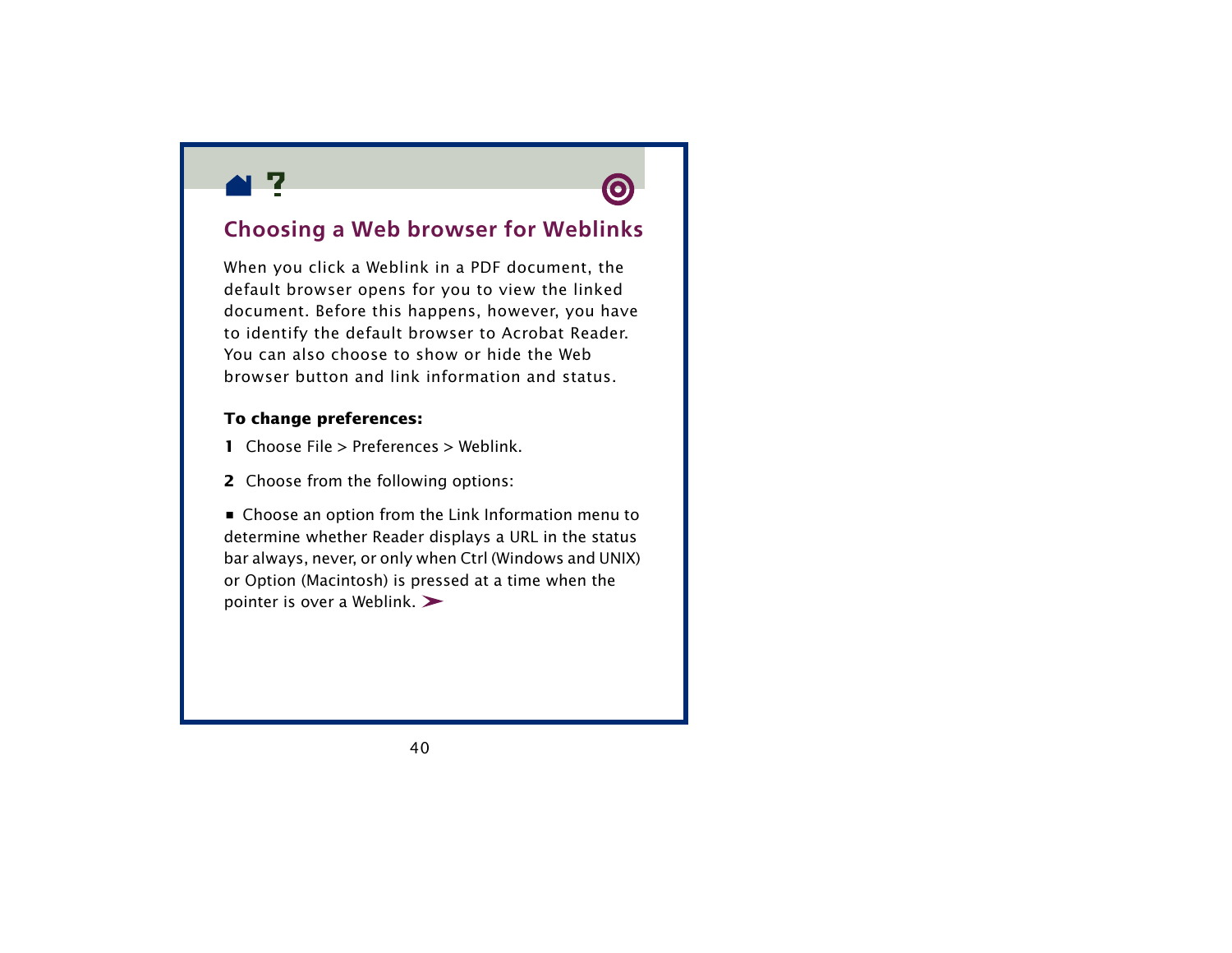## Choosing a Web browser for Weblinks

When you click a Weblink in a PDF document, the default browser opens for you to view the linked document. Before this happens, however, you have to identify the default browser to Acrobat Reader. You can also choose to show or hide the Web browser button and link information and status.

**To change preferences:**

**1** Choose File > Preferences > Weblink.

**2** Choose from the following options:

- Choose an option from the Link Information menu to determine whether Reader displays a URL in the status bar always, never, or only when Ctrl (Windows and UNIX) or Option (Macintosh) is pressed at a time when the pointer is over a Weblink. ➤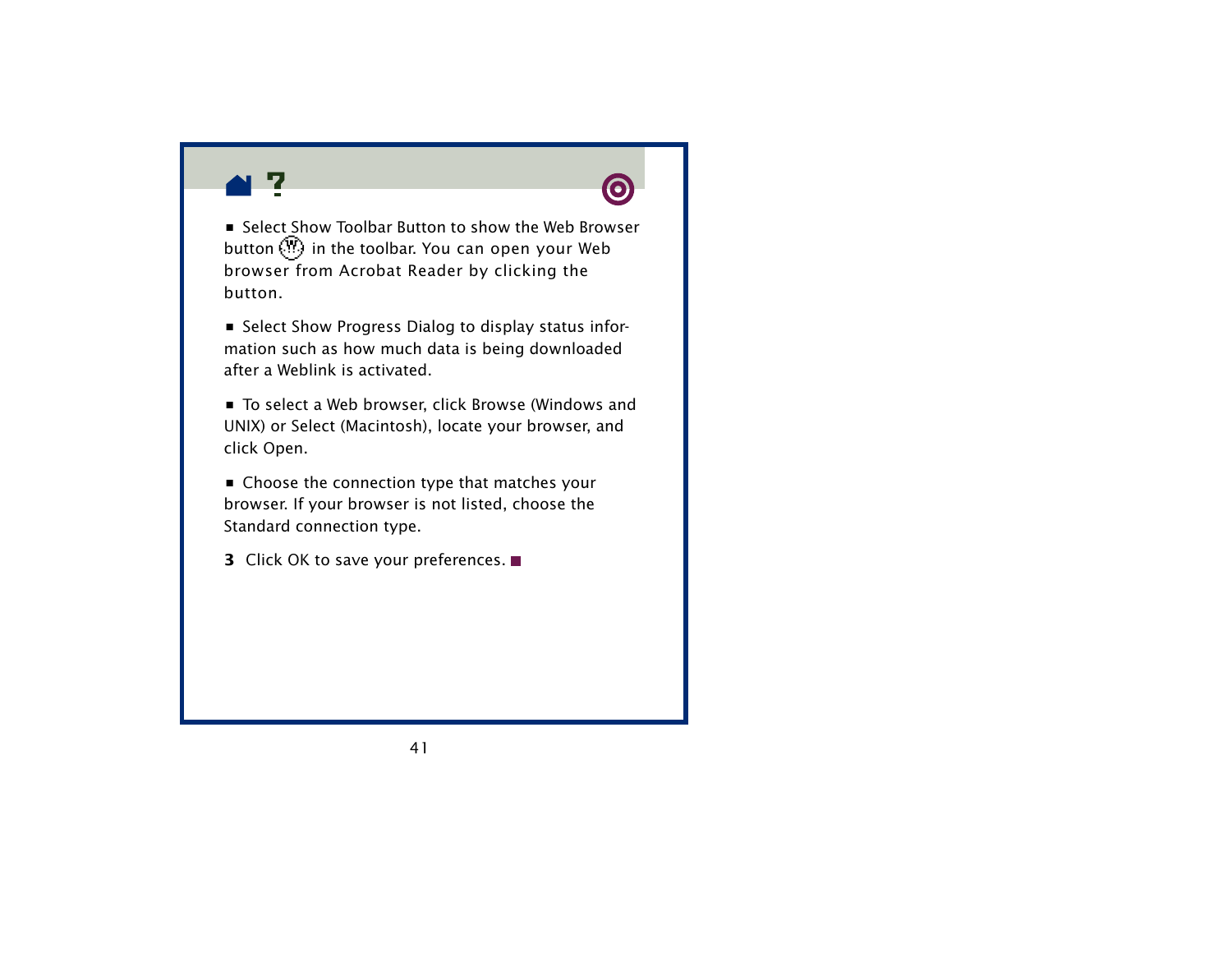- Select Show Toolbar Button to show the Web Browser button in the toolbar. You can open your Web browser from Acrobat Reader by clicking the button.

- Select Show Progress Dialog to display status information such as how much data is being downloaded after a Weblink is activated.

- To select a Web browser, click Browse (Windows and UNIX) or Select (Macintosh), locate your browser, and click Open.

- Choose the connection type that matches your browser. If your browser is not listed, choose the Standard connection type.

**3** Click OK to save your preferences. ■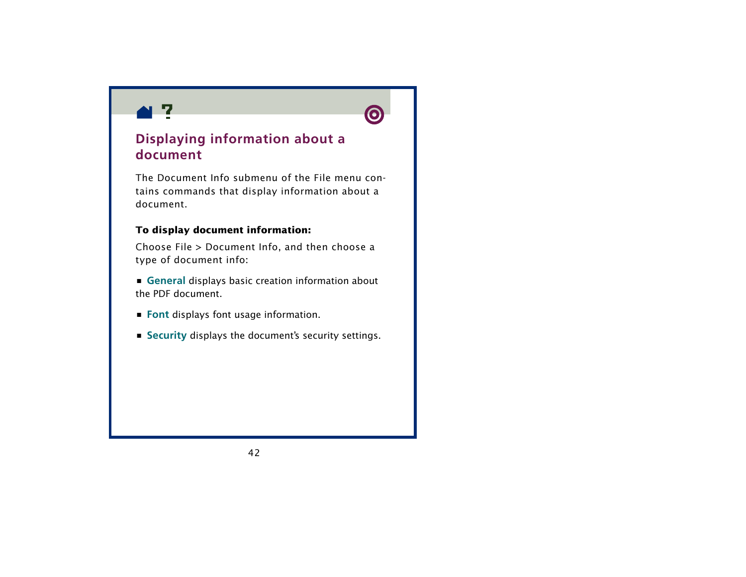## Displaying information about a document

The Document Info submenu of the File menu contains commands that display information about a document.

**To display document information:**

Choose File > Document Info, and then choose a type of document info:

- **General** displays basic creation information about the PDF document.
- **Font** displays font usage information.
- **Security** displays the document's security settings.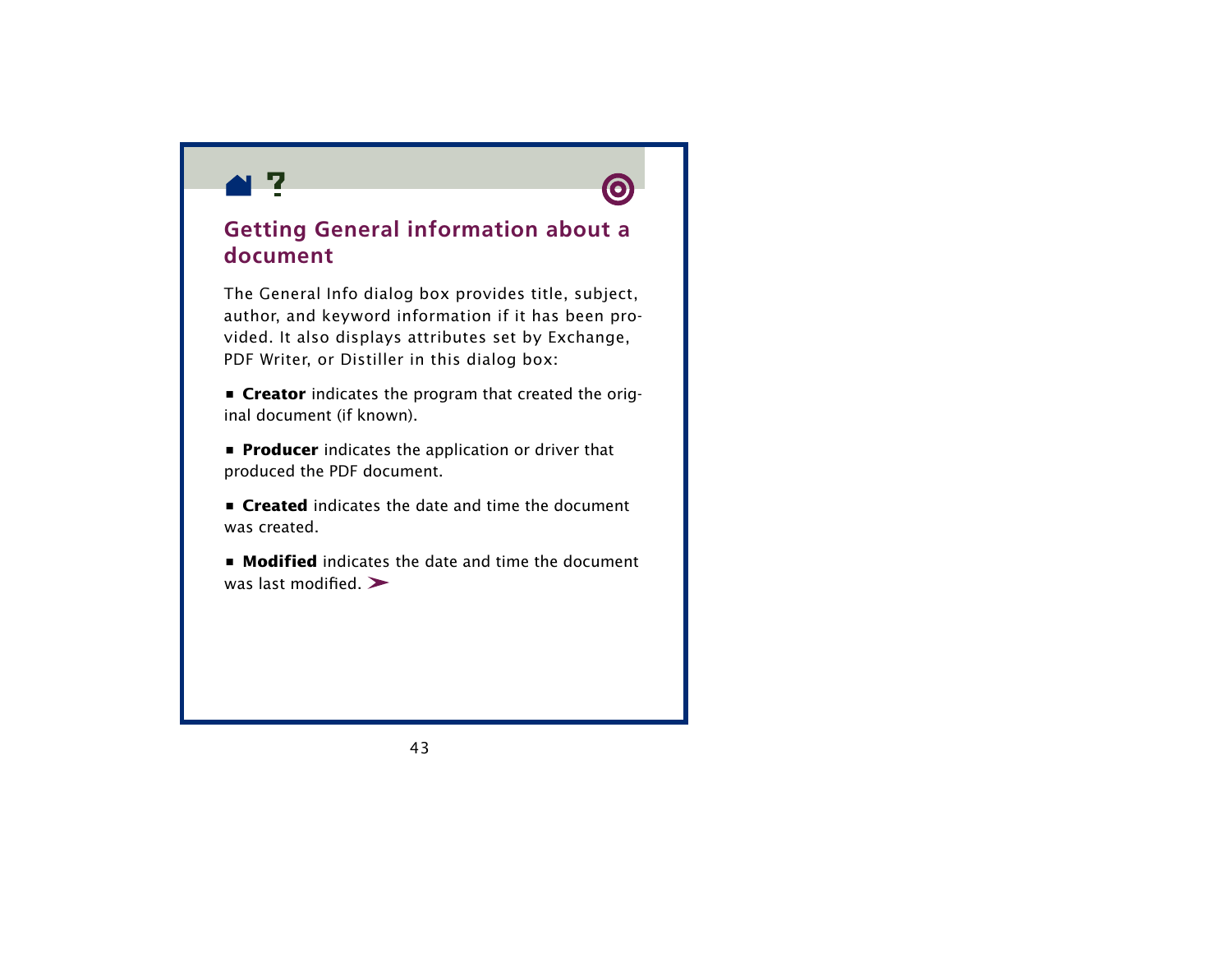## Getting General information about a document

The General Info dialog box provides title, subject, author, and keyword information if it has been provided. It also displays attributes set by Exchange, PDF Writer, or Distiller in this dialog box:

- **Creator** indicates the program that created the original document (if known).
- **Producer** indicates the application or driver that produced the PDF document.
- **Created** indicates the date and time the document was created.
- **Modified** indicates the date and time the document was last modified.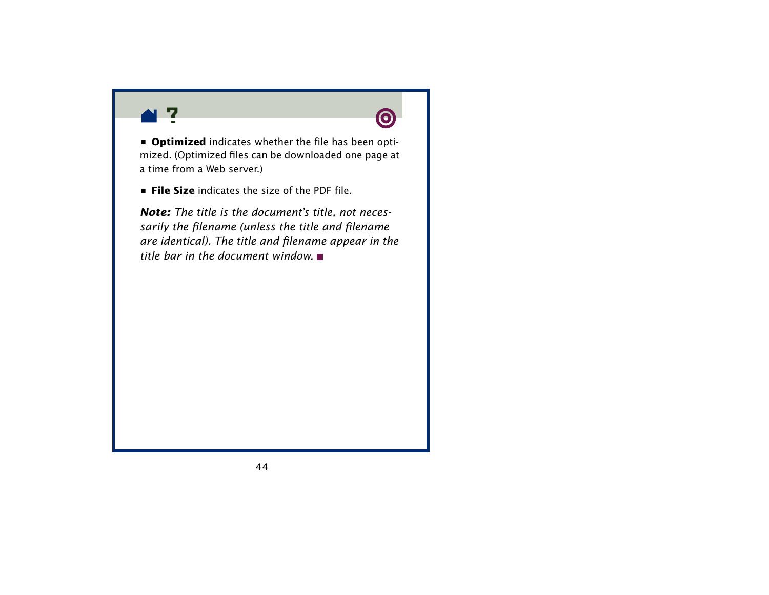- **Optimized** indicates whether the file has been optimized. (Optimized files can be downloaded one page at a time from a Web server.)
- **File Size** indicates the size of the PDF file.

***Note:*** *The title is the document's title, not necessarily the filename (unless the title and filename are identical). The title and filename appear in the title bar in the document window.* ■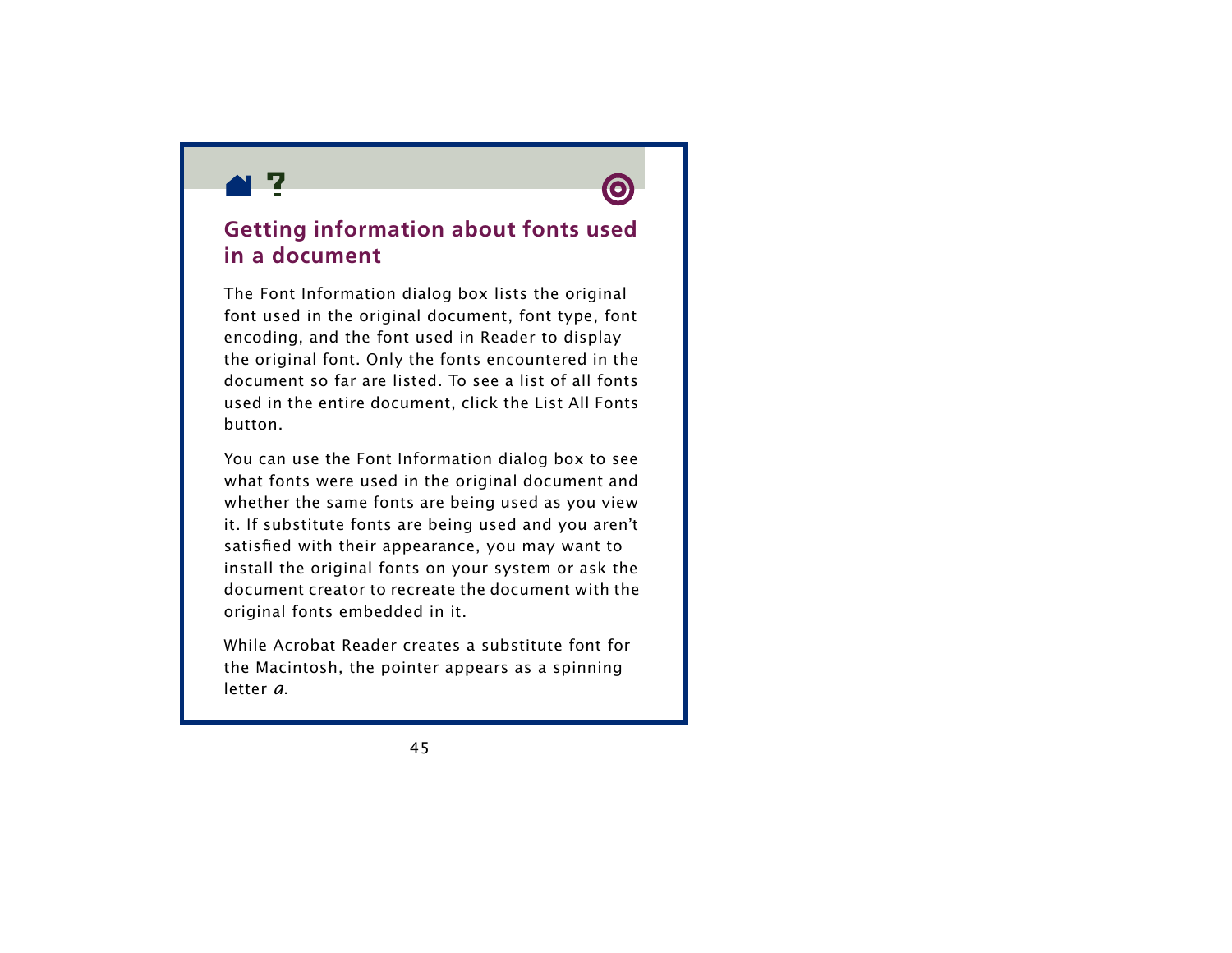## Getting information about fonts used in a document

The Font Information dialog box lists the original font used in the original document, font type, font encoding, and the font used in Reader to display the original font. Only the fonts encountered in the document so far are listed. To see a list of all fonts used in the entire document, click the List All Fonts button.

You can use the Font Information dialog box to see what fonts were used in the original document and whether the same fonts are being used as you view it. If substitute fonts are being used and you aren't satisfied with their appearance, you may want to install the original fonts on your system or ask the document creator to recreate the document with the original fonts embedded in it.

While Acrobat Reader creates a substitute font for the Macintosh, the pointer appears as a spinning letter *a*.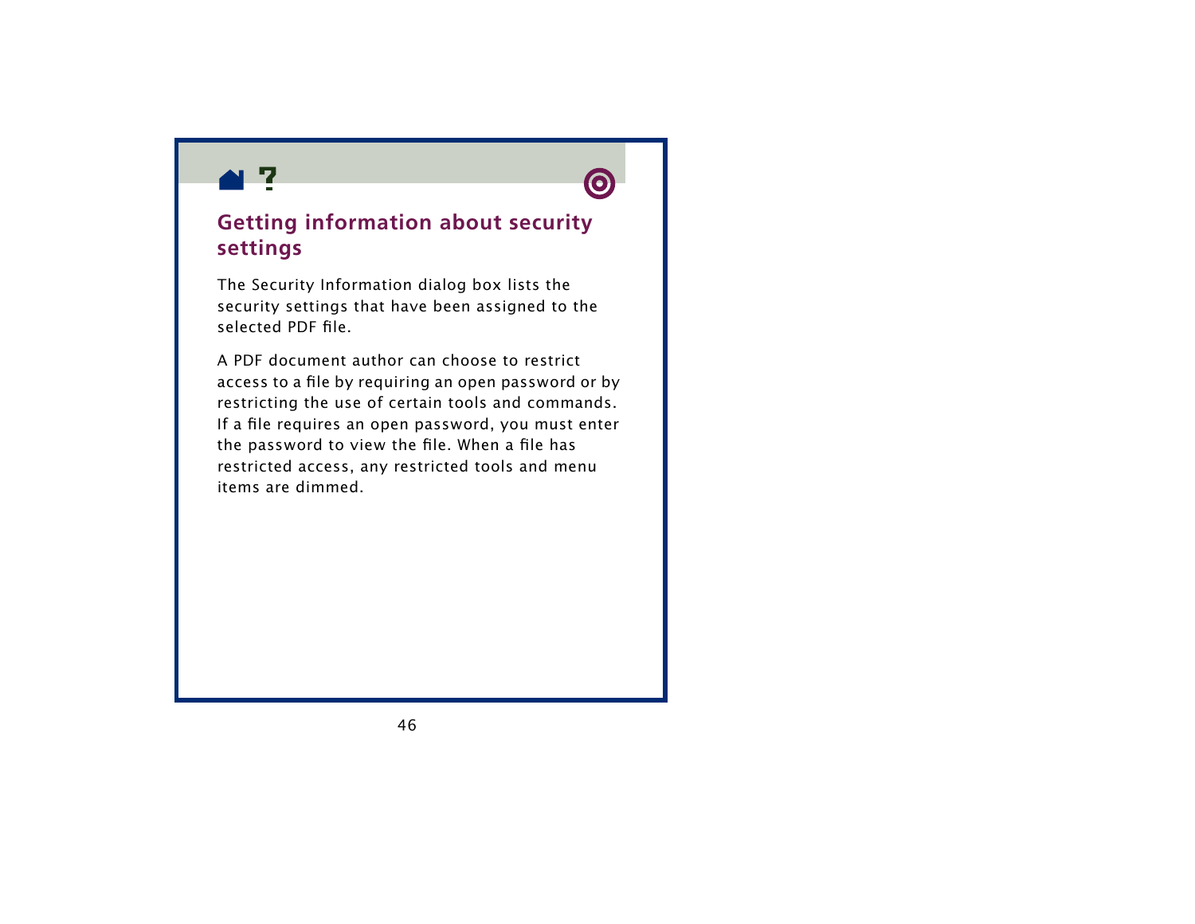## Getting information about security settings

The Security Information dialog box lists the security settings that have been assigned to the selected PDF file.

A PDF document author can choose to restrict access to a file by requiring an open password or by restricting the use of certain tools and commands. If a file requires an open password, you must enter the password to view the file. When a file has restricted access, any restricted tools and menu items are dimmed.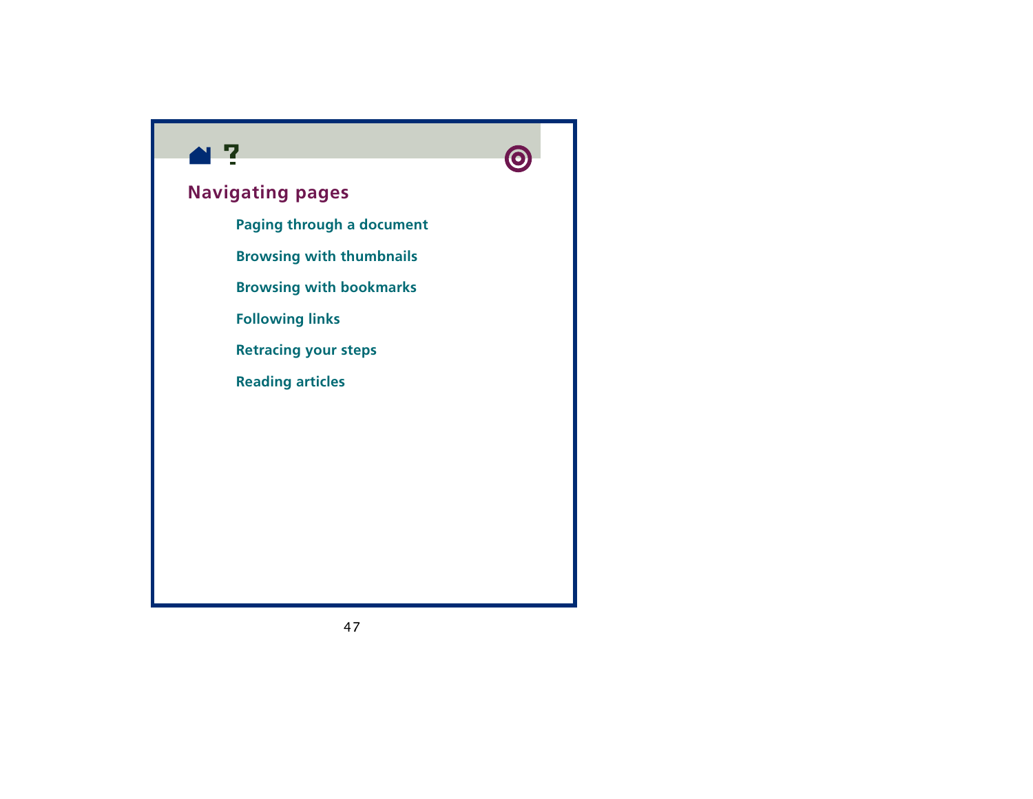## Navigating pages

- Paging through a document
- Browsing with thumbnails
- Browsing with bookmarks
- Following links
- Retracing your steps
- Reading articles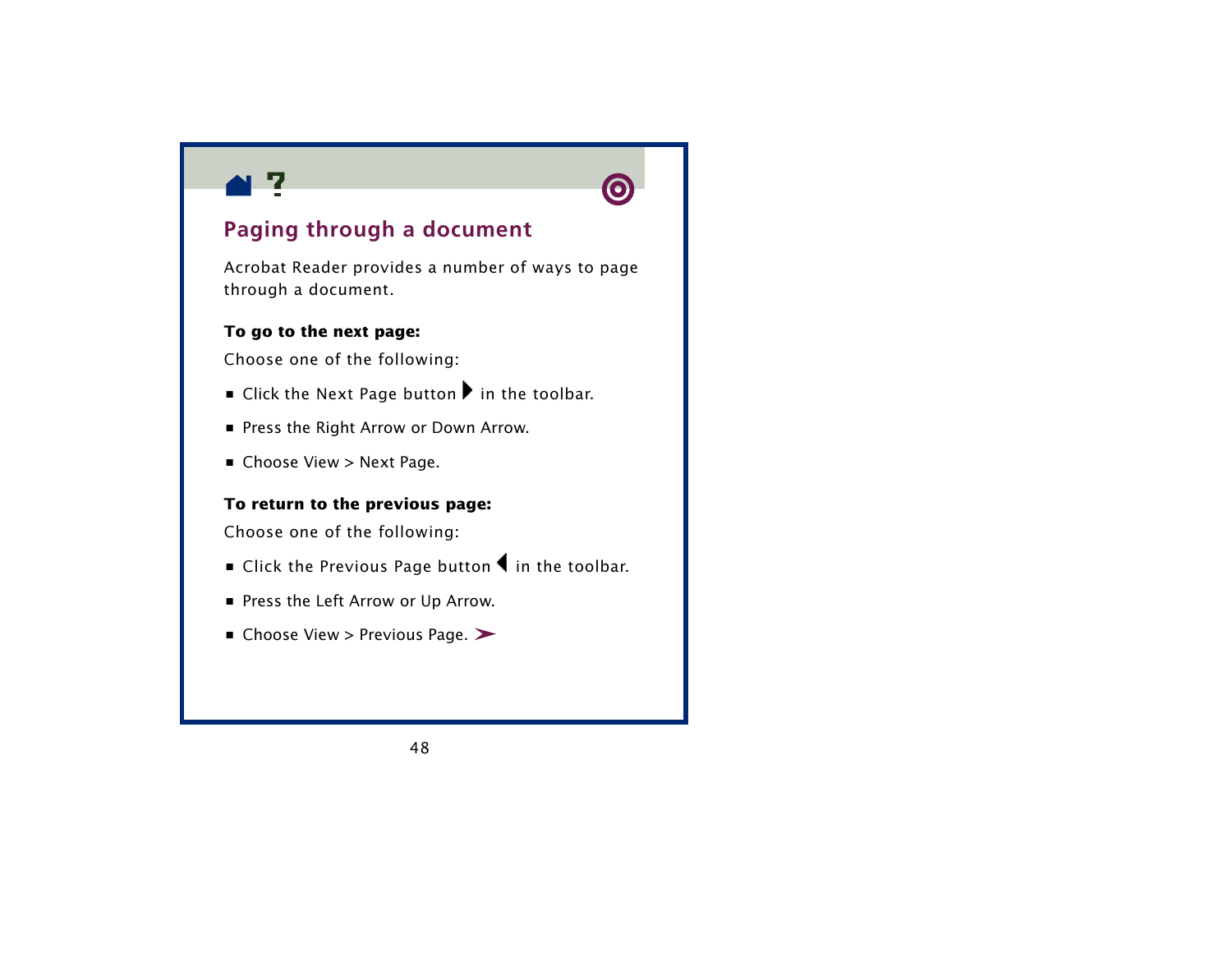## Paging through a document

Acrobat Reader provides a number of ways to page through a document.

**To go to the next page:**

Choose one of the following:

- Click the Next Page button in the toolbar.
- Press the Right Arrow or Down Arrow.
- Choose View > Next Page.

**To return to the previous page:**

Choose one of the following:

- Click the Previous Page button in the toolbar.
- Press the Left Arrow or Up Arrow.
- Choose View > Previous Page.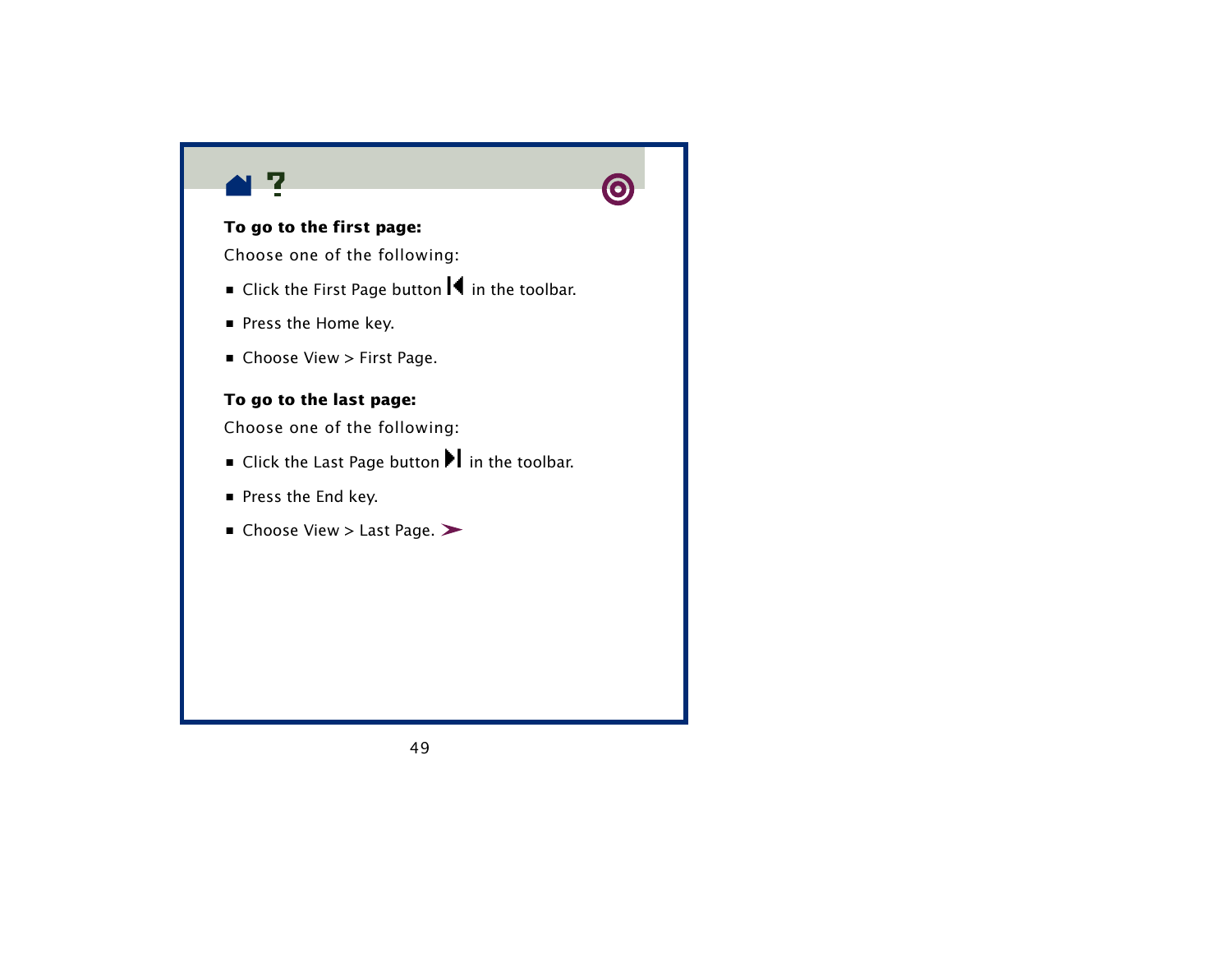**To go to the first page:**

Choose one of the following:

- Click the First Page button in the toolbar.
- Press the Home key.
- Choose View > First Page.

**To go to the last page:**

Choose one of the following:

- Click the Last Page button in the toolbar.
- Press the End key.
- Choose View > Last Page.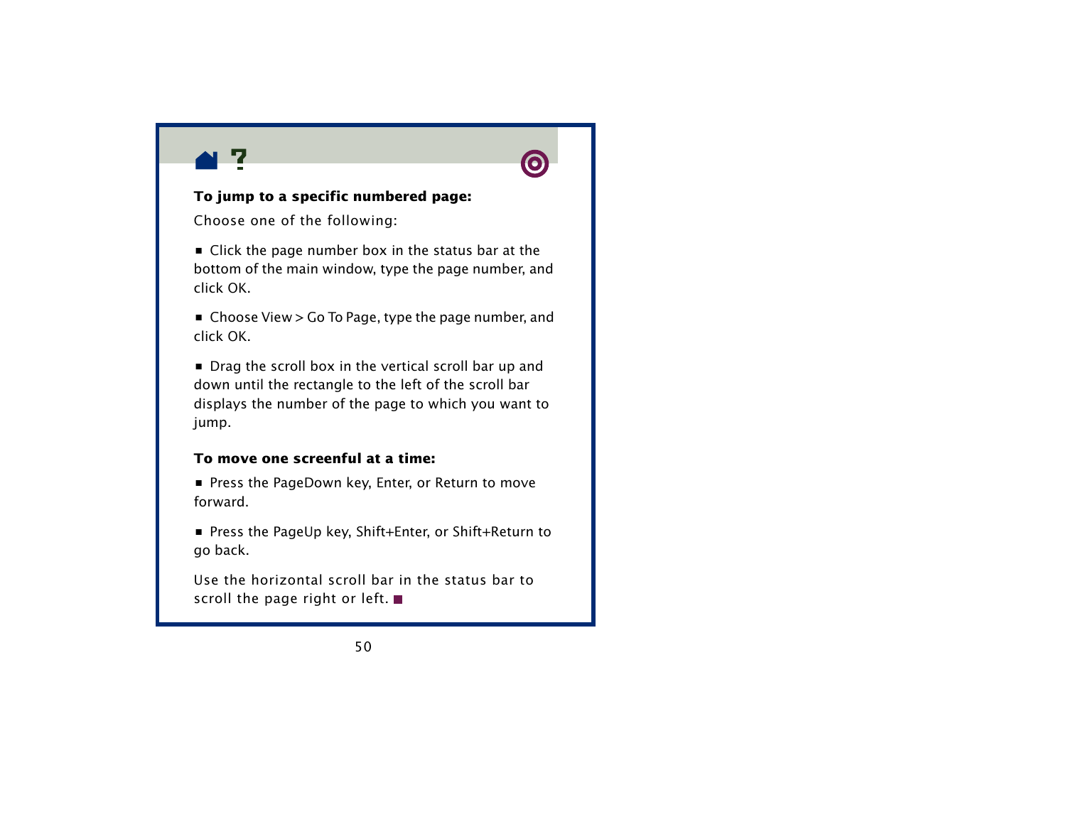**To jump to a specific numbered page:**

Choose one of the following:

- Click the page number box in the status bar at the bottom of the main window, type the page number, and click OK.
- Choose View > Go To Page, type the page number, and click OK.
- Drag the scroll box in the vertical scroll bar up and down until the rectangle to the left of the scroll bar displays the number of the page to which you want to jump.

**To move one screenful at a time:**

- Press the PageDown key, Enter, or Return to move forward.
- Press the PageUp key, Shift+Enter, or Shift+Return to go back.

Use the horizontal scroll bar in the status bar to scroll the page right or left.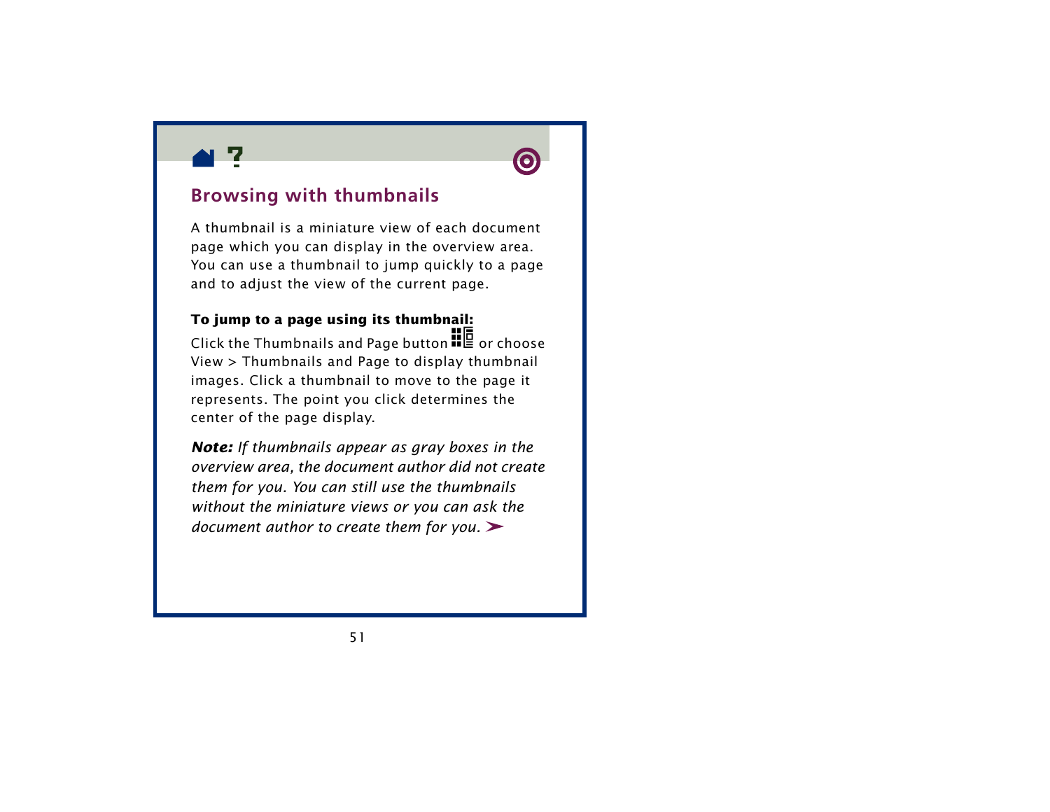## Browsing with thumbnails

A thumbnail is a miniature view of each document page which you can display in the overview area. You can use a thumbnail to jump quickly to a page and to adjust the view of the current page.

**To jump to a page using its thumbnail:**
Click the Thumbnails and Page button or choose View > Thumbnails and Page to display thumbnail images. Click a thumbnail to move to the page it represents. The point you click determines the center of the page display.

***Note:*** *If thumbnails appear as gray boxes in the overview area, the document author did not create them for you. You can still use the thumbnails without the miniature views or you can ask the document author to create them for you.* ➤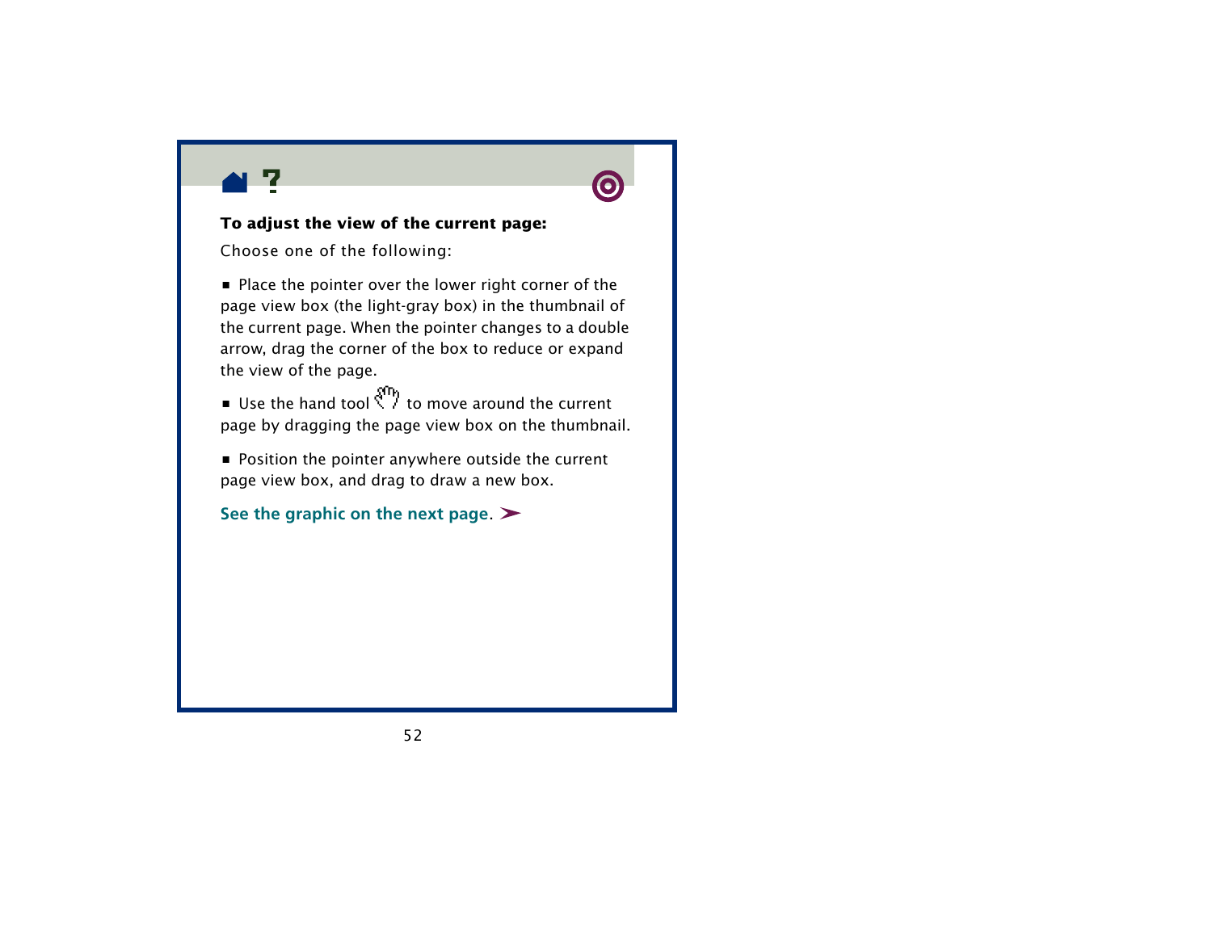**To adjust the view of the current page:**

Choose one of the following:

- Place the pointer over the lower right corner of the page view box (the light-gray box) in the thumbnail of the current page. When the pointer changes to a double arrow, drag the corner of the box to reduce or expand the view of the page.
- Use the hand tool to move around the current page by dragging the page view box on the thumbnail.
- Position the pointer anywhere outside the current page view box, and drag to draw a new box.

See the graphic on the next page. ➤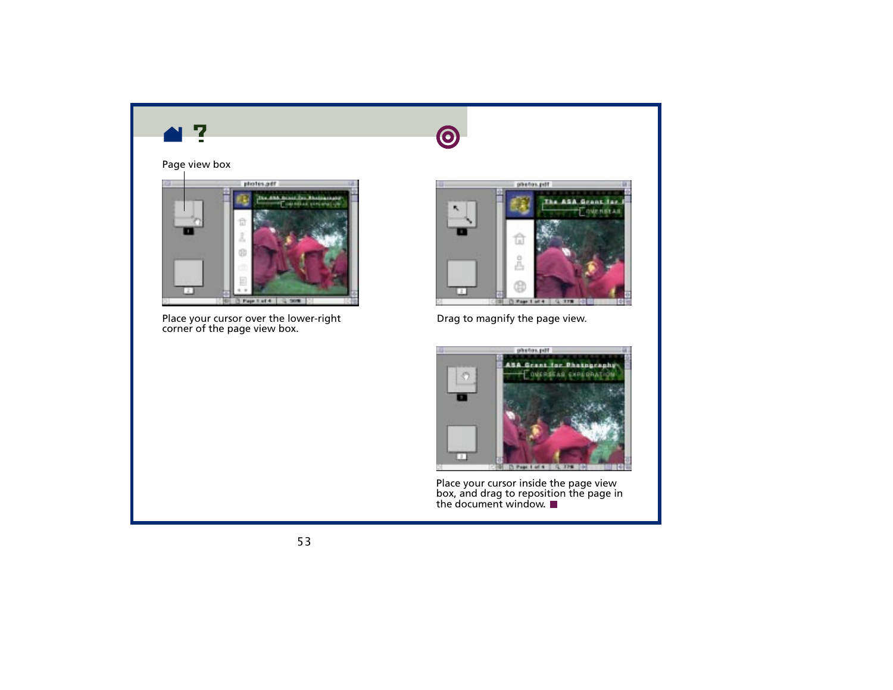Page view box

Place your cursor over the lower-right corner of the page view box.

Drag to magnify the page view.

Place your cursor inside the page view box, and drag to reposition the page in the document window.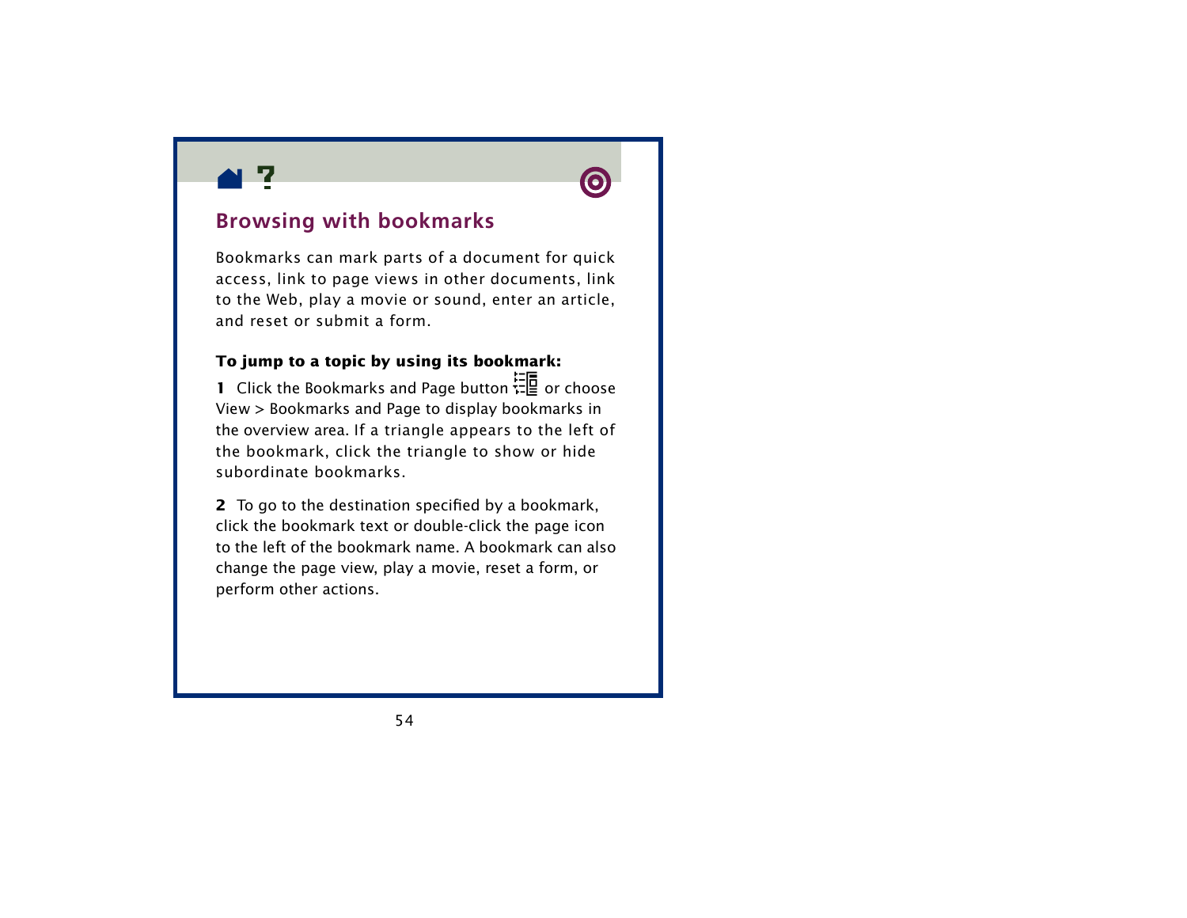## Browsing with bookmarks

Bookmarks can mark parts of a document for quick access, link to page views in other documents, link to the Web, play a movie or sound, enter an article, and reset or submit a form.

**To jump to a topic by using its bookmark:**

**1** Click the Bookmarks and Page button or choose View > Bookmarks and Page to display bookmarks in the overview area. If a triangle appears to the left of the bookmark, click the triangle to show or hide subordinate bookmarks.

**2** To go to the destination specified by a bookmark, click the bookmark text or double-click the page icon to the left of the bookmark name. A bookmark can also change the page view, play a movie, reset a form, or perform other actions.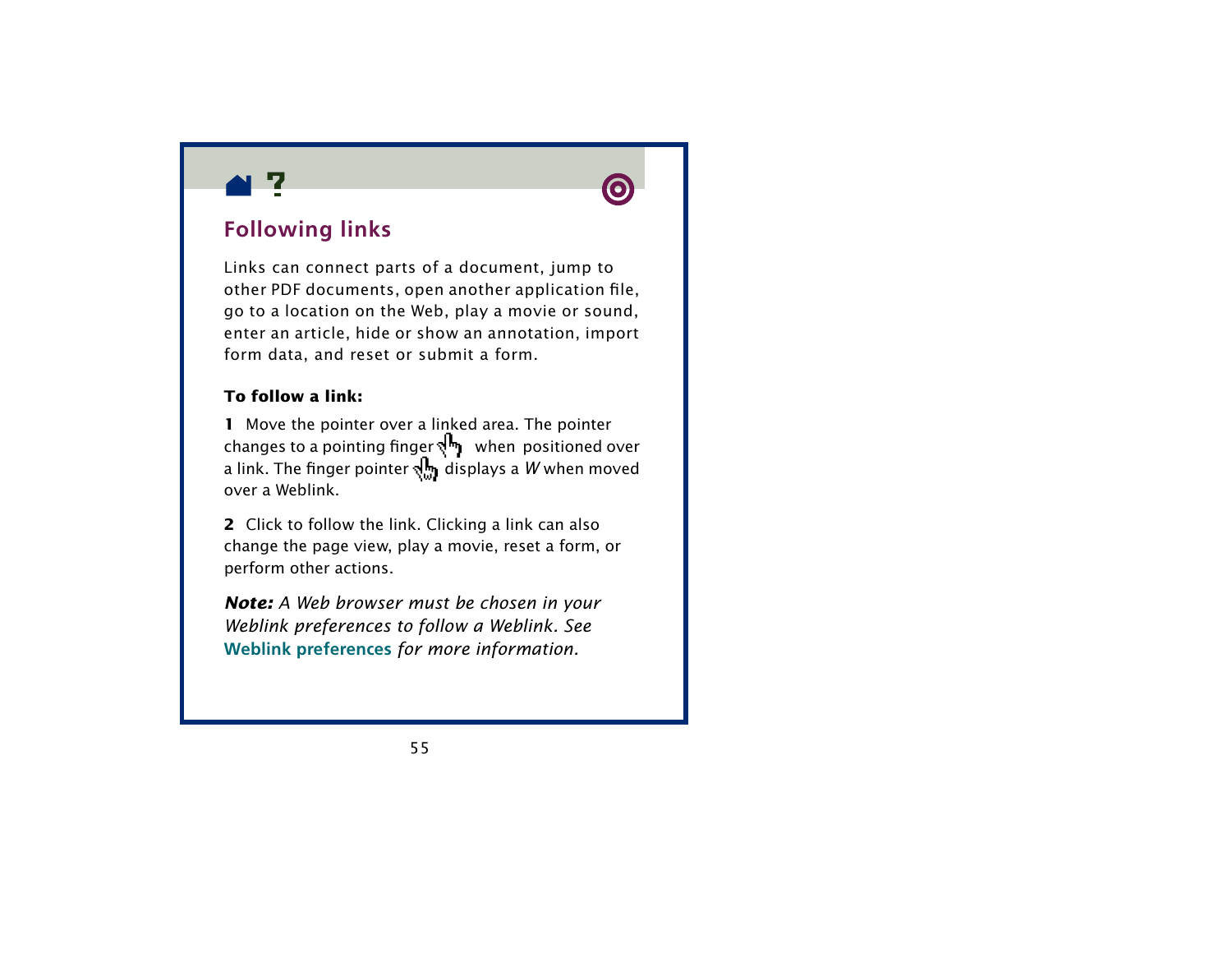## Following links

Links can connect parts of a document, jump to other PDF documents, open another application file, go to a location on the Web, play a movie or sound, enter an article, hide or show an annotation, import form data, and reset or submit a form.

**To follow a link:**

**1** Move the pointer over a linked area. The pointer changes to a pointing finger when positioned over a link. The finger pointer displays a *W* when moved over a Weblink.

**2** Click to follow the link. Clicking a link can also change the page view, play a movie, reset a form, or perform other actions.

***Note:*** *A Web browser must be chosen in your Weblink preferences to follow a Weblink. See* **Weblink preferences** *for more information.*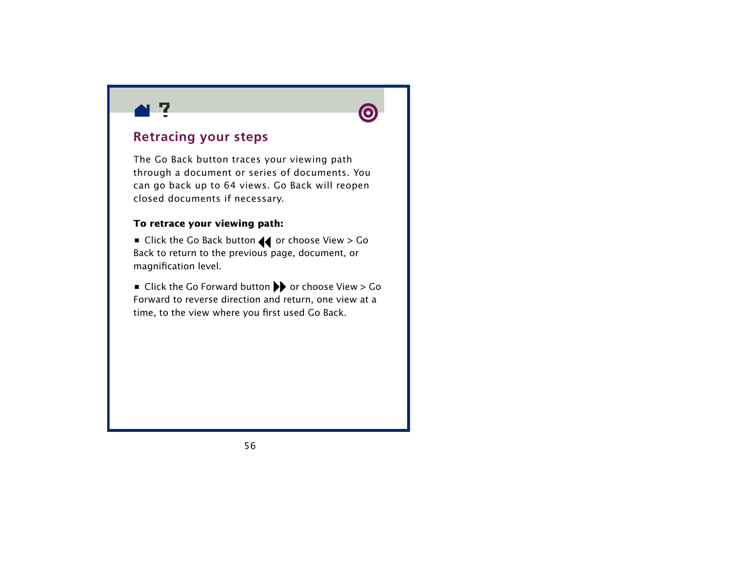## Retracing your steps

The Go Back button traces your viewing path through a document or series of documents. You can go back up to 64 views. Go Back will reopen closed documents if necessary.

**To retrace your viewing path:**

- Click the Go Back button or choose View > Go Back to return to the previous page, document, or magnification level.
- Click the Go Forward button or choose View > Go Forward to reverse direction and return, one view at a time, to the view where you first used Go Back.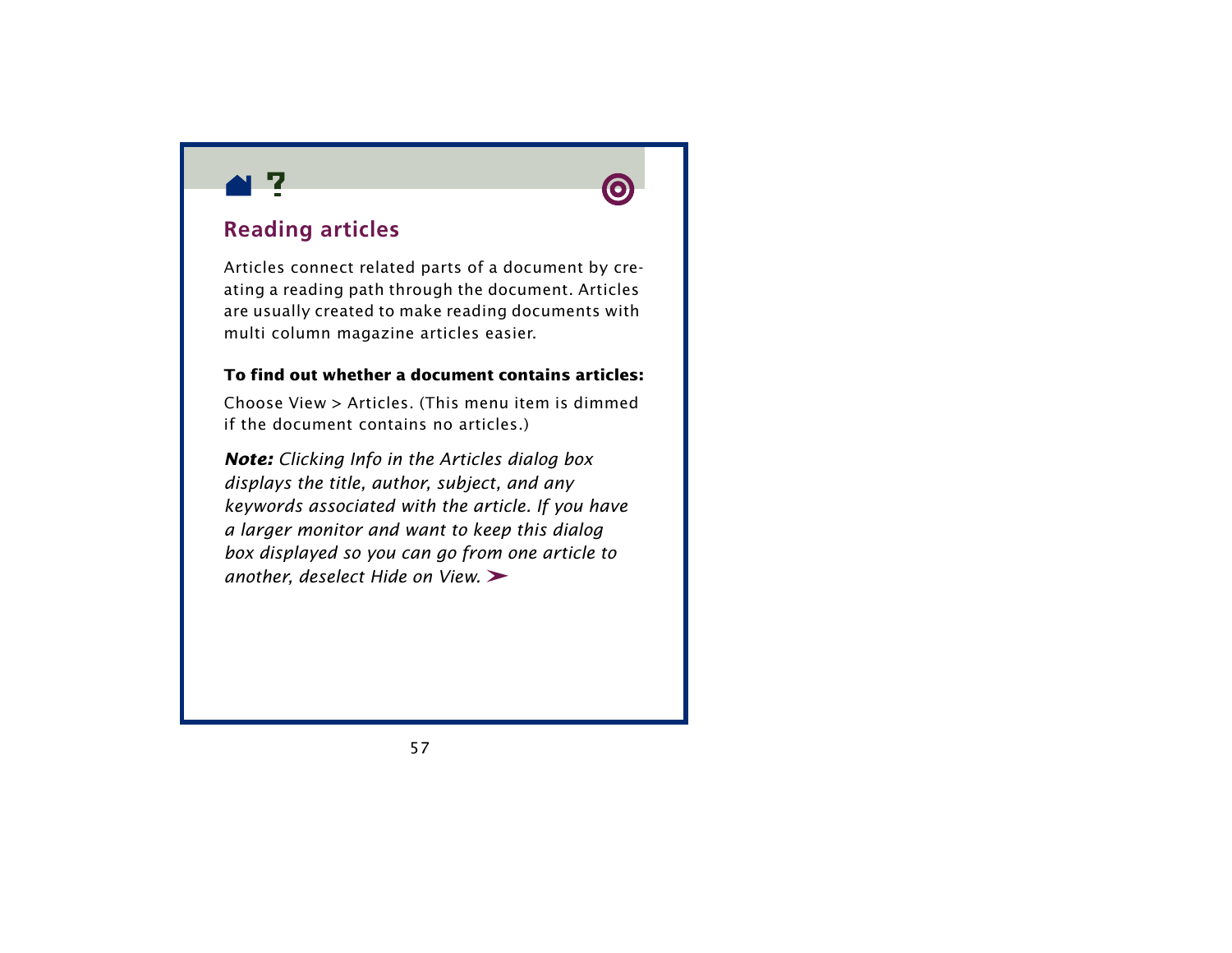## Reading articles

Articles connect related parts of a document by creating a reading path through the document. Articles are usually created to make reading documents with multi column magazine articles easier.

**To find out whether a document contains articles:**

Choose View > Articles. (This menu item is dimmed if the document contains no articles.)

***Note:*** *Clicking Info in the Articles dialog box displays the title, author, subject, and any keywords associated with the article. If you have a larger monitor and want to keep this dialog box displayed so you can go from one article to another, deselect Hide on View.* ➤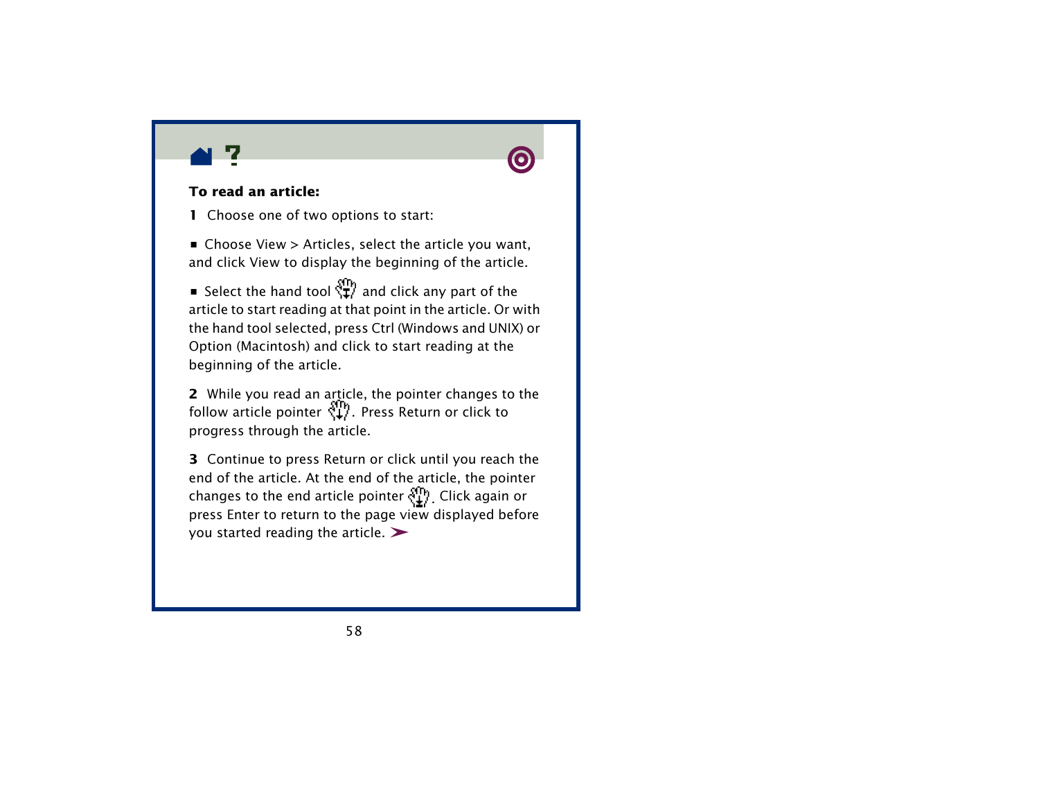**To read an article:**

1  Choose one of two options to start:

- Choose View > Articles, select the article you want, and click View to display the beginning of the article.

- Select the hand tool and click any part of the article to start reading at that point in the article. Or with the hand tool selected, press Ctrl (Windows and UNIX) or Option (Macintosh) and click to start reading at the beginning of the article.

2  While you read an article, the pointer changes to the follow article pointer . Press Return or click to progress through the article.

3  Continue to press Return or click until you reach the end of the article. At the end of the article, the pointer changes to the end article pointer . Click again or press Enter to return to the page view displayed before you started reading the article.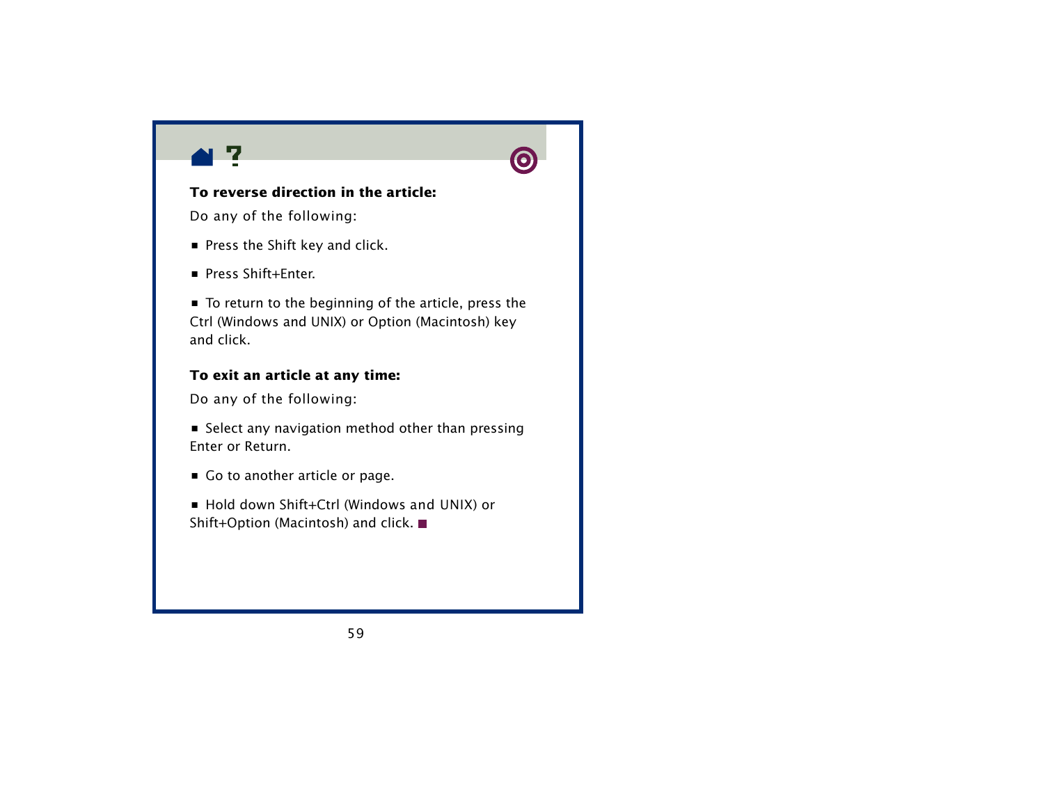**To reverse direction in the article:**

Do any of the following:

- Press the Shift key and click.
- Press Shift+Enter.
- To return to the beginning of the article, press the Ctrl (Windows and UNIX) or Option (Macintosh) key and click.

**To exit an article at any time:**

Do any of the following:

- Select any navigation method other than pressing Enter or Return.
- Go to another article or page.
- Hold down Shift+Ctrl (Windows and UNIX) or Shift+Option (Macintosh) and click.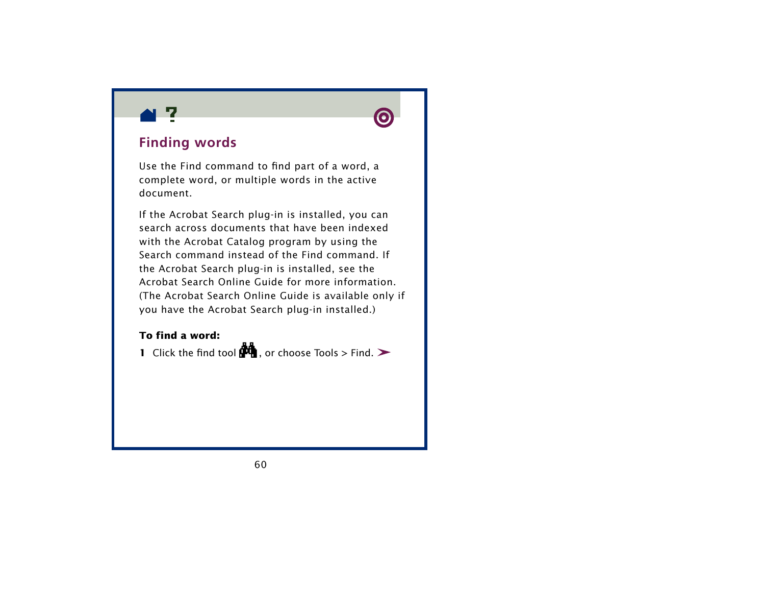## Finding words

Use the Find command to find part of a word, a complete word, or multiple words in the active document.

If the Acrobat Search plug-in is installed, you can search across documents that have been indexed with the Acrobat Catalog program by using the Search command instead of the Find command. If the Acrobat Search plug-in is installed, see the Acrobat Search Online Guide for more information. (The Acrobat Search Online Guide is available only if you have the Acrobat Search plug-in installed.)

**To find a word:**

1 Click the find tool, or choose Tools > Find.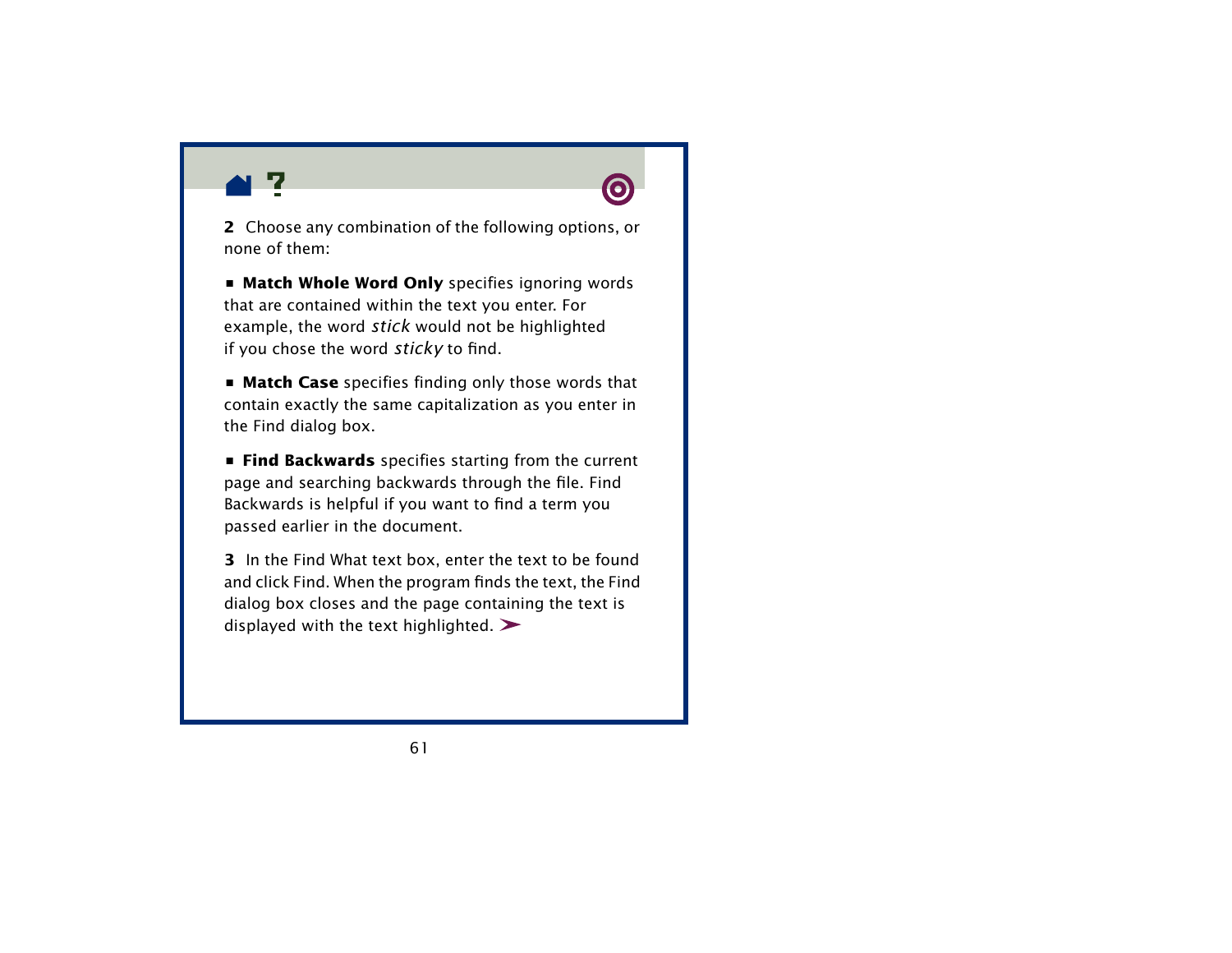**2** Choose any combination of the following options, or none of them:

- **Match Whole Word Only** specifies ignoring words that are contained within the text you enter. For example, the word *stick* would not be highlighted if you chose the word *sticky* to find.

- **Match Case** specifies finding only those words that contain exactly the same capitalization as you enter in the Find dialog box.

- **Find Backwards** specifies starting from the current page and searching backwards through the file. Find Backwards is helpful if you want to find a term you passed earlier in the document.

**3** In the Find What text box, enter the text to be found and click Find. When the program finds the text, the Find dialog box closes and the page containing the text is displayed with the text highlighted. ➤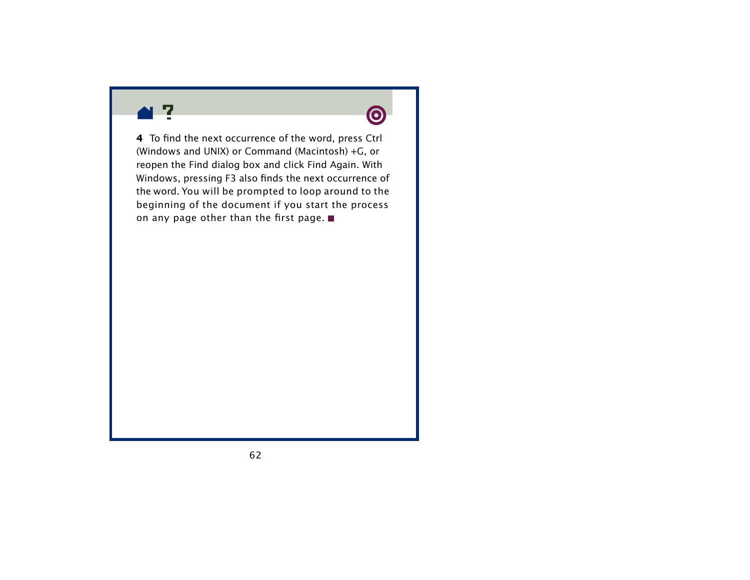**4** To find the next occurrence of the word, press Ctrl (Windows and UNIX) or Command (Macintosh) +G, or reopen the Find dialog box and click Find Again. With Windows, pressing F3 also finds the next occurrence of the word. You will be prompted to loop around to the beginning of the document if you start the process on any page other than the first page. ■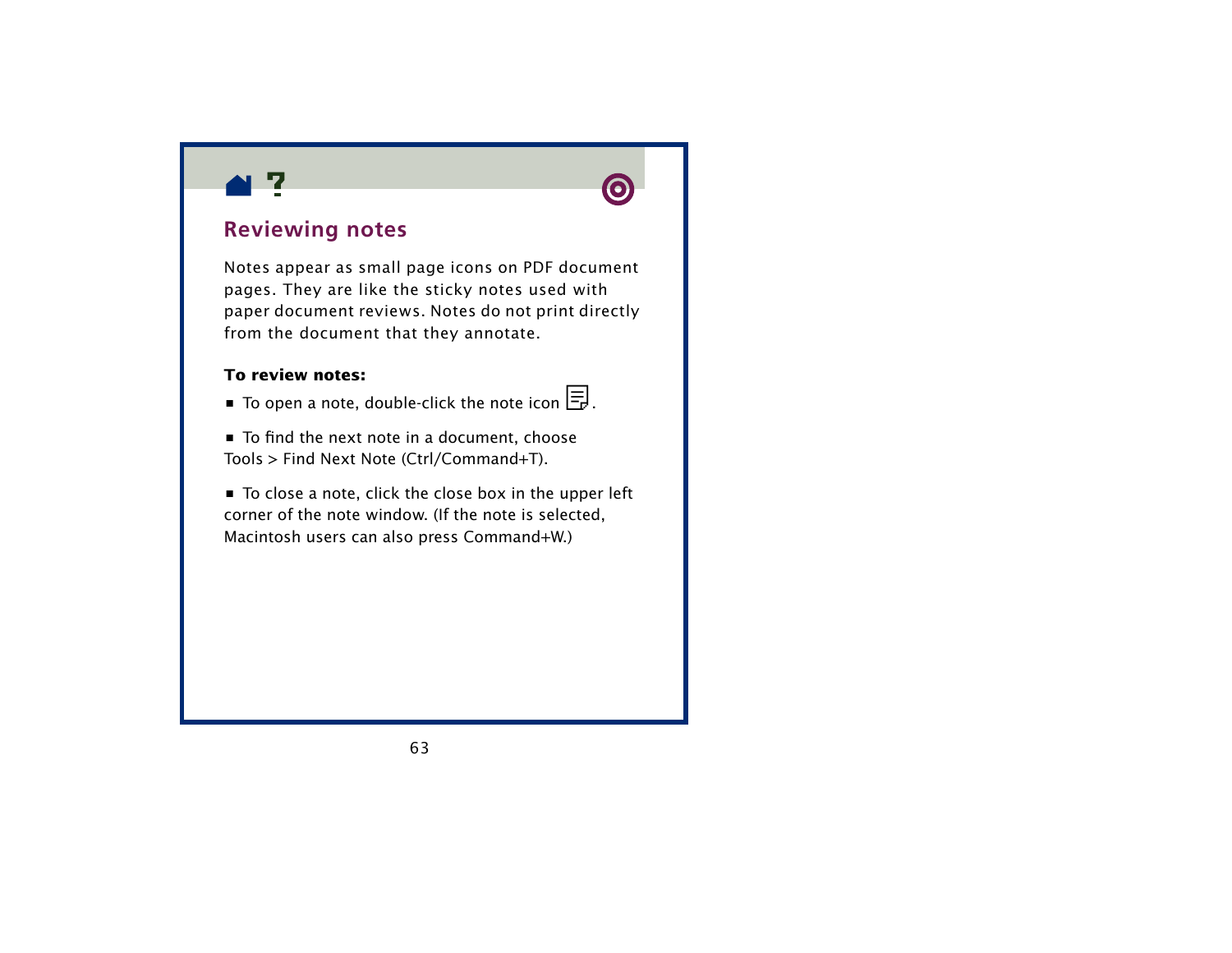## Reviewing notes

Notes appear as small page icons on PDF document pages. They are like the sticky notes used with paper document reviews. Notes do not print directly from the document that they annotate.

**To review notes:**

- To open a note, double-click the note icon .

- To find the next note in a document, choose Tools > Find Next Note (Ctrl/Command+T).

- To close a note, click the close box in the upper left corner of the note window. (If the note is selected, Macintosh users can also press Command+W.)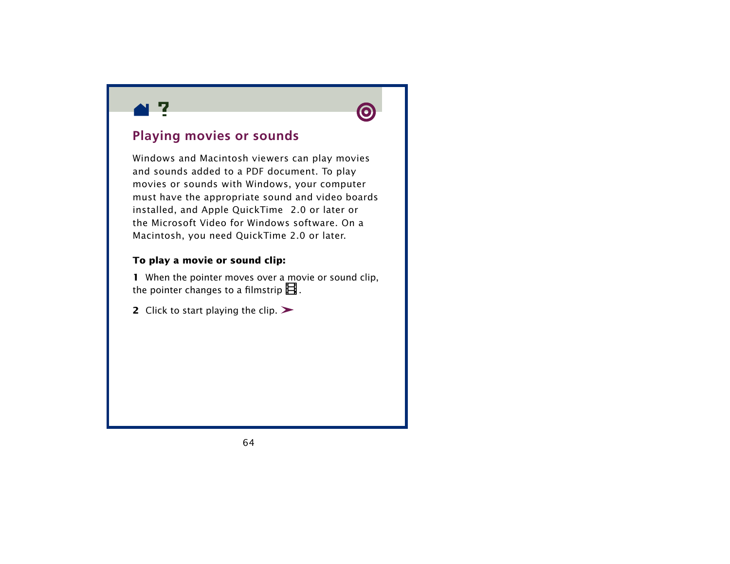## Playing movies or sounds

Windows and Macintosh viewers can play movies and sounds added to a PDF document. To play movies or sounds with Windows, your computer must have the appropriate sound and video boards installed, and Apple QuickTime 2.0 or later or the Microsoft Video for Windows software. On a Macintosh, you need QuickTime 2.0 or later.

**To play a movie or sound clip:**

**1** When the pointer moves over a movie or sound clip, the pointer changes to a filmstrip .

**2** Click to start playing the clip.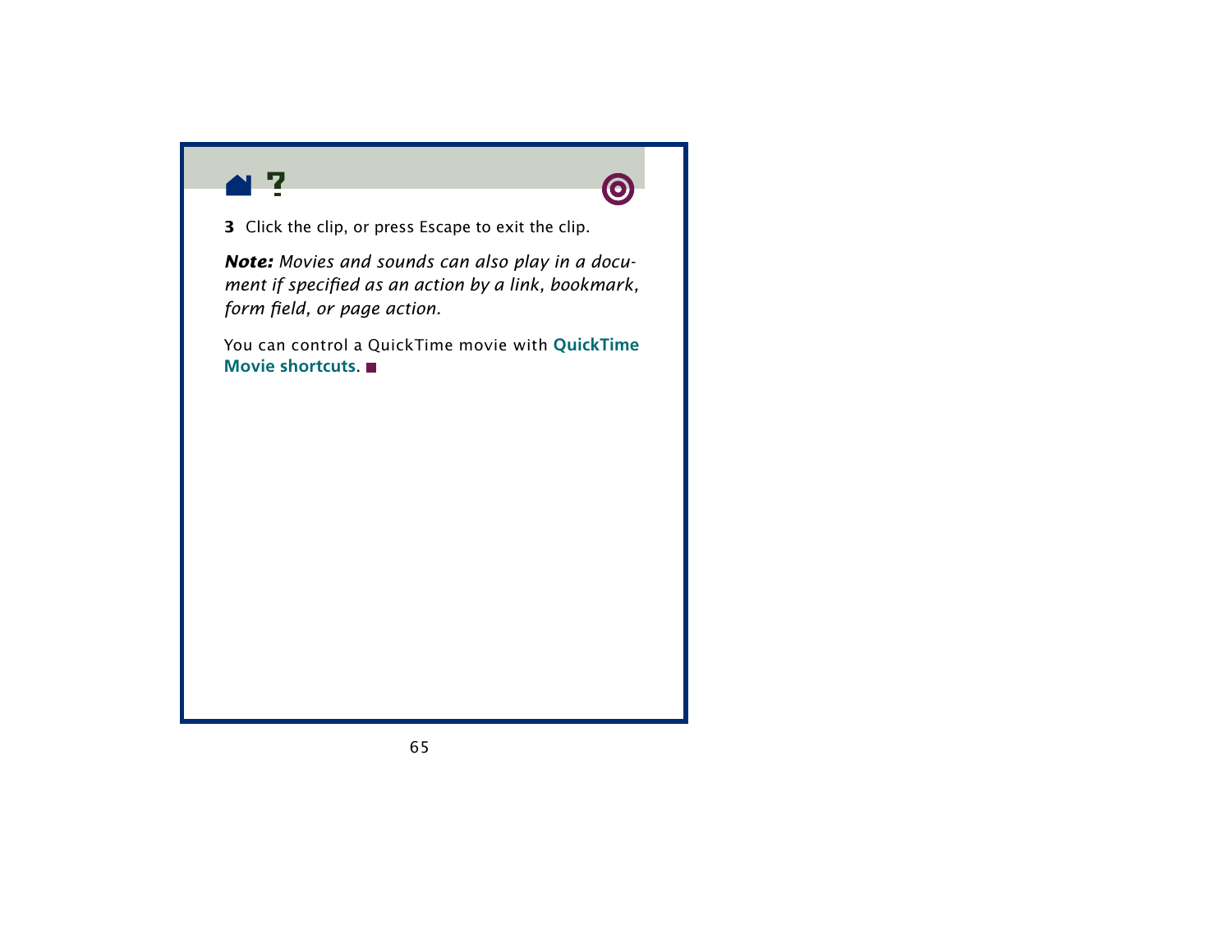**3** Click the clip, or press Escape to exit the clip.

***Note:*** *Movies and sounds can also play in a document if specified as an action by a link, bookmark, form field, or page action.*

You can control a QuickTime movie with **QuickTime Movie shortcuts**. ■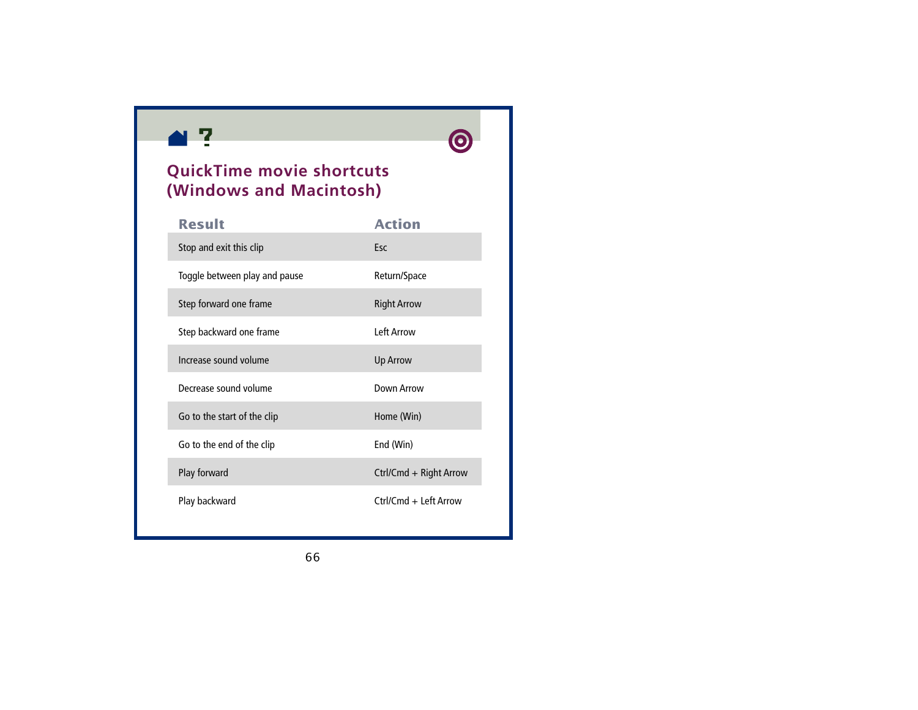# QuickTime movie shortcuts (Windows and Macintosh)

| Result | Action |
|---|---|
| Stop and exit this clip | Esc |
| Toggle between play and pause | Return/Space |
| Step forward one frame | Right Arrow |
| Step backward one frame | Left Arrow |
| Increase sound volume | Up Arrow |
| Decrease sound volume | Down Arrow |
| Go to the start of the clip | Home (Win) |
| Go to the end of the clip | End (Win) |
| Play forward | Ctrl/Cmd + Right Arrow |
| Play backward | Ctrl/Cmd + Left Arrow |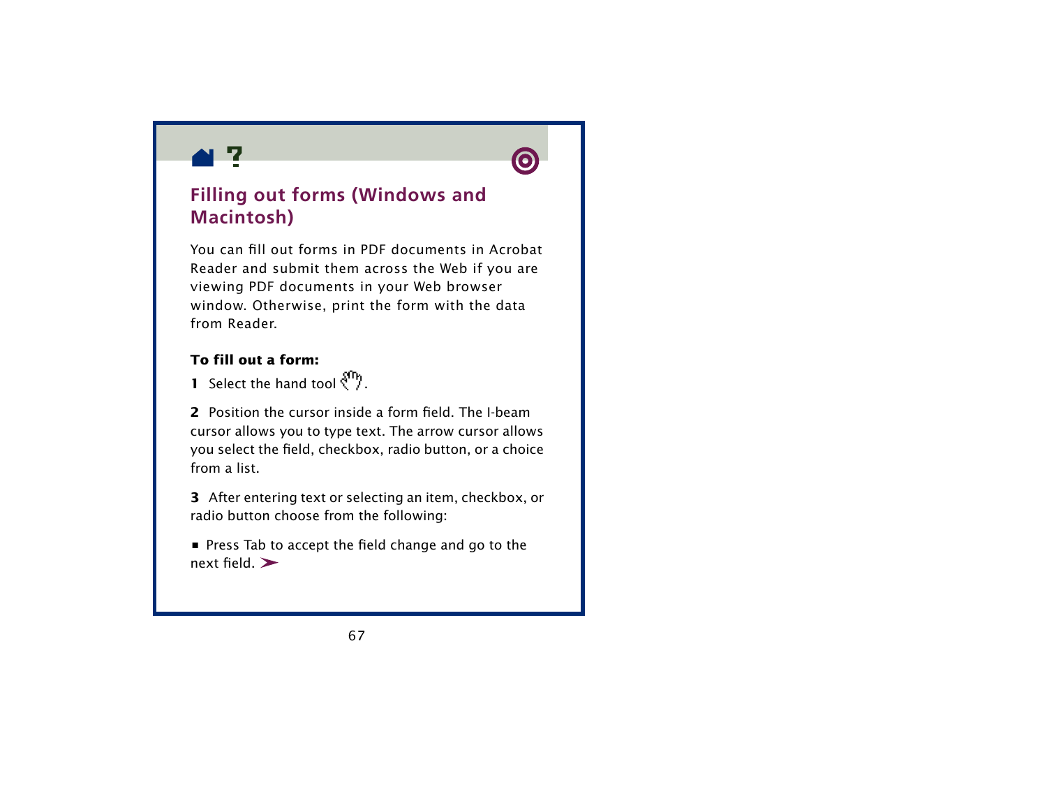## Filling out forms (Windows and Macintosh)

You can fill out forms in PDF documents in Acrobat Reader and submit them across the Web if you are viewing PDF documents in your Web browser window. Otherwise, print the form with the data from Reader.

**To fill out a form:**

**1** Select the hand tool.

**2** Position the cursor inside a form field. The I-beam cursor allows you to type text. The arrow cursor allows you select the field, checkbox, radio button, or a choice from a list.

**3** After entering text or selecting an item, checkbox, or radio button choose from the following:

- Press Tab to accept the field change and go to the next field.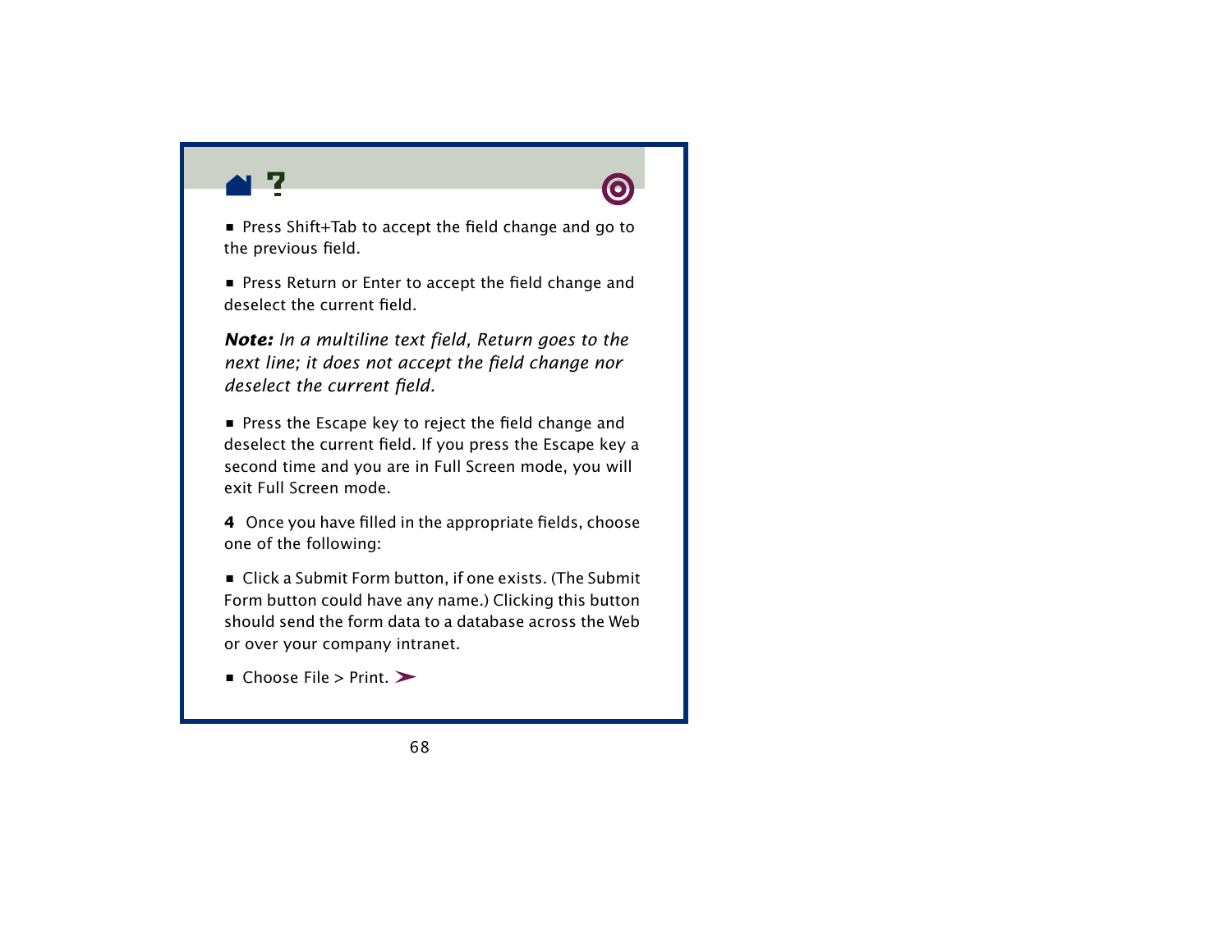- Press Shift+Tab to accept the field change and go to the previous field.

- Press Return or Enter to accept the field change and deselect the current field.

***Note:*** *In a multiline text field, Return goes to the next line; it does not accept the field change nor deselect the current field.*

- Press the Escape key to reject the field change and deselect the current field. If you press the Escape key a second time and you are in Full Screen mode, you will exit Full Screen mode.

**4** Once you have filled in the appropriate fields, choose one of the following:

- Click a Submit Form button, if one exists. (The Submit Form button could have any name.) Clicking this button should send the form data to a database across the Web or over your company intranet.

- Choose File > Print.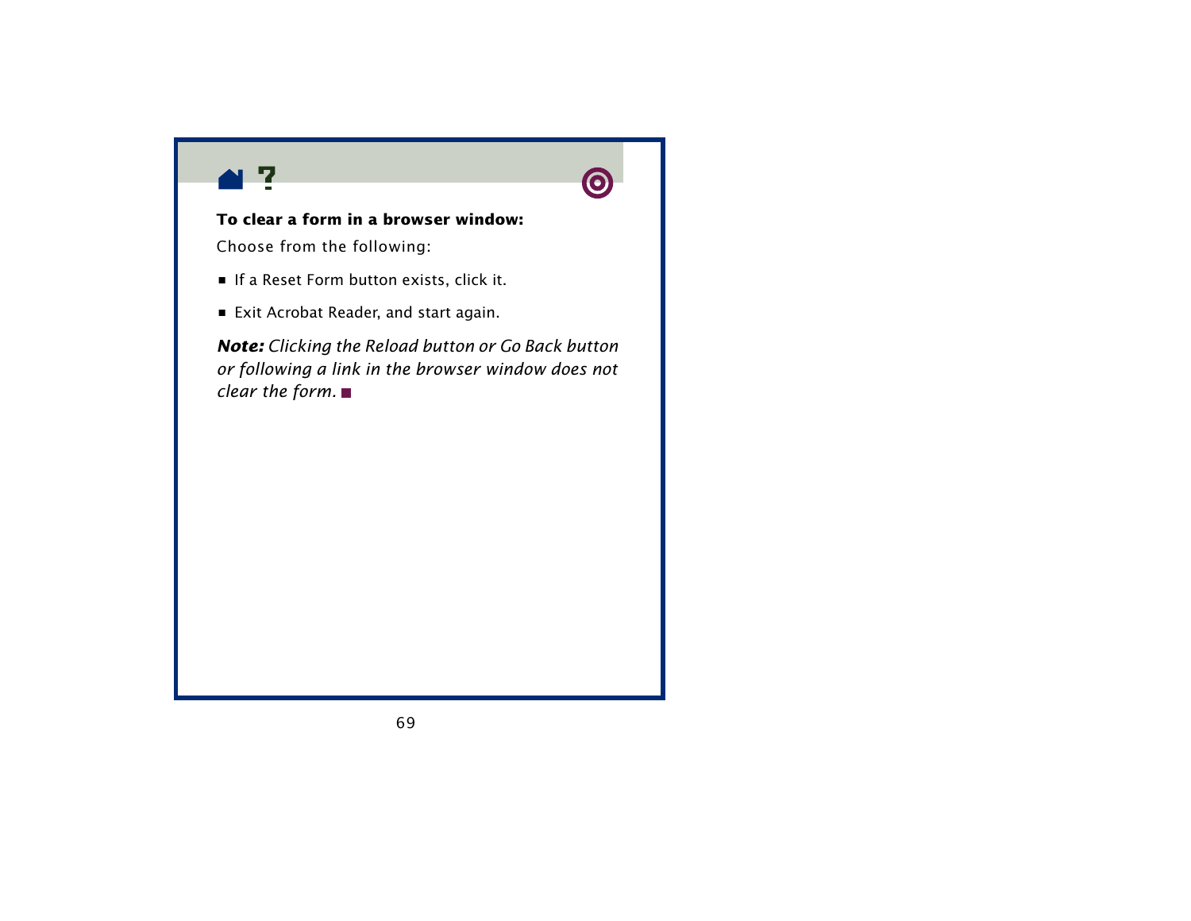**To clear a form in a browser window:**

Choose from the following:

- If a Reset Form button exists, click it.
- Exit Acrobat Reader, and start again.

***Note:*** *Clicking the Reload button or Go Back button or following a link in the browser window does not clear the form.* ■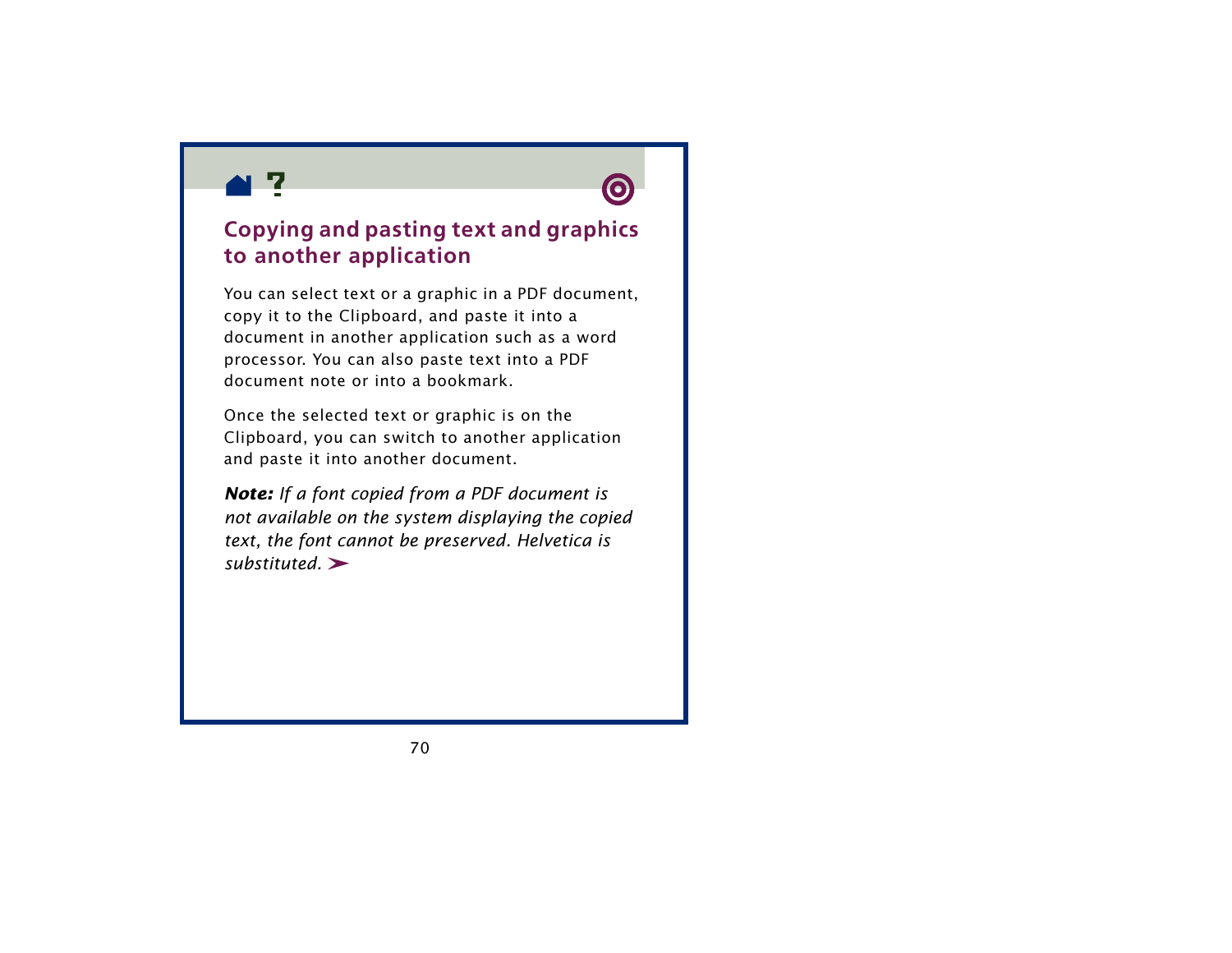## Copying and pasting text and graphics to another application

You can select text or a graphic in a PDF document, copy it to the Clipboard, and paste it into a document in another application such as a word processor. You can also paste text into a PDF document note or into a bookmark.

Once the selected text or graphic is on the Clipboard, you can switch to another application and paste it into another document.

***Note:*** *If a font copied from a PDF document is not available on the system displaying the copied text, the font cannot be preserved. Helvetica is substituted.* ➢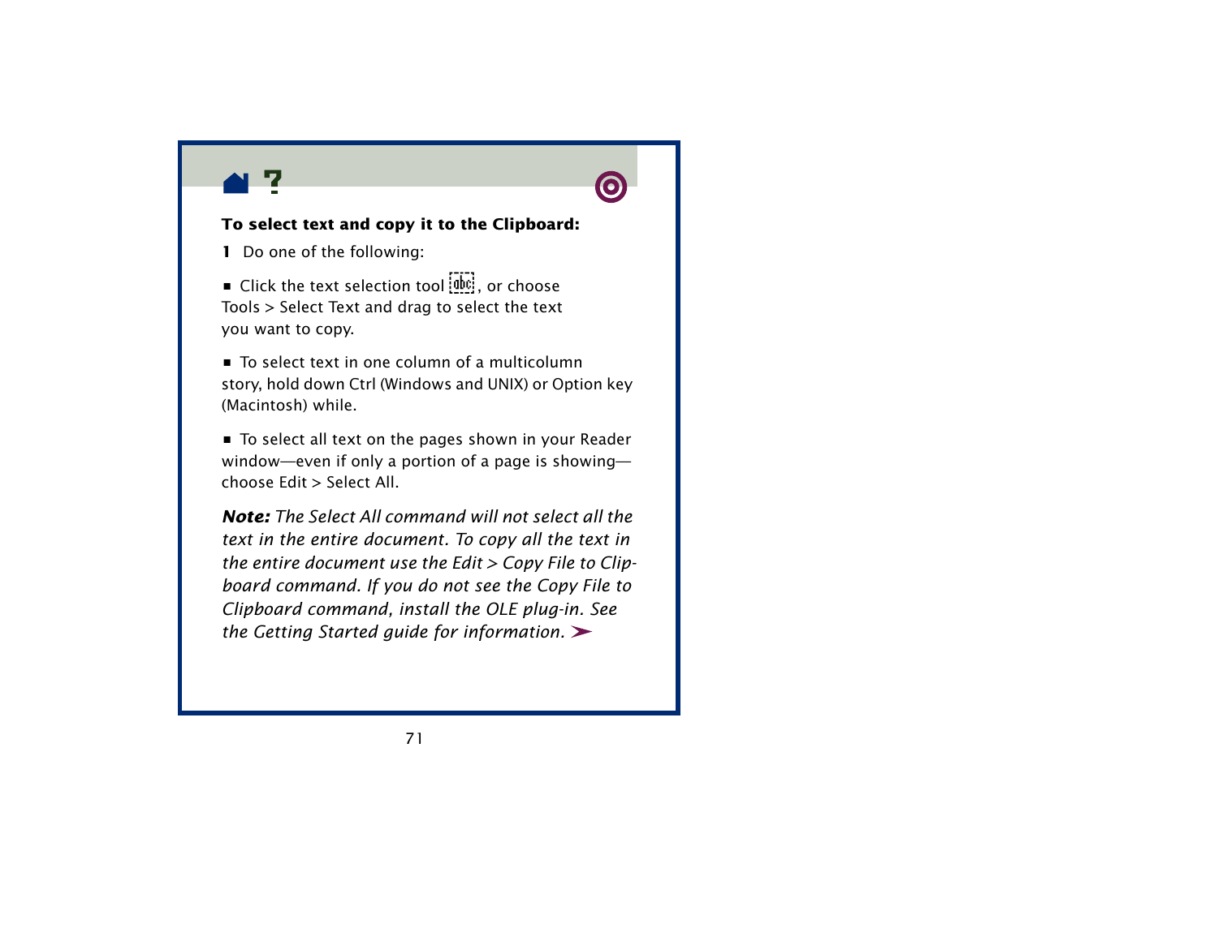**To select text and copy it to the Clipboard:**

**1** Do one of the following:

- Click the text selection tool, or choose Tools > Select Text and drag to select the text you want to copy.

- To select text in one column of a multicolumn story, hold down Ctrl (Windows and UNIX) or Option key (Macintosh) while.

- To select all text on the pages shown in your Reader window—even if only a portion of a page is showing—choose Edit > Select All.

***Note:*** *The Select All command will not select all the text in the entire document. To copy all the text in the entire document use the Edit > Copy File to Clipboard command. If you do not see the Copy File to Clipboard command, install the OLE plug-in. See the Getting Started guide for information.*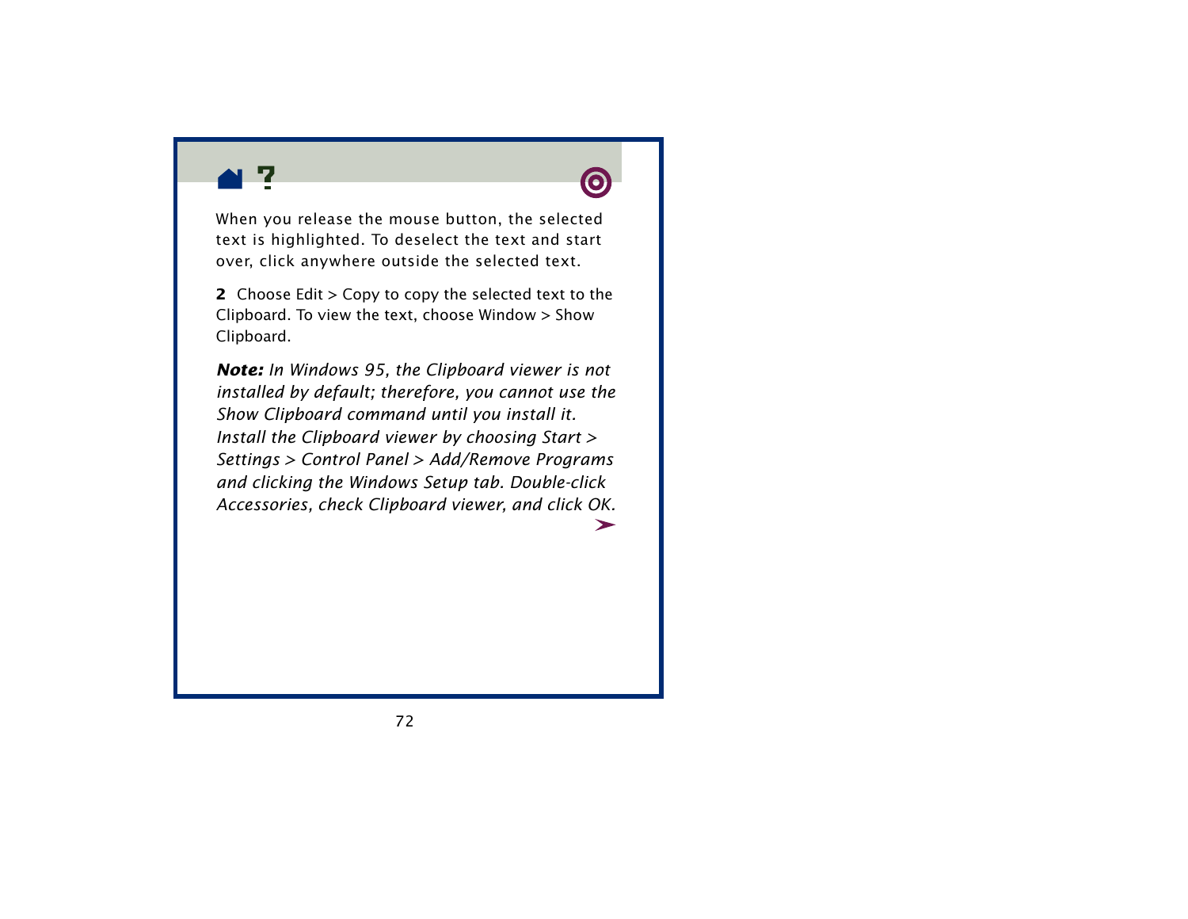When you release the mouse button, the selected text is highlighted. To deselect the text and start over, click anywhere outside the selected text.

**2** Choose Edit > Copy to copy the selected text to the Clipboard. To view the text, choose Window > Show Clipboard.

***Note:*** *In Windows 95, the Clipboard viewer is not installed by default; therefore, you cannot use the Show Clipboard command until you install it. Install the Clipboard viewer by choosing Start > Settings > Control Panel > Add/Remove Programs and clicking the Windows Setup tab. Double-click Accessories, check Clipboard viewer, and click OK.*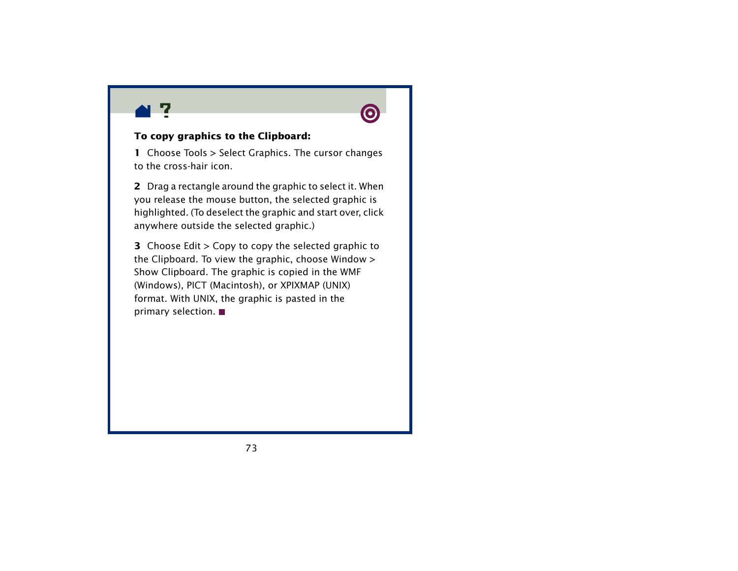**To copy graphics to the Clipboard:**

**1** Choose Tools > Select Graphics. The cursor changes to the cross-hair icon.

**2** Drag a rectangle around the graphic to select it. When you release the mouse button, the selected graphic is highlighted. (To deselect the graphic and start over, click anywhere outside the selected graphic.)

**3** Choose Edit > Copy to copy the selected graphic to the Clipboard. To view the graphic, choose Window > Show Clipboard. The graphic is copied in the WMF (Windows), PICT (Macintosh), or XPIXMAP (UNIX) format. With UNIX, the graphic is pasted in the primary selection. ■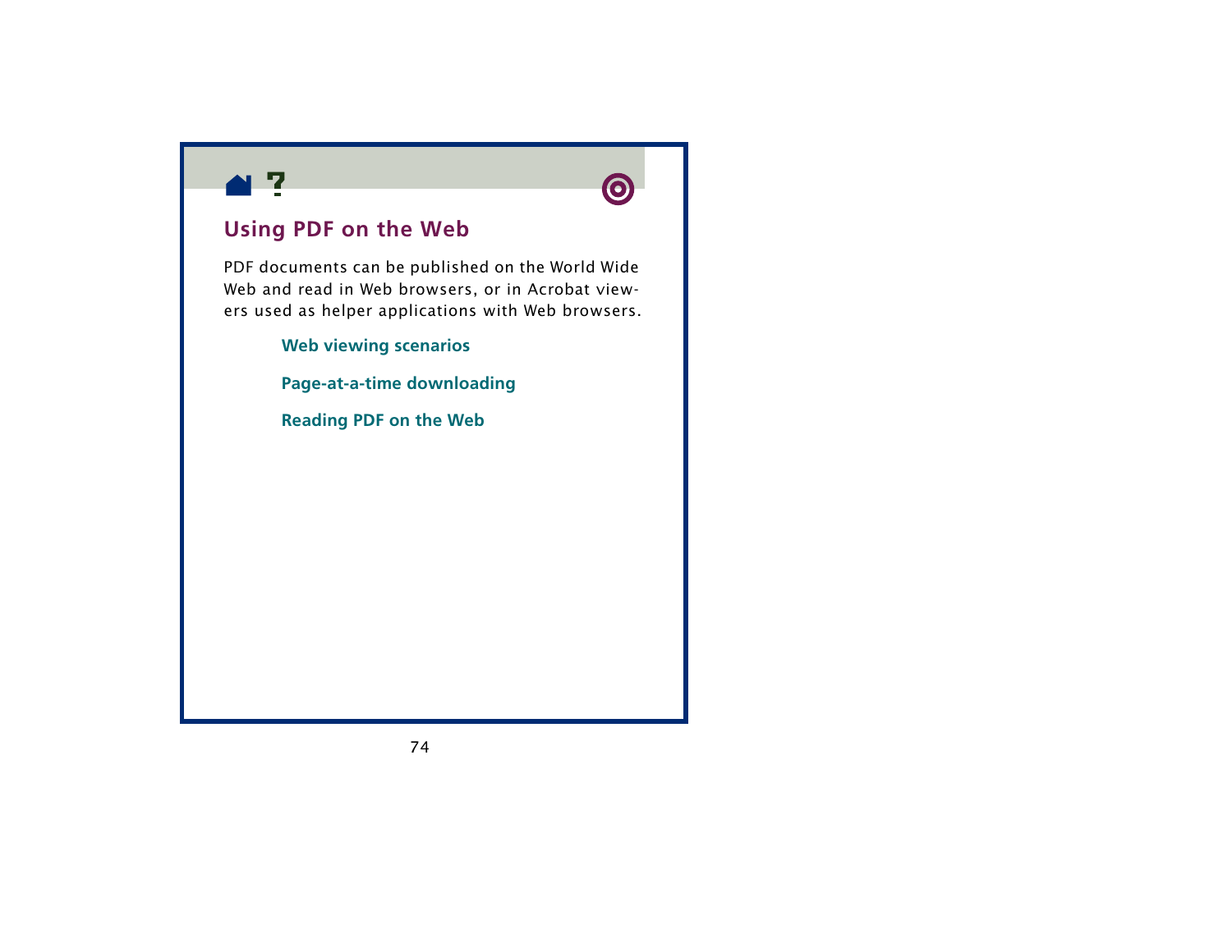## Using PDF on the Web

PDF documents can be published on the World Wide Web and read in Web browsers, or in Acrobat viewers used as helper applications with Web browsers.

- **Web viewing scenarios**
- **Page-at-a-time downloading**
- **Reading PDF on the Web**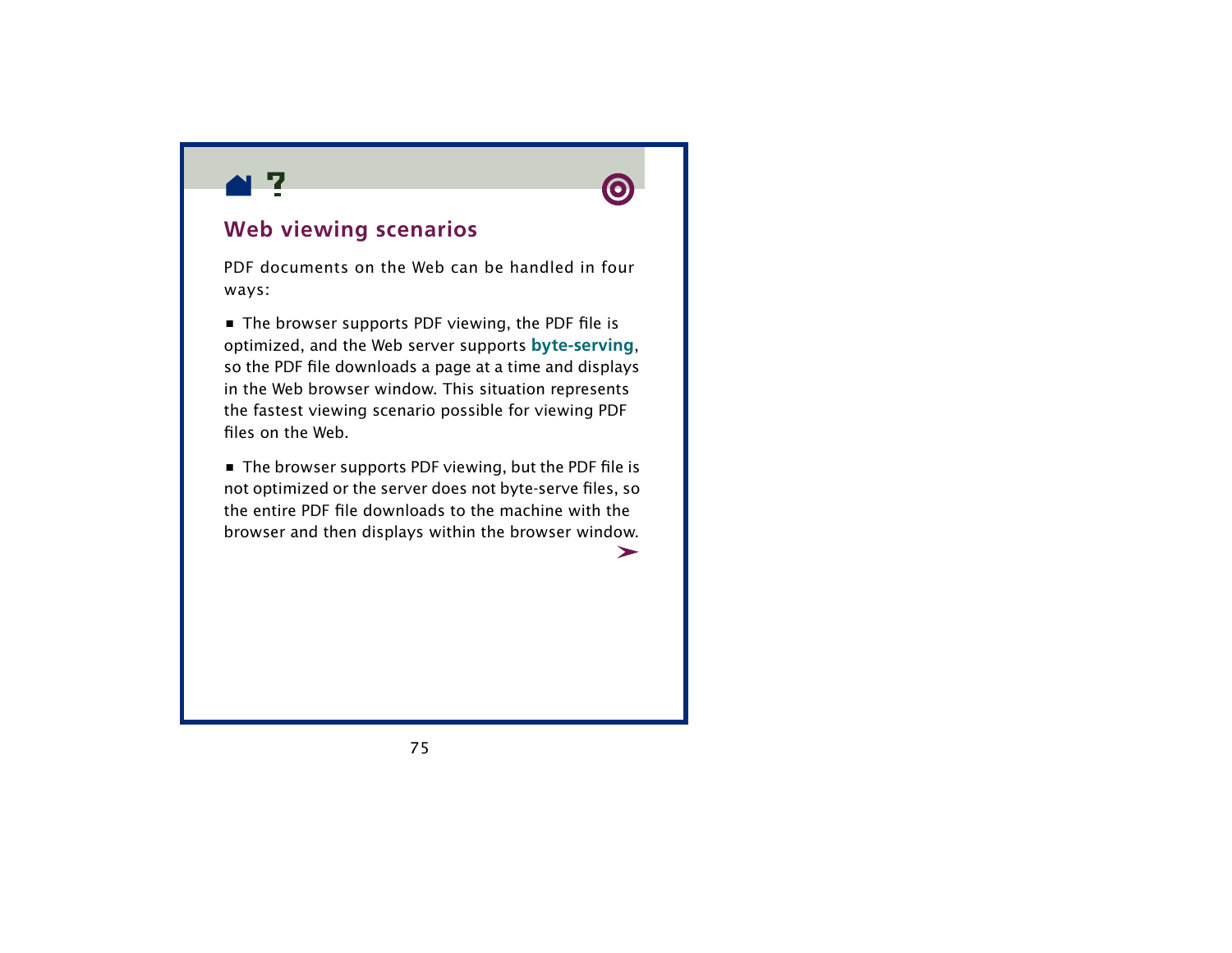## Web viewing scenarios

PDF documents on the Web can be handled in four ways:

- The browser supports PDF viewing, the PDF file is optimized, and the Web server supports **byte-serving**, so the PDF file downloads a page at a time and displays in the Web browser window. This situation represents the fastest viewing scenario possible for viewing PDF files on the Web.

- The browser supports PDF viewing, but the PDF file is not optimized or the server does not byte-serve files, so the entire PDF file downloads to the machine with the browser and then displays within the browser window.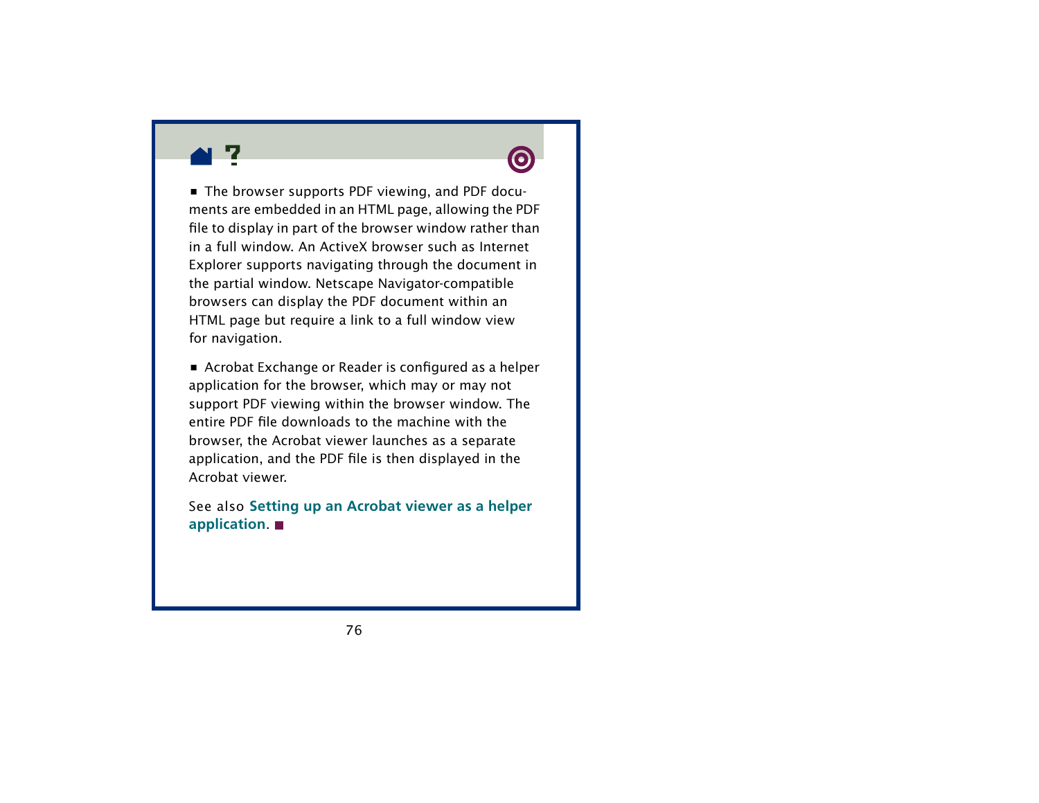- The browser supports PDF viewing, and PDF documents are embedded in an HTML page, allowing the PDF file to display in part of the browser window rather than in a full window. An ActiveX browser such as Internet Explorer supports navigating through the document in the partial window. Netscape Navigator-compatible browsers can display the PDF document within an HTML page but require a link to a full window view for navigation.

- Acrobat Exchange or Reader is configured as a helper application for the browser, which may or may not support PDF viewing within the browser window. The entire PDF file downloads to the machine with the browser, the Acrobat viewer launches as a separate application, and the PDF file is then displayed in the Acrobat viewer.

See also **Setting up an Acrobat viewer as a helper application**. ■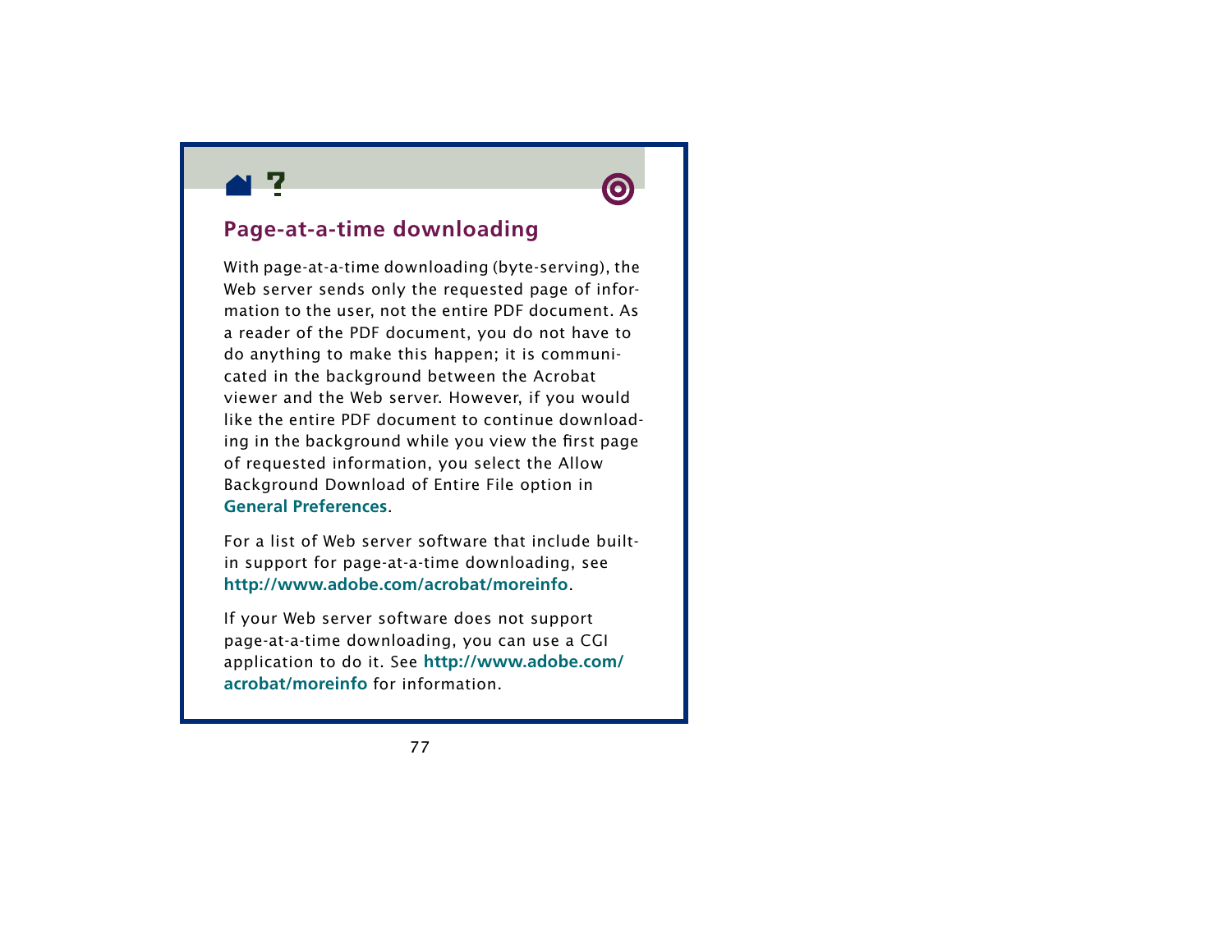## Page-at-a-time downloading

With page-at-a-time downloading (byte-serving), the Web server sends only the requested page of information to the user, not the entire PDF document. As a reader of the PDF document, you do not have to do anything to make this happen; it is communicated in the background between the Acrobat viewer and the Web server. However, if you would like the entire PDF document to continue downloading in the background while you view the first page of requested information, you select the Allow Background Download of Entire File option in **General Preferences**.

For a list of Web server software that include built-in support for page-at-a-time downloading, see **http://www.adobe.com/acrobat/moreinfo**.

If your Web server software does not support page-at-a-time downloading, you can use a CGI application to do it. See **http://www.adobe.com/acrobat/moreinfo** for information.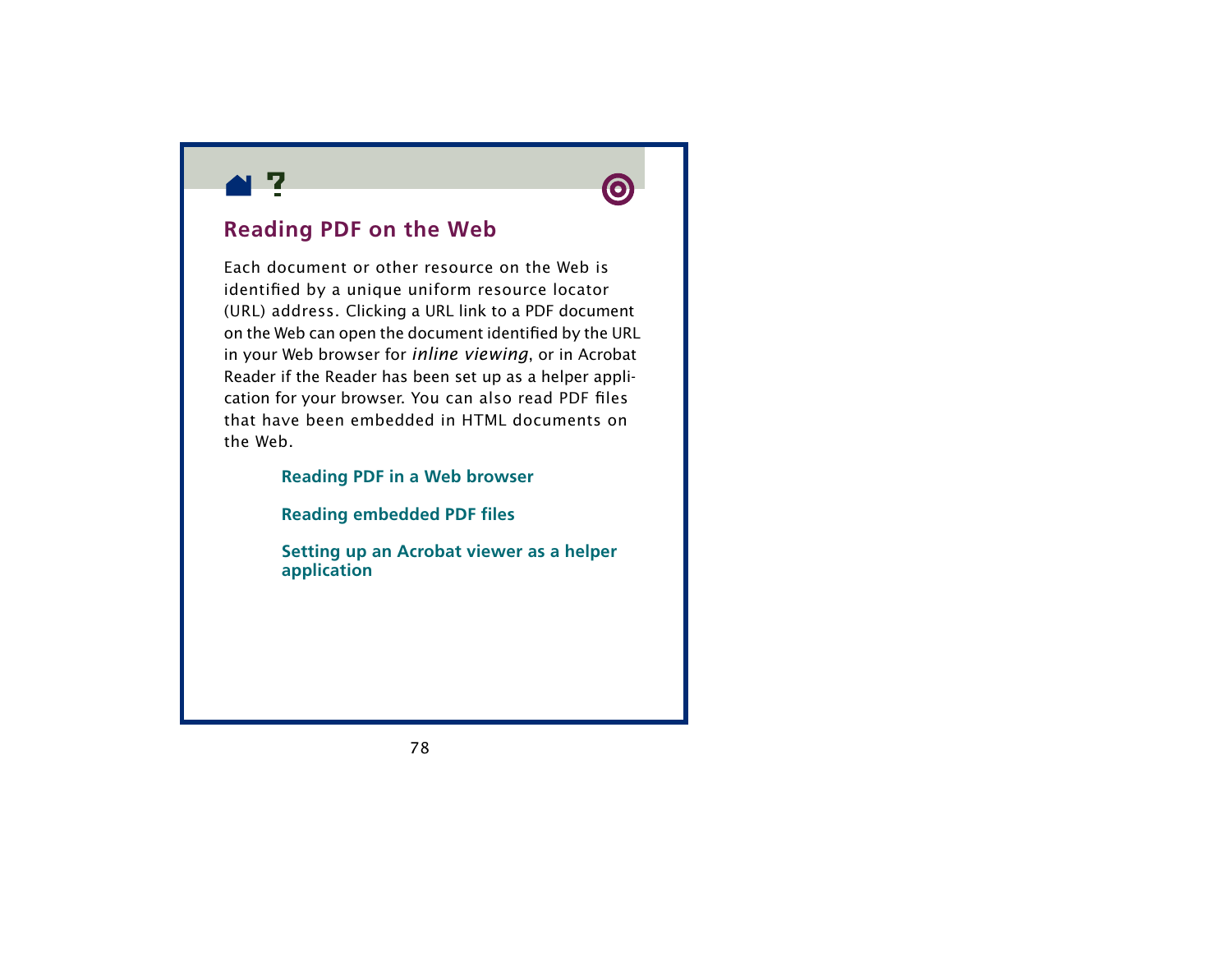## Reading PDF on the Web

Each document or other resource on the Web is identified by a unique uniform resource locator (URL) address. Clicking a URL link to a PDF document on the Web can open the document identified by the URL in your Web browser for *inline viewing*, or in Acrobat Reader if the Reader has been set up as a helper application for your browser. You can also read PDF files that have been embedded in HTML documents on the Web.

**Reading PDF in a Web browser**

**Reading embedded PDF files**

**Setting up an Acrobat viewer as a helper application**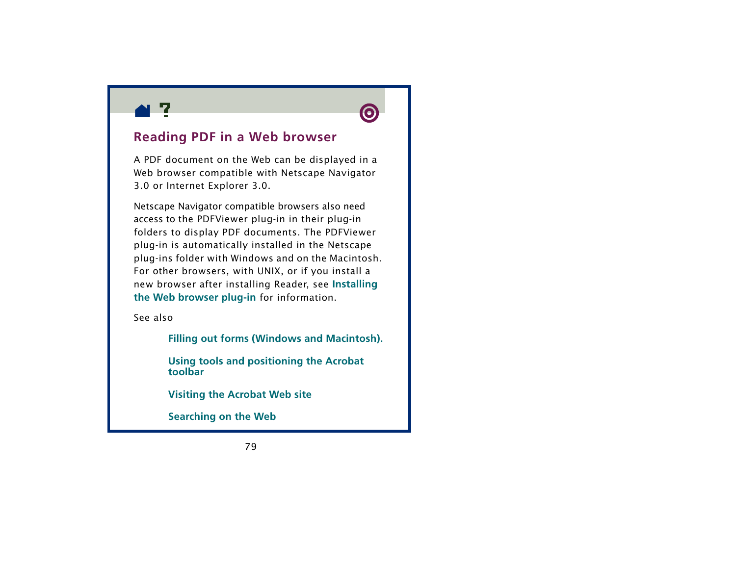## Reading PDF in a Web browser

A PDF document on the Web can be displayed in a Web browser compatible with Netscape Navigator 3.0 or Internet Explorer 3.0.

Netscape Navigator compatible browsers also need access to the PDFViewer plug-in in their plug-in folders to display PDF documents. The PDFViewer plug-in is automatically installed in the Netscape plug-ins folder with Windows and on the Macintosh. For other browsers, with UNIX, or if you install a new browser after installing Reader, see **Installing the Web browser plug-in** for information.

See also

**Filling out forms (Windows and Macintosh).**

**Using tools and positioning the Acrobat toolbar**

**Visiting the Acrobat Web site**

**Searching on the Web**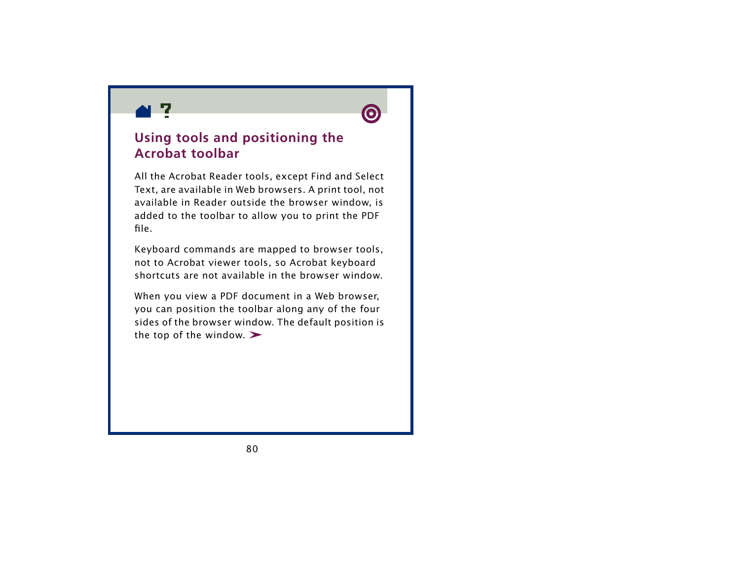## Using tools and positioning the Acrobat toolbar

All the Acrobat Reader tools, except Find and Select Text, are available in Web browsers. A print tool, not available in Reader outside the browser window, is added to the toolbar to allow you to print the PDF file.

Keyboard commands are mapped to browser tools, not to Acrobat viewer tools, so Acrobat keyboard shortcuts are not available in the browser window.

When you view a PDF document in a Web browser, you can position the toolbar along any of the four sides of the browser window. The default position is the top of the window. ➤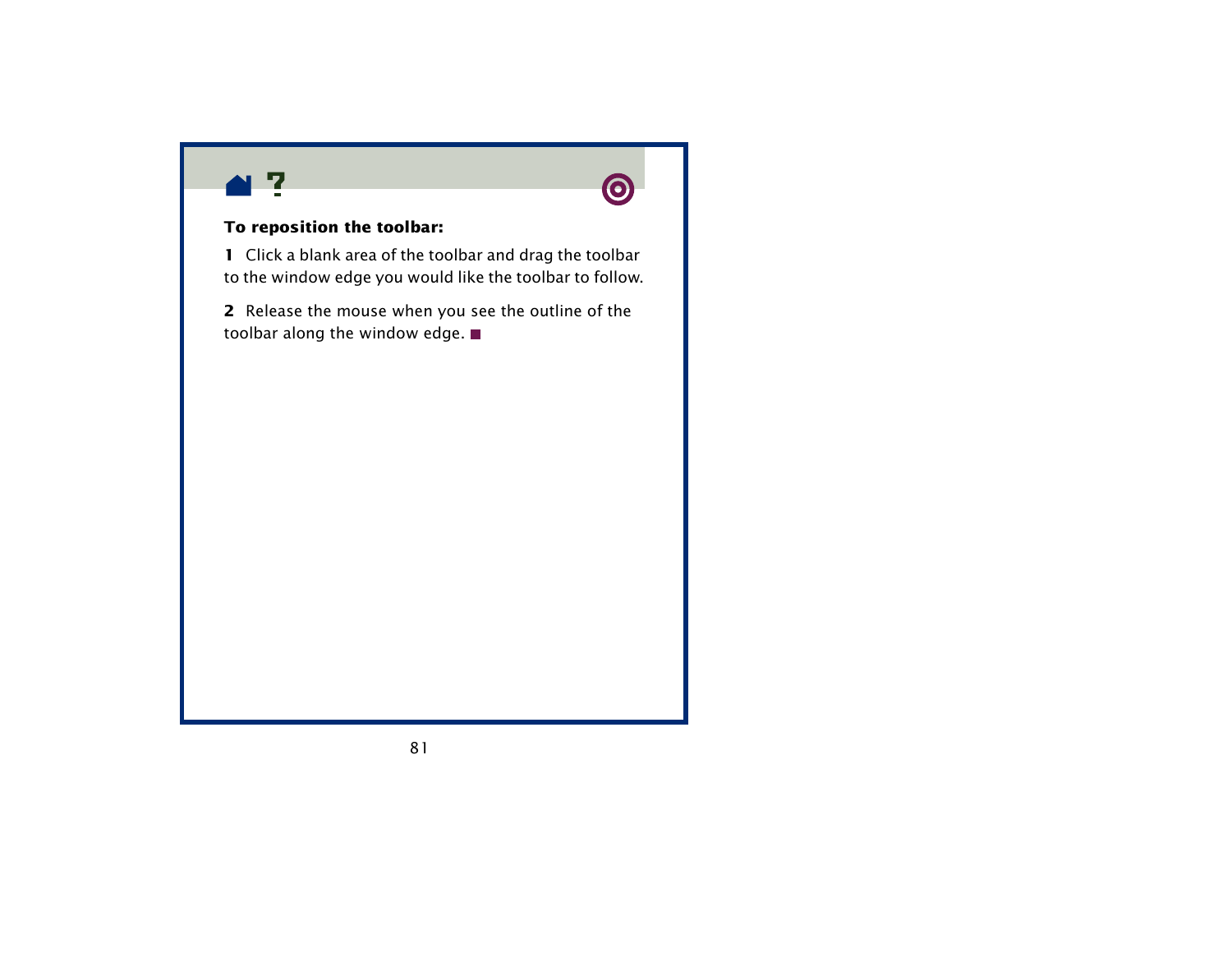**To reposition the toolbar:**

**1** Click a blank area of the toolbar and drag the toolbar to the window edge you would like the toolbar to follow.

**2** Release the mouse when you see the outline of the toolbar along the window edge. ■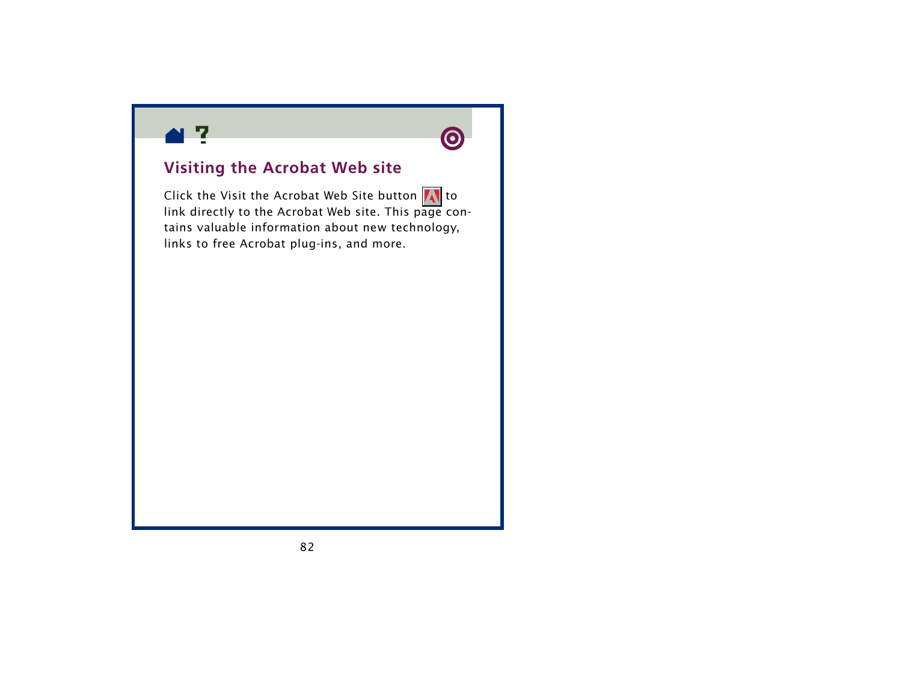## Visiting the Acrobat Web site

Click the Visit the Acrobat Web Site button to link directly to the Acrobat Web site. This page contains valuable information about new technology, links to free Acrobat plug-ins, and more.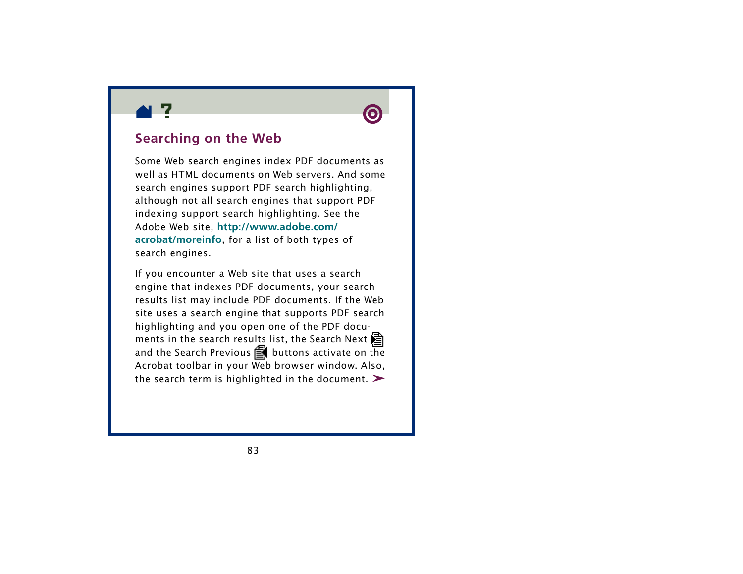## Searching on the Web

Some Web search engines index PDF documents as well as HTML documents on Web servers. And some search engines support PDF search highlighting, although not all search engines that support PDF indexing support search highlighting. See the Adobe Web site, **http://www.adobe.com/acrobat/moreinfo**, for a list of both types of search engines.

If you encounter a Web site that uses a search engine that indexes PDF documents, your search results list may include PDF documents. If the Web site uses a search engine that supports PDF search highlighting and you open one of the PDF documents in the search results list, the Search Next and the Search Previous buttons activate on the Acrobat toolbar in your Web browser window. Also, the search term is highlighted in the document.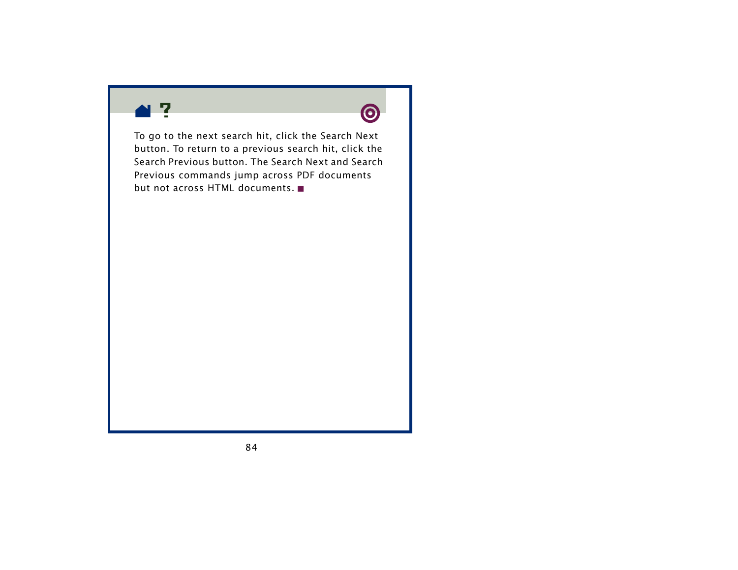To go to the next search hit, click the Search Next button. To return to a previous search hit, click the Search Previous button. The Search Next and Search Previous commands jump across PDF documents but not across HTML documents. ■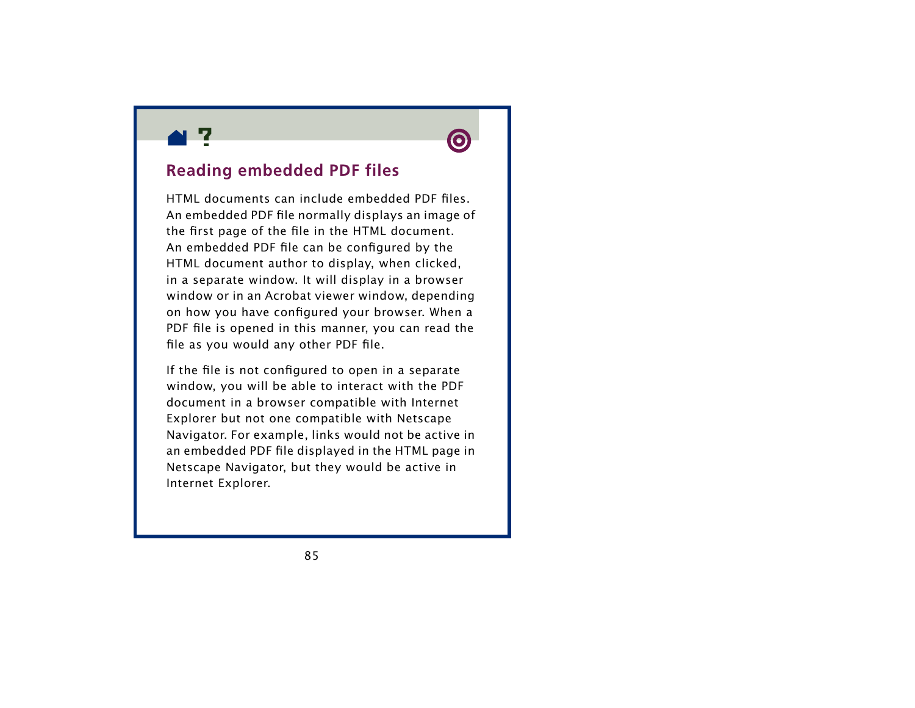## Reading embedded PDF files

HTML documents can include embedded PDF files. An embedded PDF file normally displays an image of the first page of the file in the HTML document. An embedded PDF file can be configured by the HTML document author to display, when clicked, in a separate window. It will display in a browser window or in an Acrobat viewer window, depending on how you have configured your browser. When a PDF file is opened in this manner, you can read the file as you would any other PDF file.

If the file is not configured to open in a separate window, you will be able to interact with the PDF document in a browser compatible with Internet Explorer but not one compatible with Netscape Navigator. For example, links would not be active in an embedded PDF file displayed in the HTML page in Netscape Navigator, but they would be active in Internet Explorer.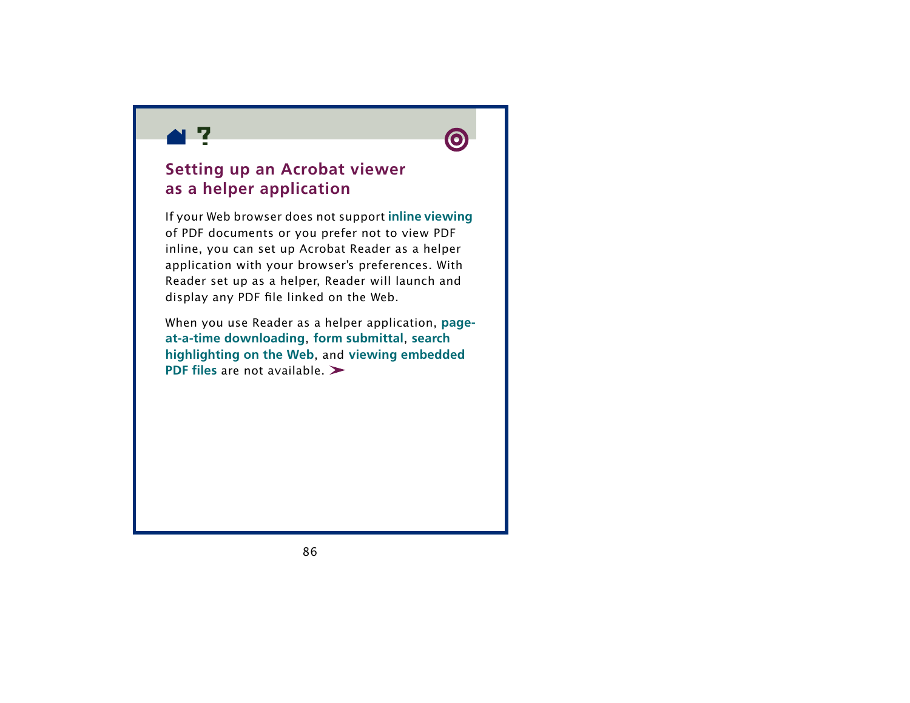## Setting up an Acrobat viewer as a helper application

If your Web browser does not support **inline viewing** of PDF documents or you prefer not to view PDF inline, you can set up Acrobat Reader as a helper application with your browser's preferences. With Reader set up as a helper, Reader will launch and display any PDF file linked on the Web.

When you use Reader as a helper application, **page-at-a-time downloading**, **form submittal**, **search highlighting on the Web**, and **viewing embedded PDF files** are not available.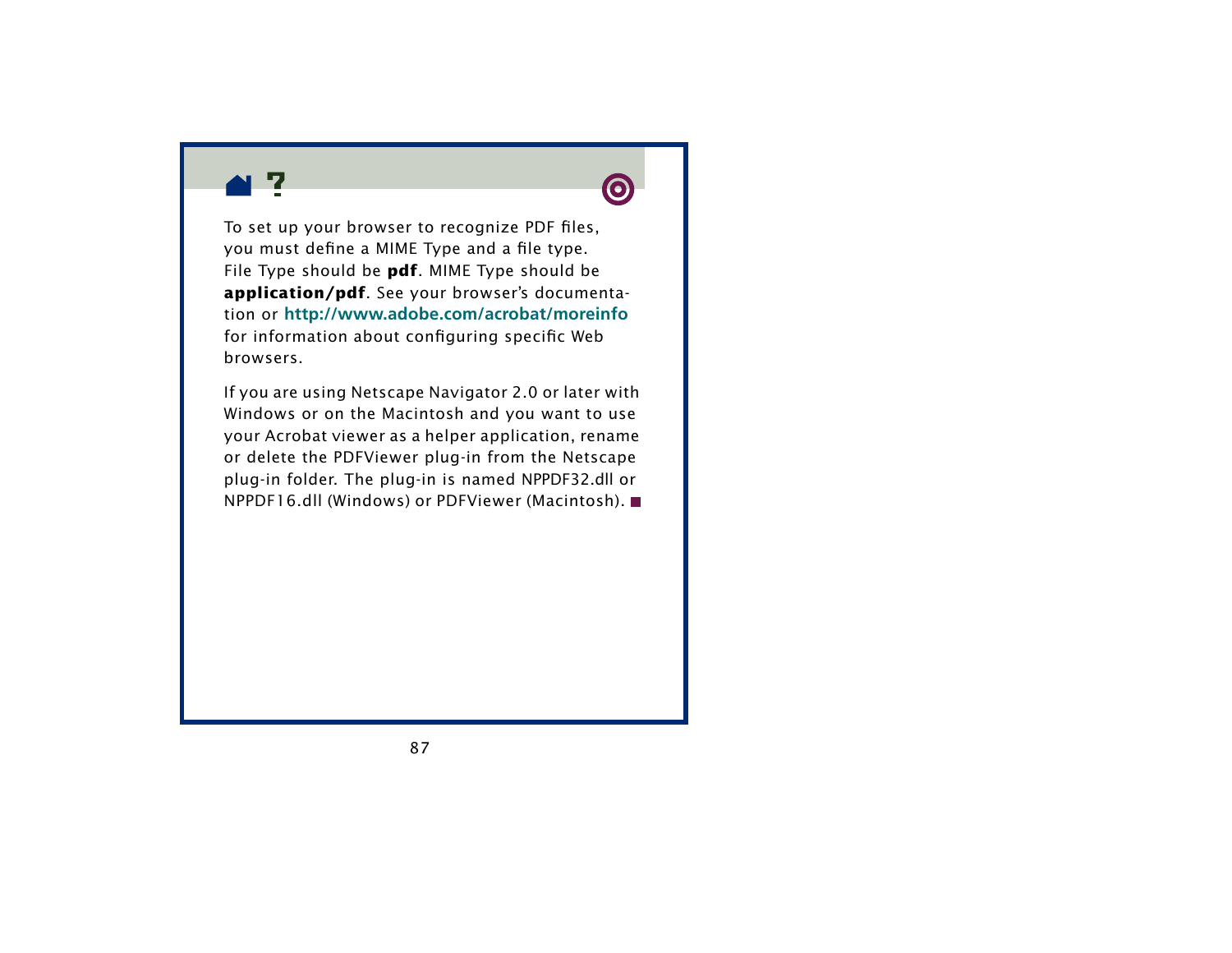To set up your browser to recognize PDF files, you must define a MIME Type and a file type. File Type should be **pdf**. MIME Type should be **application/pdf**. See your browser's documentation or **http://www.adobe.com/acrobat/moreinfo** for information about configuring specific Web browsers.

If you are using Netscape Navigator 2.0 or later with Windows or on the Macintosh and you want to use your Acrobat viewer as a helper application, rename or delete the PDFViewer plug-in from the Netscape plug-in folder. The plug-in is named NPPDF32.dll or NPPDF16.dll (Windows) or PDFViewer (Macintosh).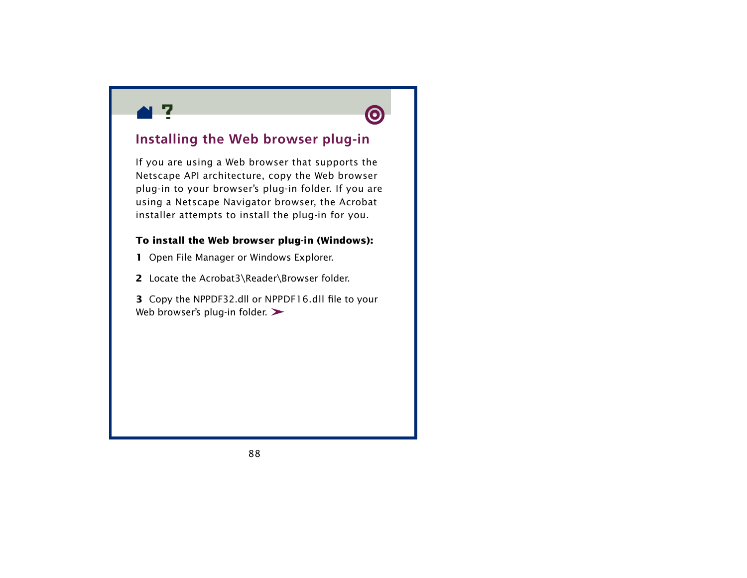## Installing the Web browser plug-in

If you are using a Web browser that supports the Netscape API architecture, copy the Web browser plug-in to your browser's plug-in folder. If you are using a Netscape Navigator browser, the Acrobat installer attempts to install the plug-in for you.

**To install the Web browser plug-in (Windows):**

**1** Open File Manager or Windows Explorer.

**2** Locate the Acrobat3\Reader\Browser folder.

**3** Copy the NPPDF32.dll or NPPDF16.dll file to your Web browser's plug-in folder. ➤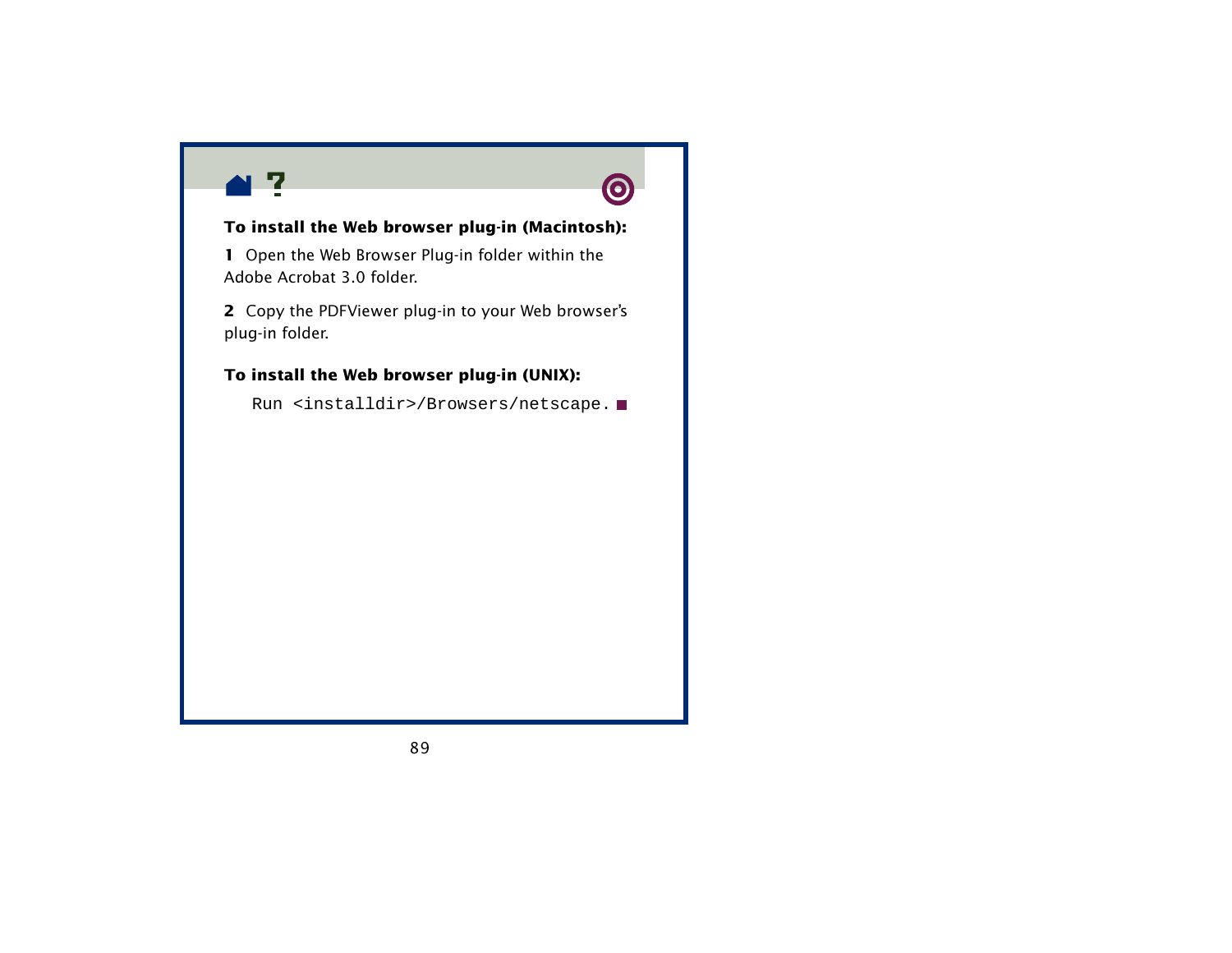**To install the Web browser plug-in (Macintosh):**

**1** Open the Web Browser Plug-in folder within the Adobe Acrobat 3.0 folder.

**2** Copy the PDFViewer plug-in to your Web browser's plug-in folder.

**To install the Web browser plug-in (UNIX):**

```
Run <installdir>/Browsers/netscape.
```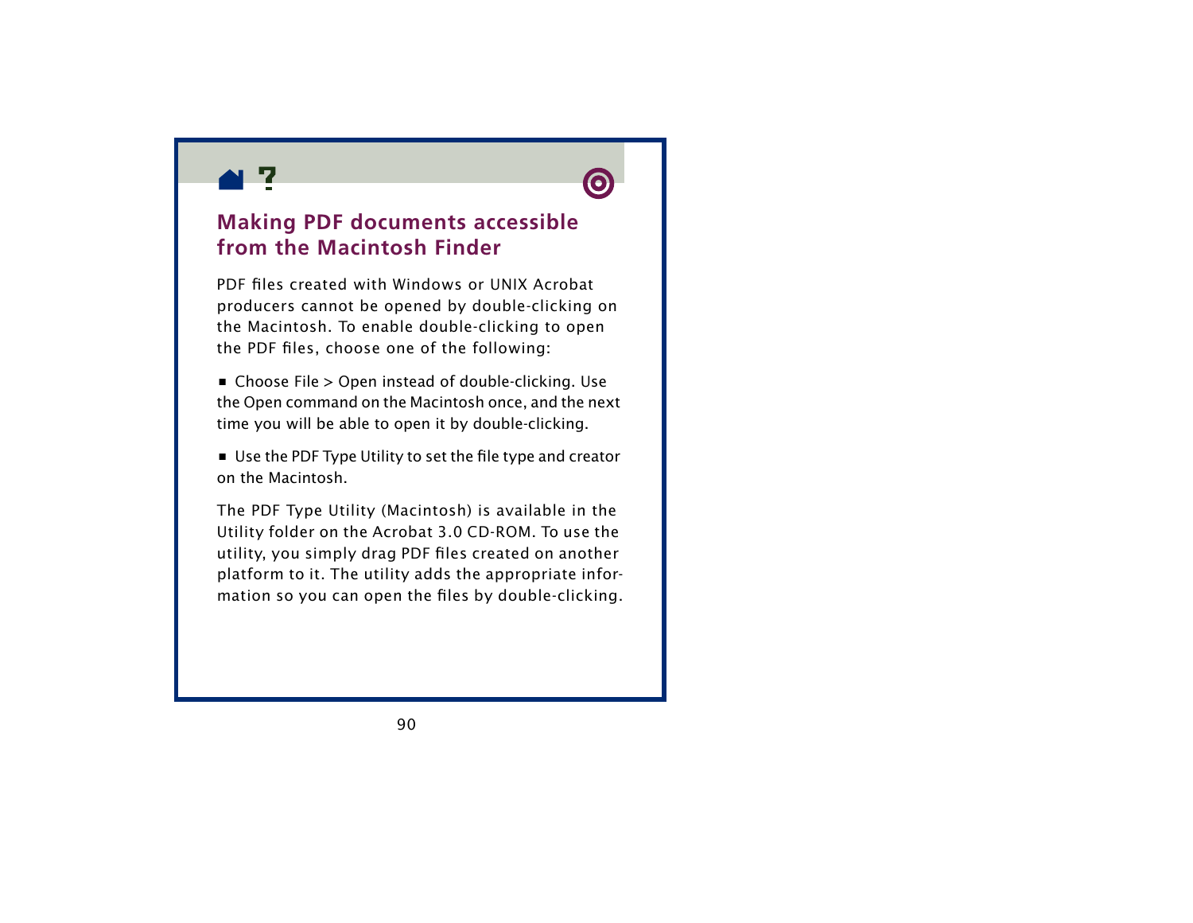## Making PDF documents accessible from the Macintosh Finder

PDF files created with Windows or UNIX Acrobat producers cannot be opened by double-clicking on the Macintosh. To enable double-clicking to open the PDF files, choose one of the following:

- Choose File > Open instead of double-clicking. Use the Open command on the Macintosh once, and the next time you will be able to open it by double-clicking.
- Use the PDF Type Utility to set the file type and creator on the Macintosh.

The PDF Type Utility (Macintosh) is available in the Utility folder on the Acrobat 3.0 CD-ROM. To use the utility, you simply drag PDF files created on another platform to it. The utility adds the appropriate information so you can open the files by double-clicking.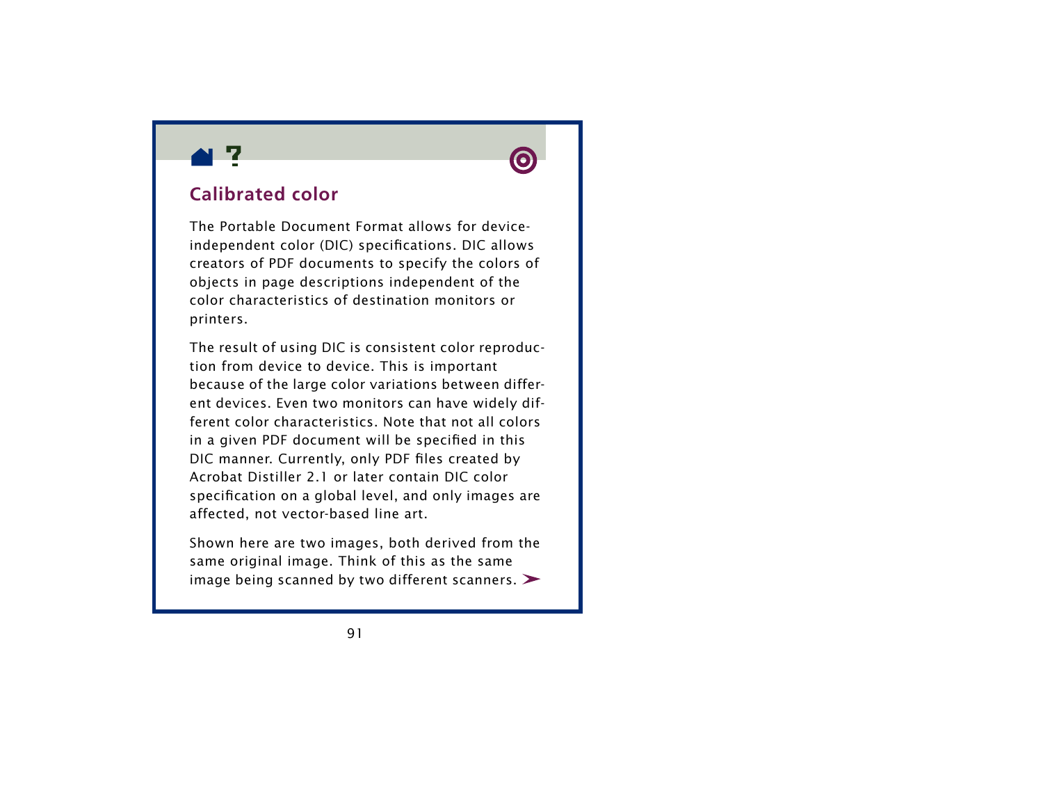## Calibrated color

The Portable Document Format allows for device-independent color (DIC) specifications. DIC allows creators of PDF documents to specify the colors of objects in page descriptions independent of the color characteristics of destination monitors or printers.

The result of using DIC is consistent color reproduction from device to device. This is important because of the large color variations between different devices. Even two monitors can have widely different color characteristics. Note that not all colors in a given PDF document will be specified in this DIC manner. Currently, only PDF files created by Acrobat Distiller 2.1 or later contain DIC color specification on a global level, and only images are affected, not vector-based line art.

Shown here are two images, both derived from the same original image. Think of this as the same image being scanned by two different scanners. ➤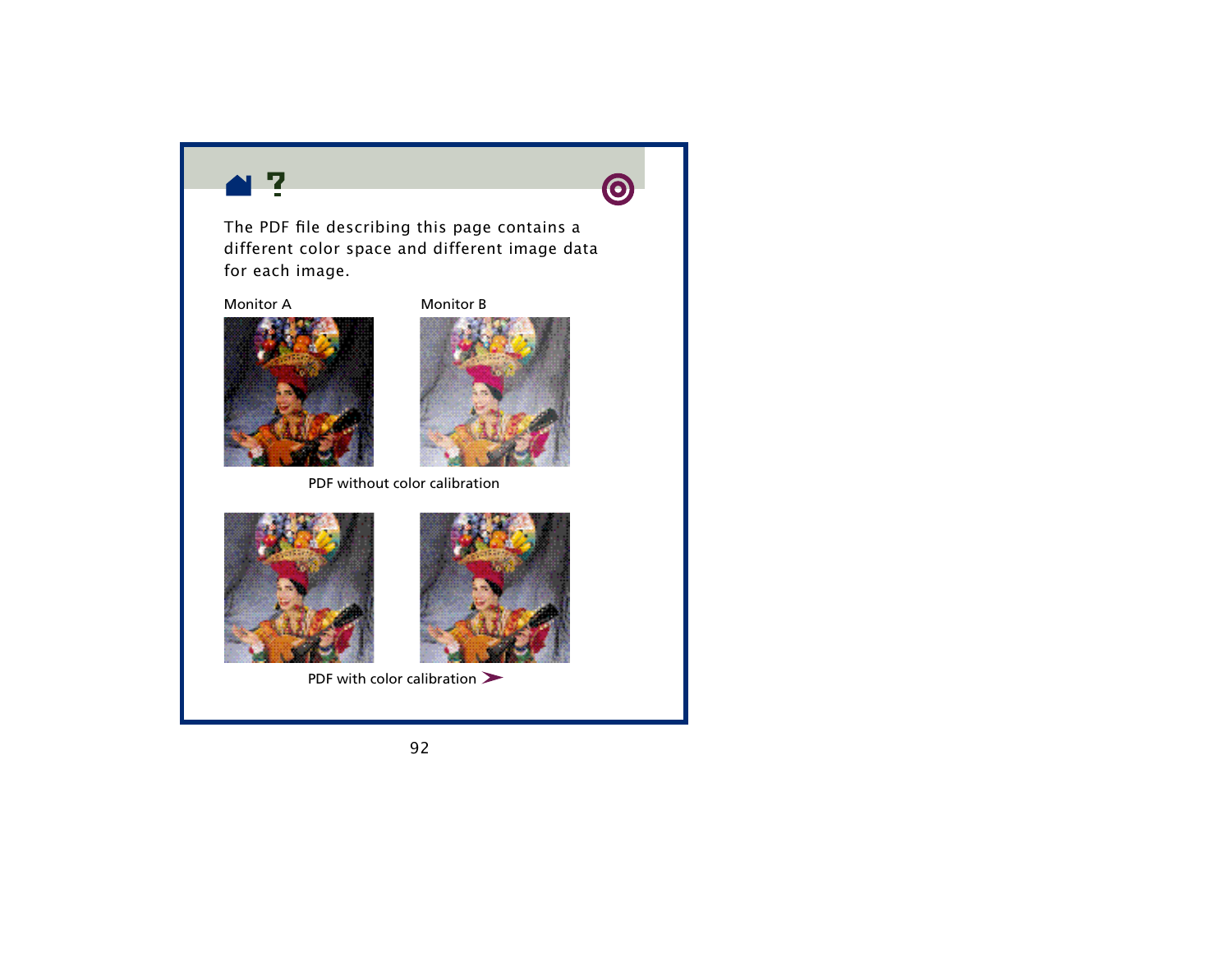The PDF file describing this page contains a different color space and different image data for each image.

Monitor A

Monitor B

PDF without color calibration

PDF with color calibration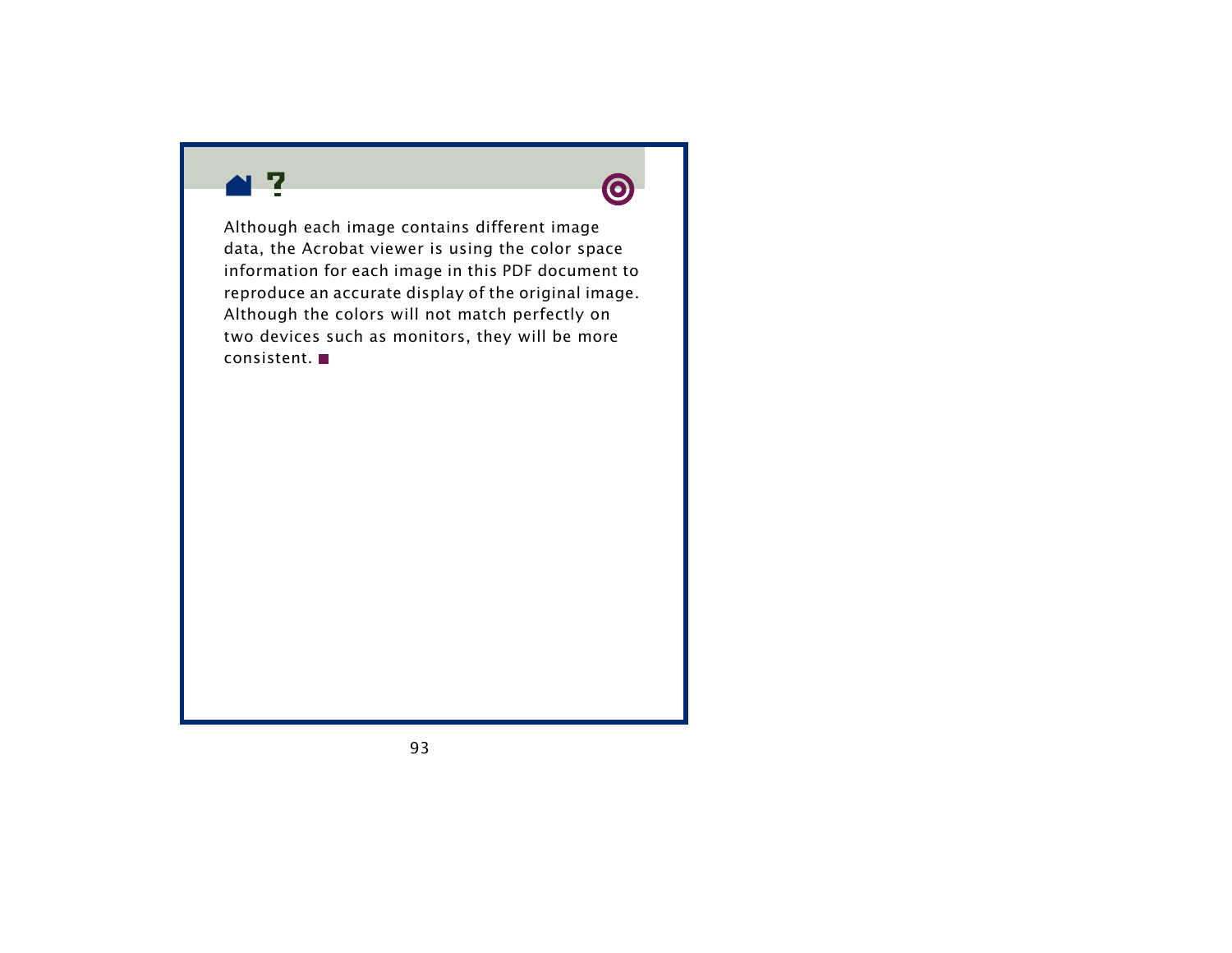Although each image contains different image data, the Acrobat viewer is using the color space information for each image in this PDF document to reproduce an accurate display of the original image. Although the colors will not match perfectly on two devices such as monitors, they will be more consistent. ■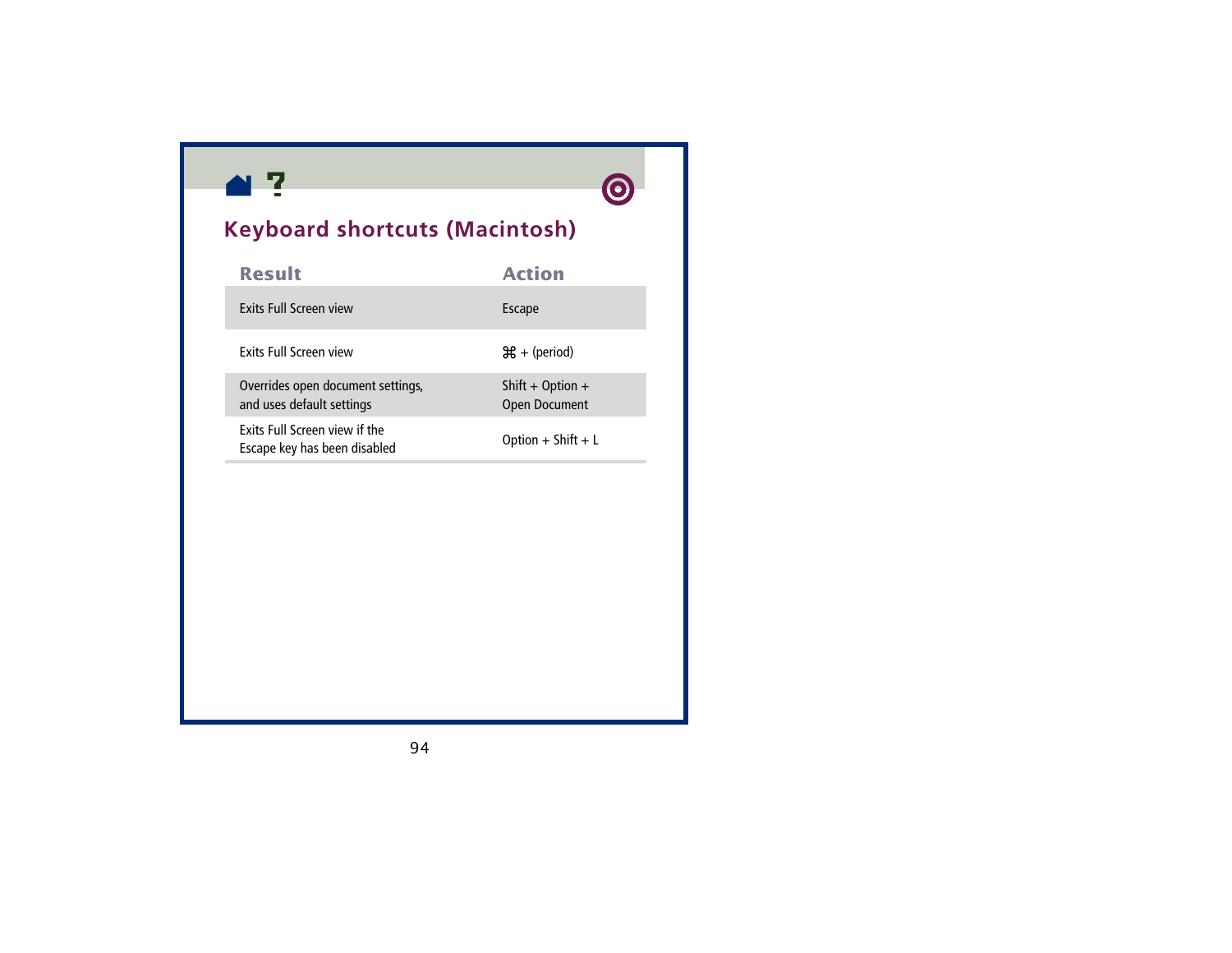## Keyboard shortcuts (Macintosh)

| Result | Action |
|---|---|
| Exits Full Screen view | Escape |
| Exits Full Screen view | ⌘ + (period) |
| Overrides open document settings, and uses default settings | Shift + Option + Open Document |
| Exits Full Screen view if the Escape key has been disabled | Option + Shift + L |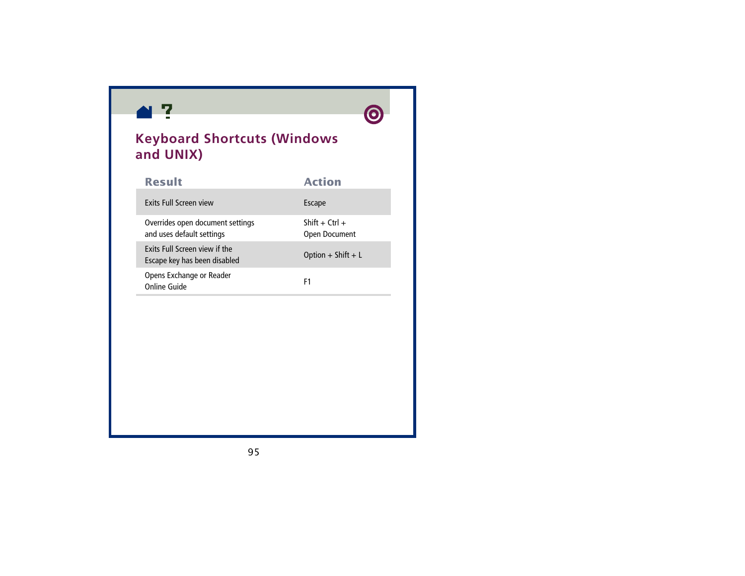## Keyboard Shortcuts (Windows and UNIX)

| Result | Action |
| --- | --- |
| Exits Full Screen view | Escape |
| Overrides open document settings and uses default settings | Shift + Ctrl + Open Document |
| Exits Full Screen view if the Escape key has been disabled | Option + Shift + L |
| Opens Exchange or Reader Online Guide | F1 |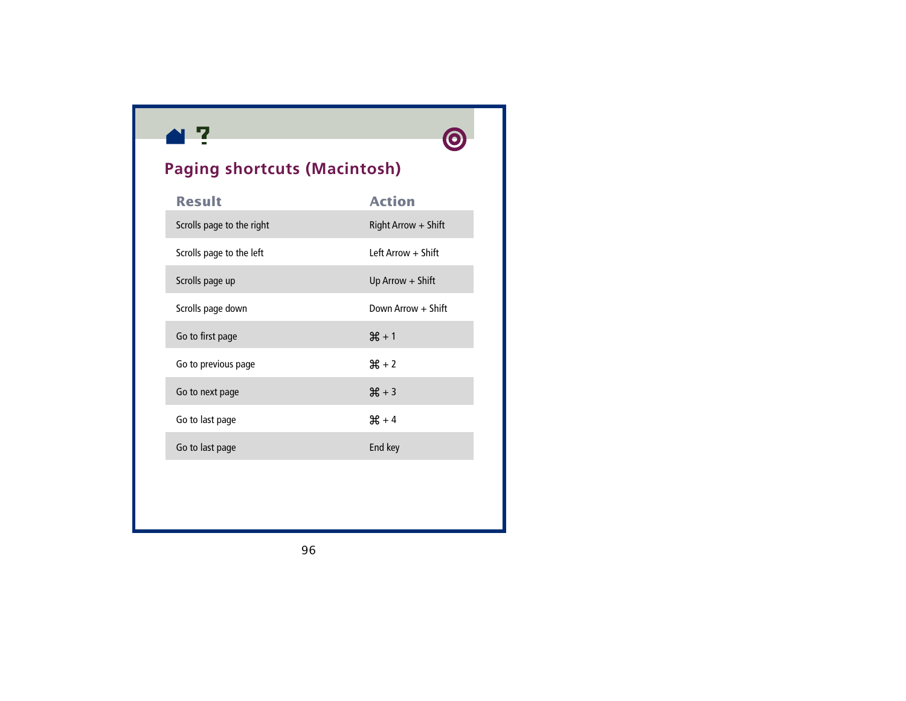## Paging shortcuts (Macintosh)

| Result | Action |
|---|---|
| Scrolls page to the right | Right Arrow + Shift |
| Scrolls page to the left | Left Arrow + Shift |
| Scrolls page up | Up Arrow + Shift |
| Scrolls page down | Down Arrow + Shift |
| Go to first page | ⌘ + 1 |
| Go to previous page | ⌘ + 2 |
| Go to next page | ⌘ + 3 |
| Go to last page | ⌘ + 4 |
| Go to last page | End key |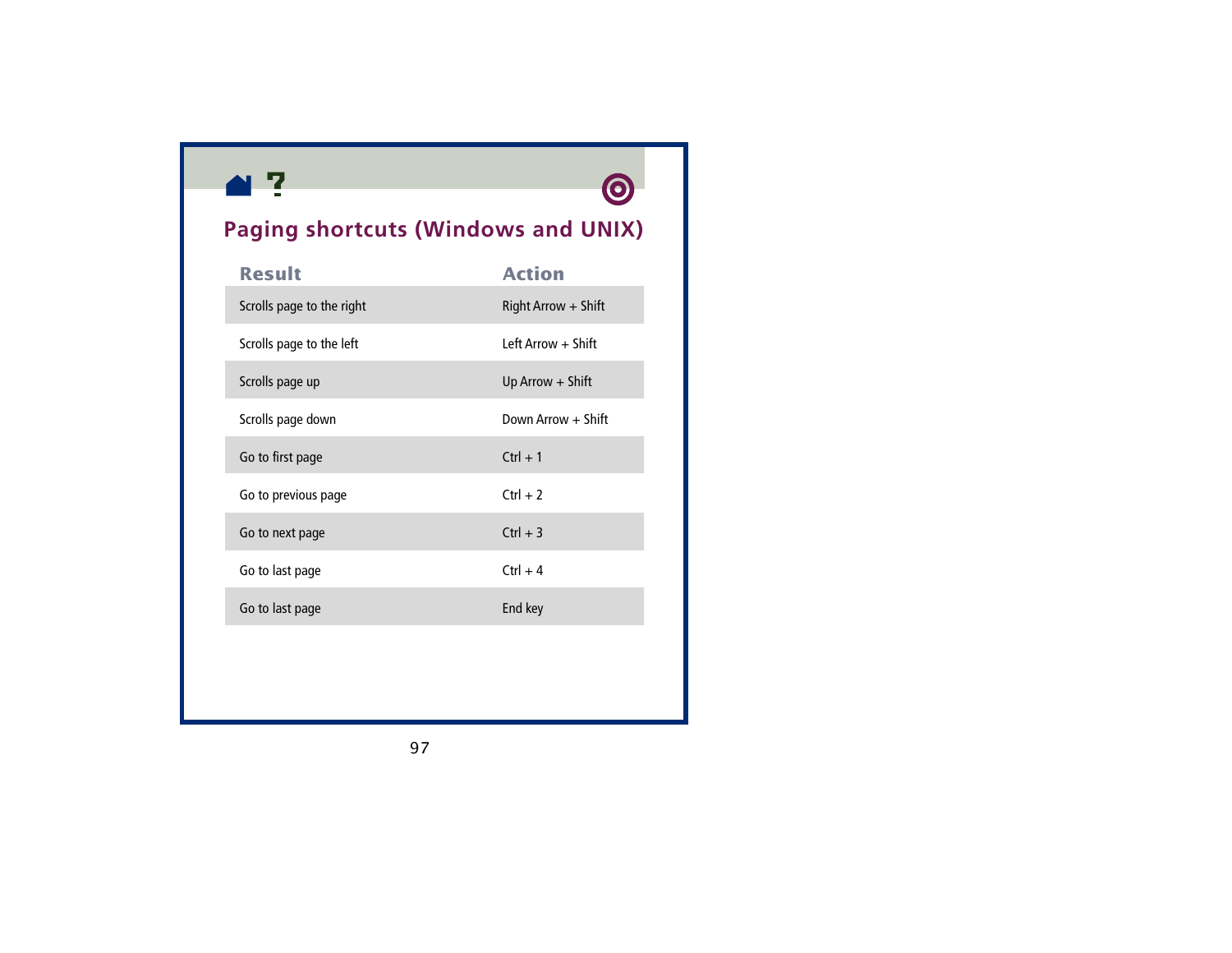## Paging shortcuts (Windows and UNIX)

| Result | Action |
| --- | --- |
| Scrolls page to the right | Right Arrow + Shift |
| Scrolls page to the left | Left Arrow + Shift |
| Scrolls page up | Up Arrow + Shift |
| Scrolls page down | Down Arrow + Shift |
| Go to first page | Ctrl + 1 |
| Go to previous page | Ctrl + 2 |
| Go to next page | Ctrl + 3 |
| Go to last page | Ctrl + 4 |
| Go to last page | End key |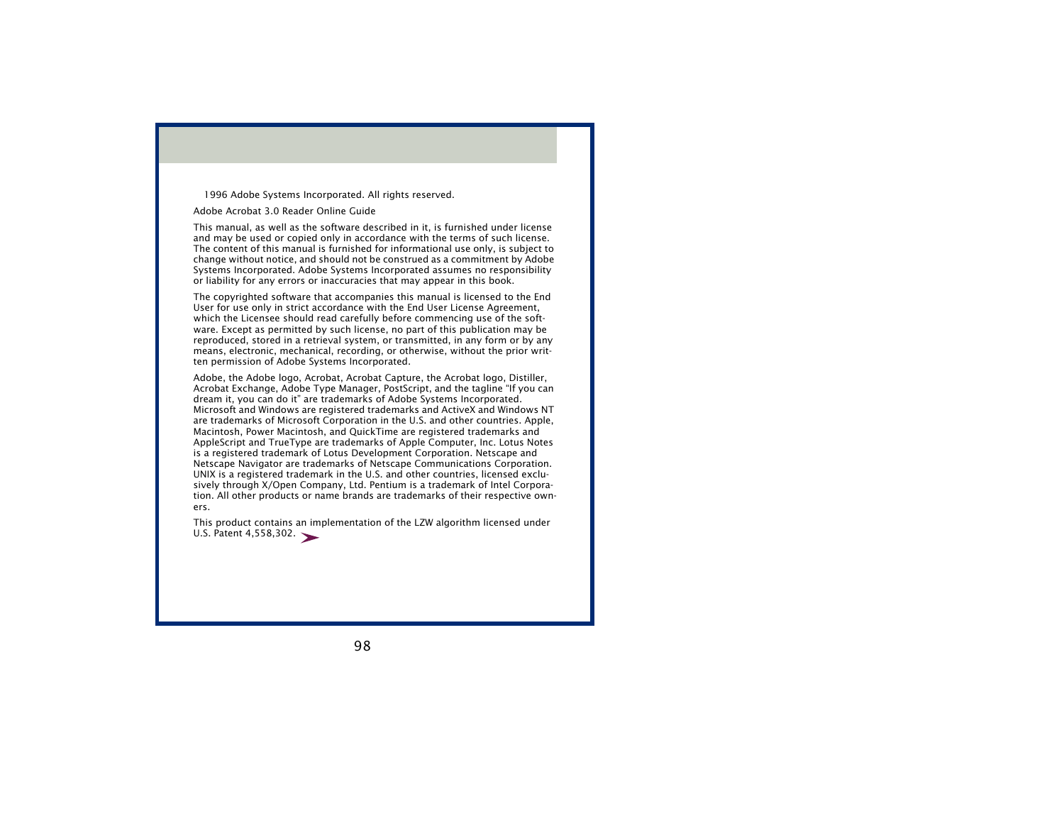1996 Adobe Systems Incorporated. All rights reserved.

Adobe Acrobat 3.0 Reader Online Guide

This manual, as well as the software described in it, is furnished under license and may be used or copied only in accordance with the terms of such license. The content of this manual is furnished for informational use only, is subject to change without notice, and should not be construed as a commitment by Adobe Systems Incorporated. Adobe Systems Incorporated assumes no responsibility or liability for any errors or inaccuracies that may appear in this book.

The copyrighted software that accompanies this manual is licensed to the End User for use only in strict accordance with the End User License Agreement, which the Licensee should read carefully before commencing use of the software. Except as permitted by such license, no part of this publication may be reproduced, stored in a retrieval system, or transmitted, in any form or by any means, electronic, mechanical, recording, or otherwise, without the prior written permission of Adobe Systems Incorporated.

Adobe, the Adobe logo, Acrobat, Acrobat Capture, the Acrobat logo, Distiller, Acrobat Exchange, Adobe Type Manager, PostScript, and the tagline "If you can dream it, you can do it" are trademarks of Adobe Systems Incorporated. Microsoft and Windows are registered trademarks and ActiveX and Windows NT are trademarks of Microsoft Corporation in the U.S. and other countries. Apple, Macintosh, Power Macintosh, and QuickTime are registered trademarks and AppleScript and TrueType are trademarks of Apple Computer, Inc. Lotus Notes is a registered trademark of Lotus Development Corporation. Netscape and Netscape Navigator are trademarks of Netscape Communications Corporation. UNIX is a registered trademark in the U.S. and other countries, licensed exclusively through X/Open Company, Ltd. Pentium is a trademark of Intel Corporation. All other products or name brands are trademarks of their respective owners.

This product contains an implementation of the LZW algorithm licensed under U.S. Patent 4,558,302.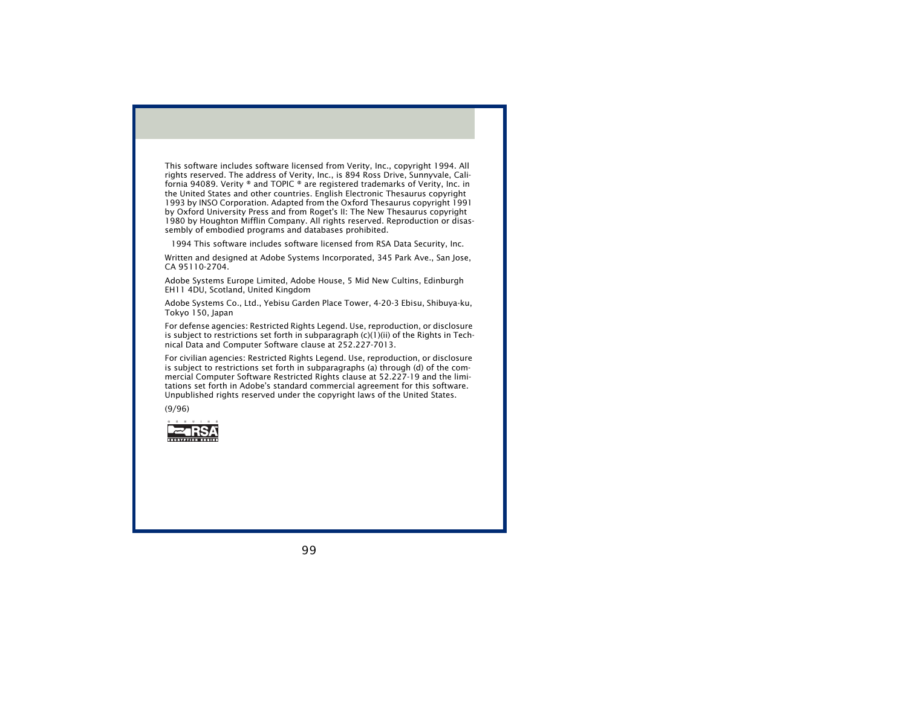This software includes software licensed from Verity, Inc., copyright 1994. All rights reserved. The address of Verity, Inc., is 894 Ross Drive, Sunnyvale, California 94089. Verity ® and TOPIC ® are registered trademarks of Verity, Inc. in the United States and other countries. English Electronic Thesaurus copyright 1993 by INSO Corporation. Adapted from the Oxford Thesaurus copyright 1991 by Oxford University Press and from Roget's II: The New Thesaurus copyright 1980 by Houghton Mifflin Company. All rights reserved. Reproduction or disassembly of embodied programs and databases prohibited.

1994 This software includes software licensed from RSA Data Security, Inc.

Written and designed at Adobe Systems Incorporated, 345 Park Ave., San Jose, CA 95110-2704.

Adobe Systems Europe Limited, Adobe House, 5 Mid New Cultins, Edinburgh EH11 4DU, Scotland, United Kingdom

Adobe Systems Co., Ltd., Yebisu Garden Place Tower, 4-20-3 Ebisu, Shibuya-ku, Tokyo 150, Japan

For defense agencies: Restricted Rights Legend. Use, reproduction, or disclosure is subject to restrictions set forth in subparagraph (c)(1)(ii) of the Rights in Technical Data and Computer Software clause at 252.227-7013.

For civilian agencies: Restricted Rights Legend. Use, reproduction, or disclosure is subject to restrictions set forth in subparagraphs (a) through (d) of the commercial Computer Software Restricted Rights clause at 52.227-19 and the limitations set forth in Adobe's standard commercial agreement for this software. Unpublished rights reserved under the copyright laws of the United States.

(9/96)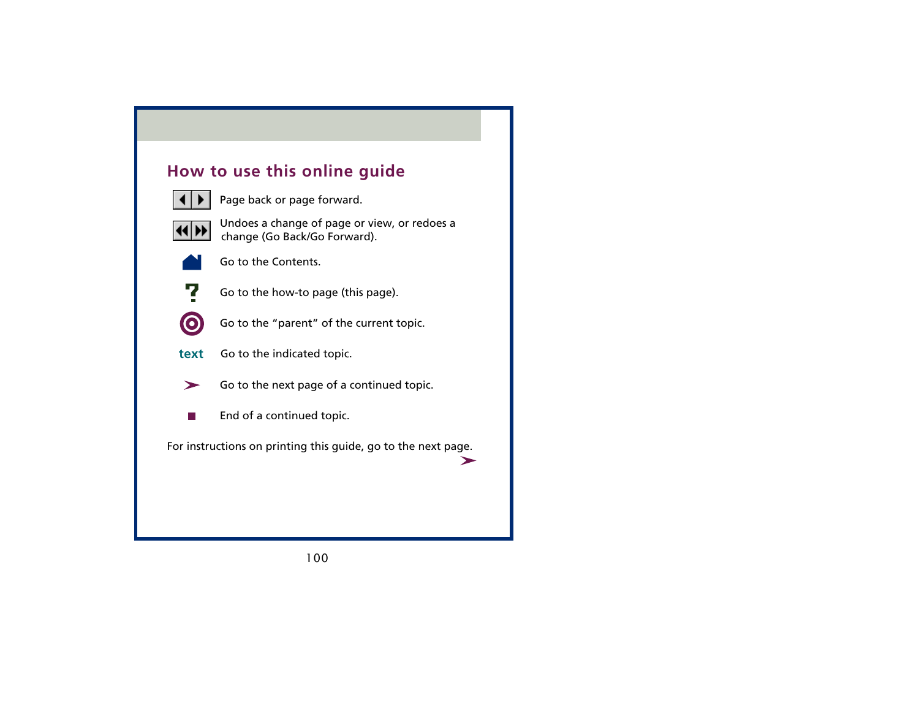## How to use this online guide

| | |
|---|---|
| ◀ ▶ | Page back or page forward. |
| ◀◀ ▶▶ | Undoes a change of page or view, or redoes a change (Go Back/Go Forward). |
| | Go to the Contents. |
| ? | Go to the how-to page (this page). |
| ◎ | Go to the “parent“ of the current topic. |
| text | Go to the indicated topic. |
| ➤ | Go to the next page of a continued topic. |
| ■ | End of a continued topic. |

For instructions on printing this guide, go to the next page.

➤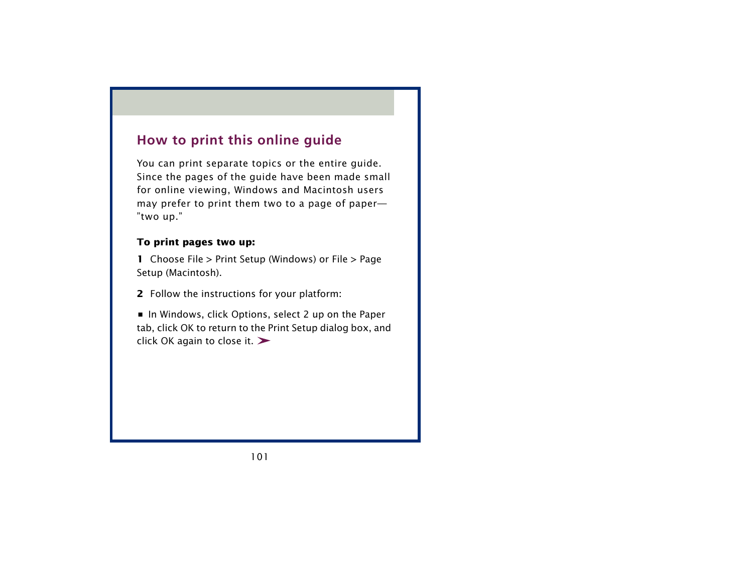## How to print this online guide

You can print separate topics or the entire guide. Since the pages of the guide have been made small for online viewing, Windows and Macintosh users may prefer to print them two to a page of paper—”two up.”

**To print pages two up:**

**1** Choose File > Print Setup (Windows) or File > Page Setup (Macintosh).

**2** Follow the instructions for your platform:

- In Windows, click Options, select 2 up on the Paper tab, click OK to return to the Print Setup dialog box, and click OK again to close it. ➤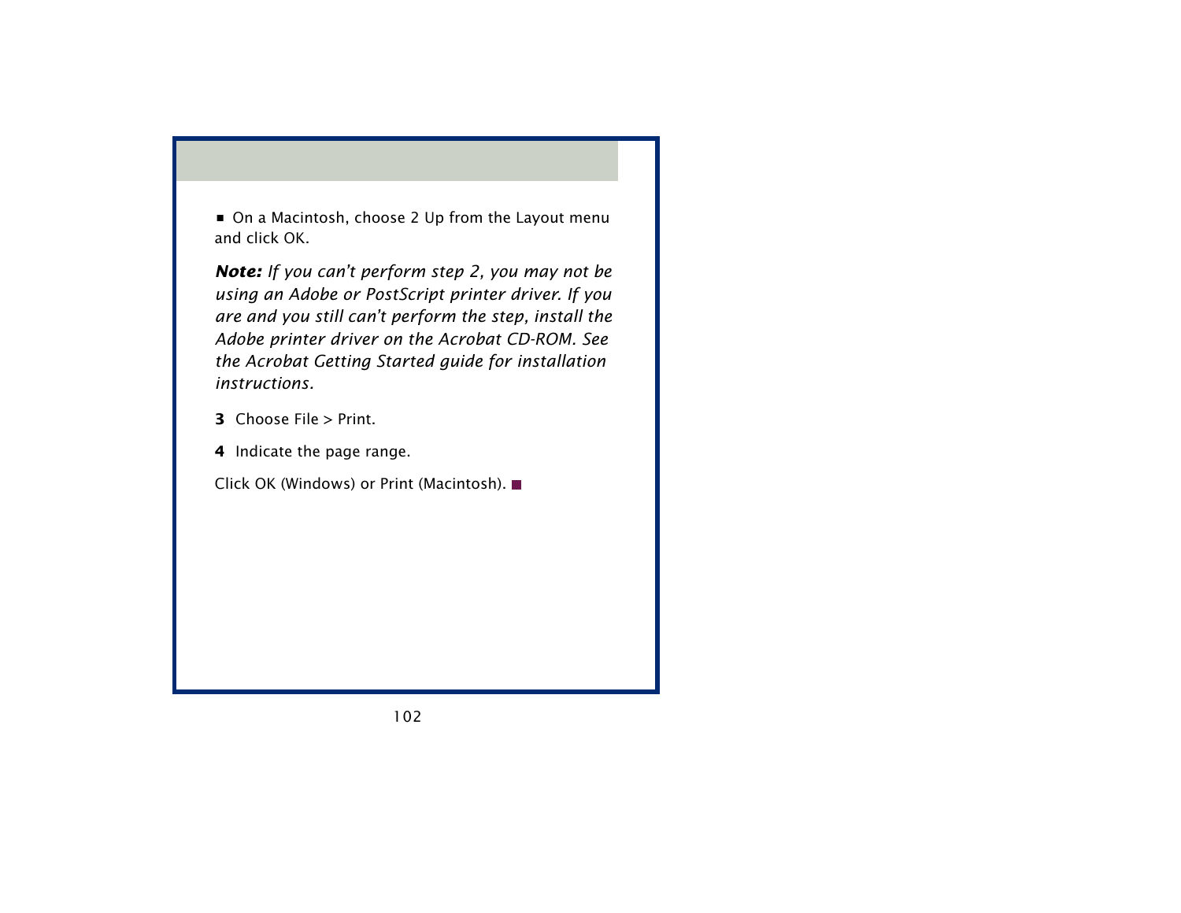- On a Macintosh, choose 2 Up from the Layout menu and click OK.

***Note:*** *If you can't perform step 2, you may not be using an Adobe or PostScript printer driver. If you are and you still can't perform the step, install the Adobe printer driver on the Acrobat CD-ROM. See the Acrobat Getting Started guide for installation instructions.*

**3** Choose File > Print.

**4** Indicate the page range.

Click OK (Windows) or Print (Macintosh). ■